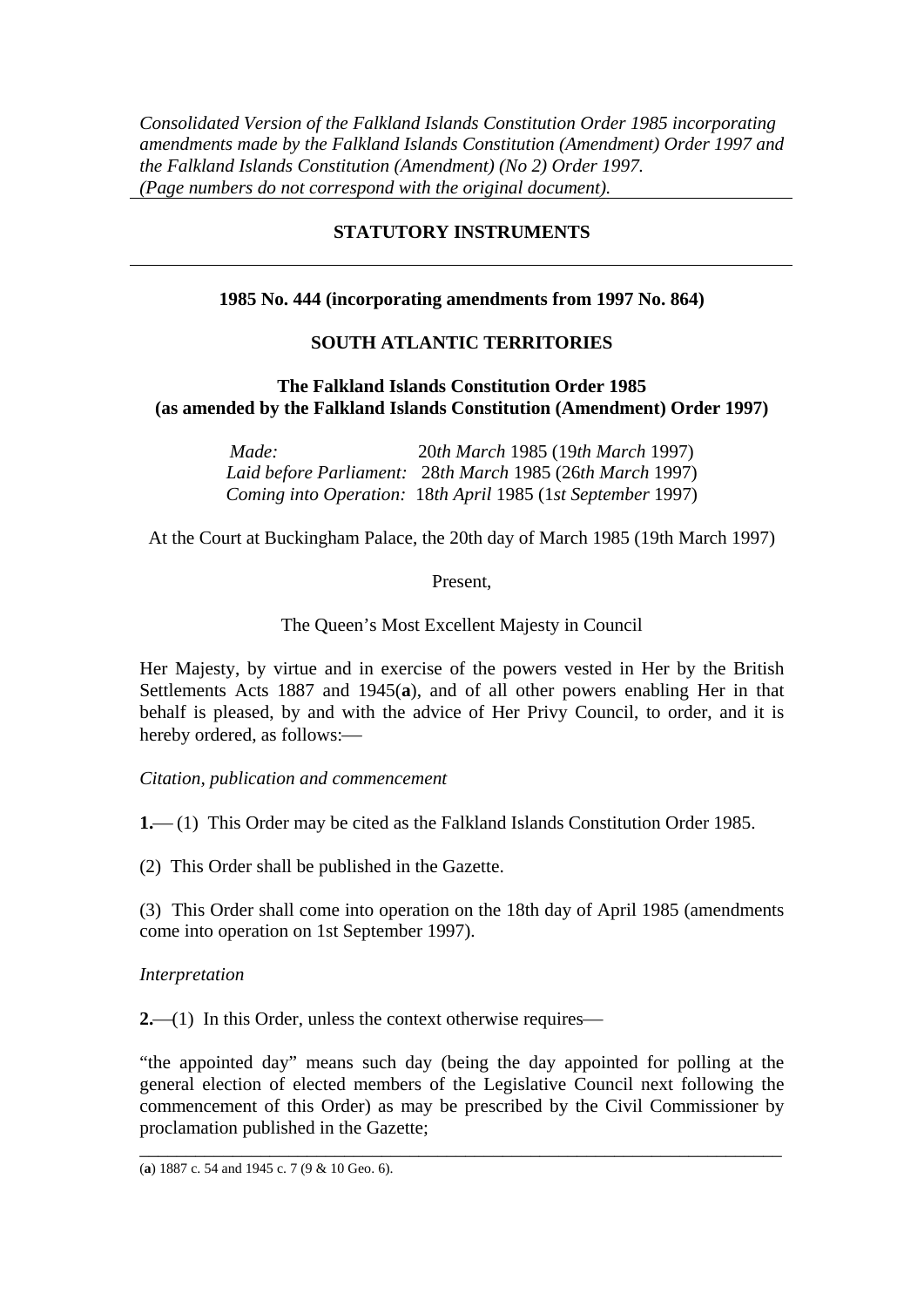*Consolidated Version of the Falkland Islands Constitution Order 1985 incorporating amendments made by the Falkland Islands Constitution (Amendment) Order 1997 and the Falkland Islands Constitution (Amendment) (No 2) Order 1997.*
*(Page numbers do not correspond with the original document).*

---

**STATUTORY INSTRUMENTS**

---

**1985 No. 444 (incorporating amendments from 1997 No. 864)**

**SOUTH ATLANTIC TERRITORIES**

**The Falkland Islands Constitution Order 1985**
**(as amended by the Falkland Islands Constitution (Amendment) Order 1997)**

*Made:* 20*th March* 1985 (19*th March* 1997)
*Laid before Parliament:* 28*th March* 1985 (26*th March* 1997)
*Coming into Operation:* 18*th April* 1985 (1*st September* 1997)

At the Court at Buckingham Palace, the 20th day of March 1985 (19th March 1997)

Present,

The Queen's Most Excellent Majesty in Council

Her Majesty, by virtue and in exercise of the powers vested in Her by the British Settlements Acts 1887 and 1945(**a**), and of all other powers enabling Her in that behalf is pleased, by and with the advice of Her Privy Council, to order, and it is hereby ordered, as follows:—

*Citation, publication and commencement*

**1.**— (1) This Order may be cited as the Falkland Islands Constitution Order 1985.

(2) This Order shall be published in the Gazette.

(3) This Order shall come into operation on the 18th day of April 1985 (amendments come into operation on 1st September 1997).

*Interpretation*

**2.**—(1) In this Order, unless the context otherwise requires—

"the appointed day" means such day (being the day appointed for polling at the general election of elected members of the Legislative Council next following the commencement of this Order) as may be prescribed by the Civil Commissioner by proclamation published in the Gazette;

---

(**a**) 1887 c. 54 and 1945 c. 7 (9 & 10 Geo. 6).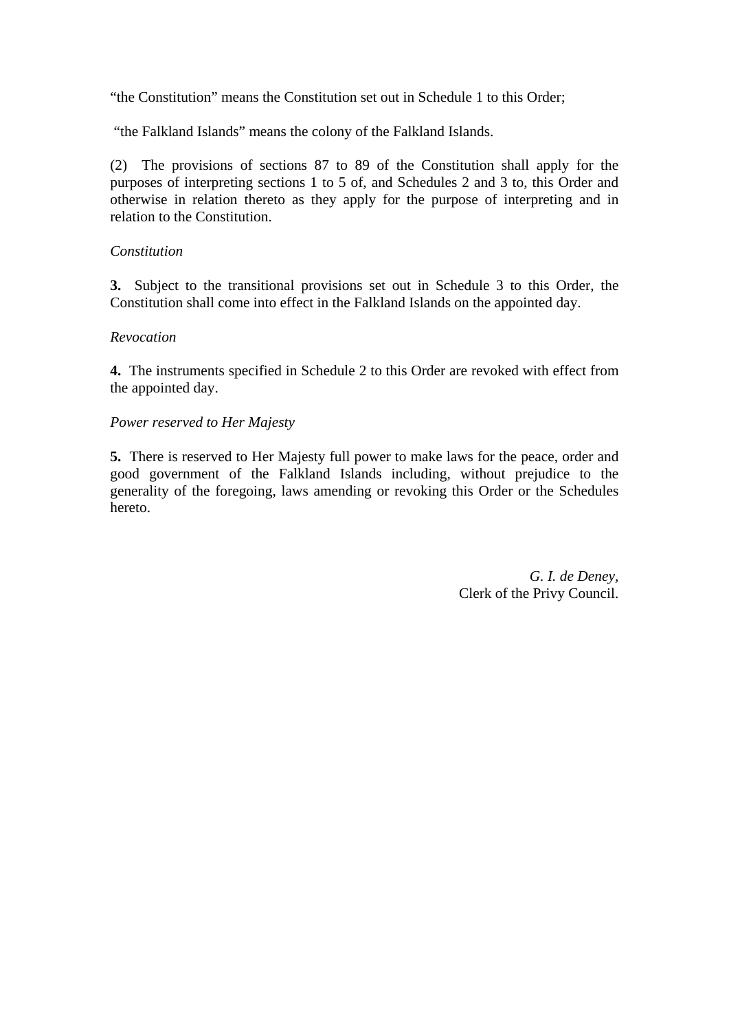"the Constitution" means the Constitution set out in Schedule 1 to this Order;

"the Falkland Islands" means the colony of the Falkland Islands.

(2) The provisions of sections 87 to 89 of the Constitution shall apply for the purposes of interpreting sections 1 to 5 of, and Schedules 2 and 3 to, this Order and otherwise in relation thereto as they apply for the purpose of interpreting and in relation to the Constitution.

*Constitution*

**3.** Subject to the transitional provisions set out in Schedule 3 to this Order, the Constitution shall come into effect in the Falkland Islands on the appointed day.

*Revocation*

**4.** The instruments specified in Schedule 2 to this Order are revoked with effect from the appointed day.

*Power reserved to Her Majesty*

**5.** There is reserved to Her Majesty full power to make laws for the peace, order and good government of the Falkland Islands including, without prejudice to the generality of the foregoing, laws amending or revoking this Order or the Schedules hereto.

*G. I. de Deney,*
Clerk of the Privy Council.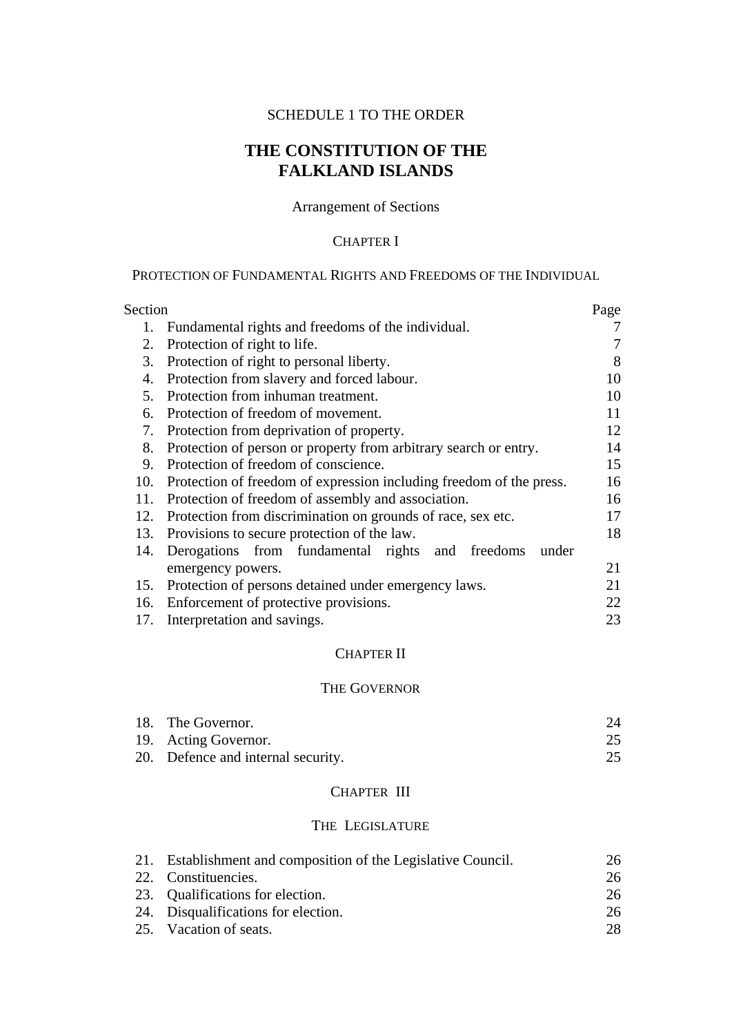SCHEDULE 1 TO THE ORDER

# THE CONSTITUTION OF THE FALKLAND ISLANDS

Arrangement of Sections

## CHAPTER I

### PROTECTION OF FUNDAMENTAL RIGHTS AND FREEDOMS OF THE INDIVIDUAL

| Section | | Page |
|---|---|---|
| 1. | Fundamental rights and freedoms of the individual. | 7 |
| 2. | Protection of right to life. | 7 |
| 3. | Protection of right to personal liberty. | 8 |
| 4. | Protection from slavery and forced labour. | 10 |
| 5. | Protection from inhuman treatment. | 10 |
| 6. | Protection of freedom of movement. | 11 |
| 7. | Protection from deprivation of property. | 12 |
| 8. | Protection of person or property from arbitrary search or entry. | 14 |
| 9. | Protection of freedom of conscience. | 15 |
| 10. | Protection of freedom of expression including freedom of the press. | 16 |
| 11. | Protection of freedom of assembly and association. | 16 |
| 12. | Protection from discrimination on grounds of race, sex etc. | 17 |
| 13. | Provisions to secure protection of the law. | 18 |
| 14. | Derogations from fundamental rights and freedoms under emergency powers. | 21 |
| 15. | Protection of persons detained under emergency laws. | 21 |
| 16. | Enforcement of protective provisions. | 22 |
| 17. | Interpretation and savings. | 23 |

## CHAPTER II

### THE GOVERNOR

| | | |
|---|---|---|
| 18. | The Governor. | 24 |
| 19. | Acting Governor. | 25 |
| 20. | Defence and internal security. | 25 |

## CHAPTER III

### THE LEGISLATURE

| | | |
|---|---|---|
| 21. | Establishment and composition of the Legislative Council. | 26 |
| 22. | Constituencies. | 26 |
| 23. | Qualifications for election. | 26 |
| 24. | Disqualifications for election. | 26 |
| 25. | Vacation of seats. | 28 |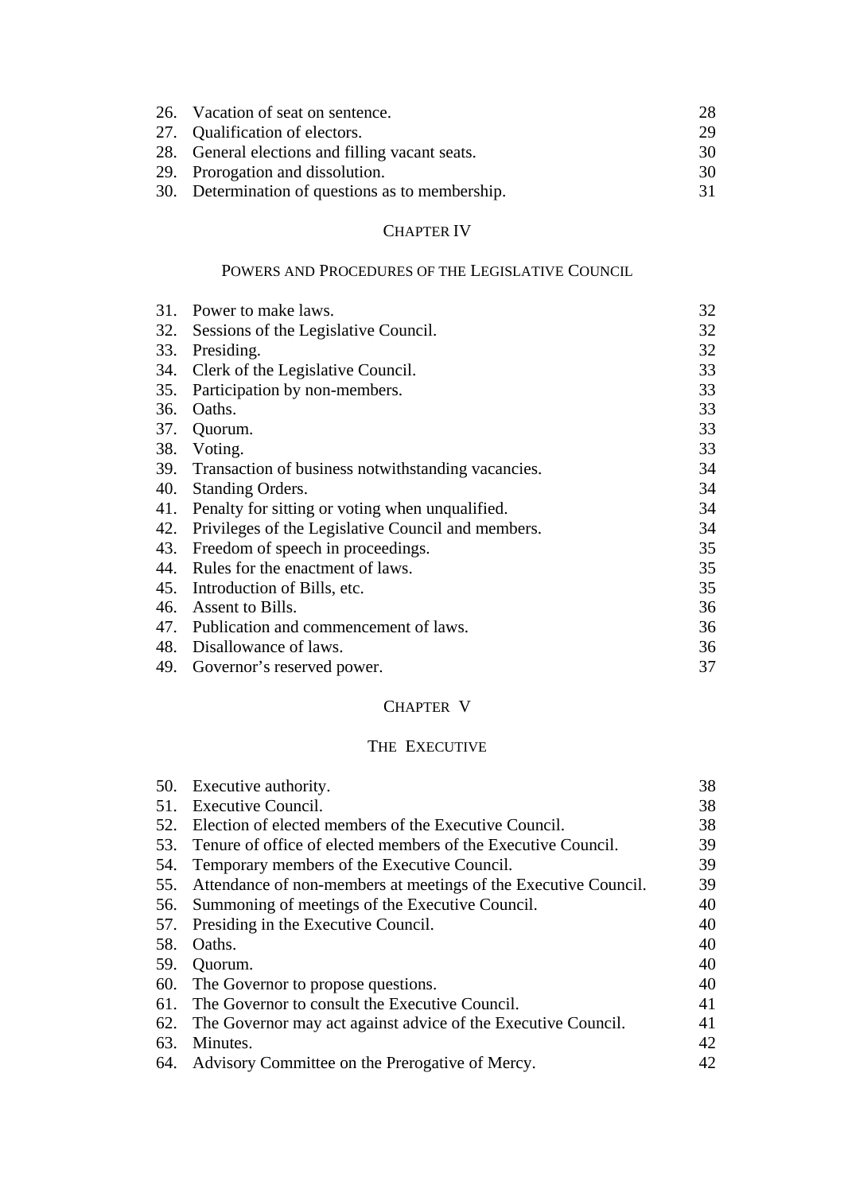| | | |
|---|---|---|
| 26. | Vacation of seat on sentence. | 28 |
| 27. | Qualification of electors. | 29 |
| 28. | General elections and filling vacant seats. | 30 |
| 29. | Prorogation and dissolution. | 30 |
| 30. | Determination of questions as to membership. | 31 |

## CHAPTER IV

## POWERS AND PROCEDURES OF THE LEGISLATIVE COUNCIL

| | | |
|---|---|---|
| 31. | Power to make laws. | 32 |
| 32. | Sessions of the Legislative Council. | 32 |
| 33. | Presiding. | 32 |
| 34. | Clerk of the Legislative Council. | 33 |
| 35. | Participation by non-members. | 33 |
| 36. | Oaths. | 33 |
| 37. | Quorum. | 33 |
| 38. | Voting. | 33 |
| 39. | Transaction of business notwithstanding vacancies. | 34 |
| 40. | Standing Orders. | 34 |
| 41. | Penalty for sitting or voting when unqualified. | 34 |
| 42. | Privileges of the Legislative Council and members. | 34 |
| 43. | Freedom of speech in proceedings. | 35 |
| 44. | Rules for the enactment of laws. | 35 |
| 45. | Introduction of Bills, etc. | 35 |
| 46. | Assent to Bills. | 36 |
| 47. | Publication and commencement of laws. | 36 |
| 48. | Disallowance of laws. | 36 |
| 49. | Governor's reserved power. | 37 |

## CHAPTER V

## THE EXECUTIVE

| | | |
|---|---|---|
| 50. | Executive authority. | 38 |
| 51. | Executive Council. | 38 |
| 52. | Election of elected members of the Executive Council. | 38 |
| 53. | Tenure of office of elected members of the Executive Council. | 39 |
| 54. | Temporary members of the Executive Council. | 39 |
| 55. | Attendance of non-members at meetings of the Executive Council. | 39 |
| 56. | Summoning of meetings of the Executive Council. | 40 |
| 57. | Presiding in the Executive Council. | 40 |
| 58. | Oaths. | 40 |
| 59. | Quorum. | 40 |
| 60. | The Governor to propose questions. | 40 |
| 61. | The Governor to consult the Executive Council. | 41 |
| 62. | The Governor may act against advice of the Executive Council. | 41 |
| 63. | Minutes. | 42 |
| 64. | Advisory Committee on the Prerogative of Mercy. | 42 |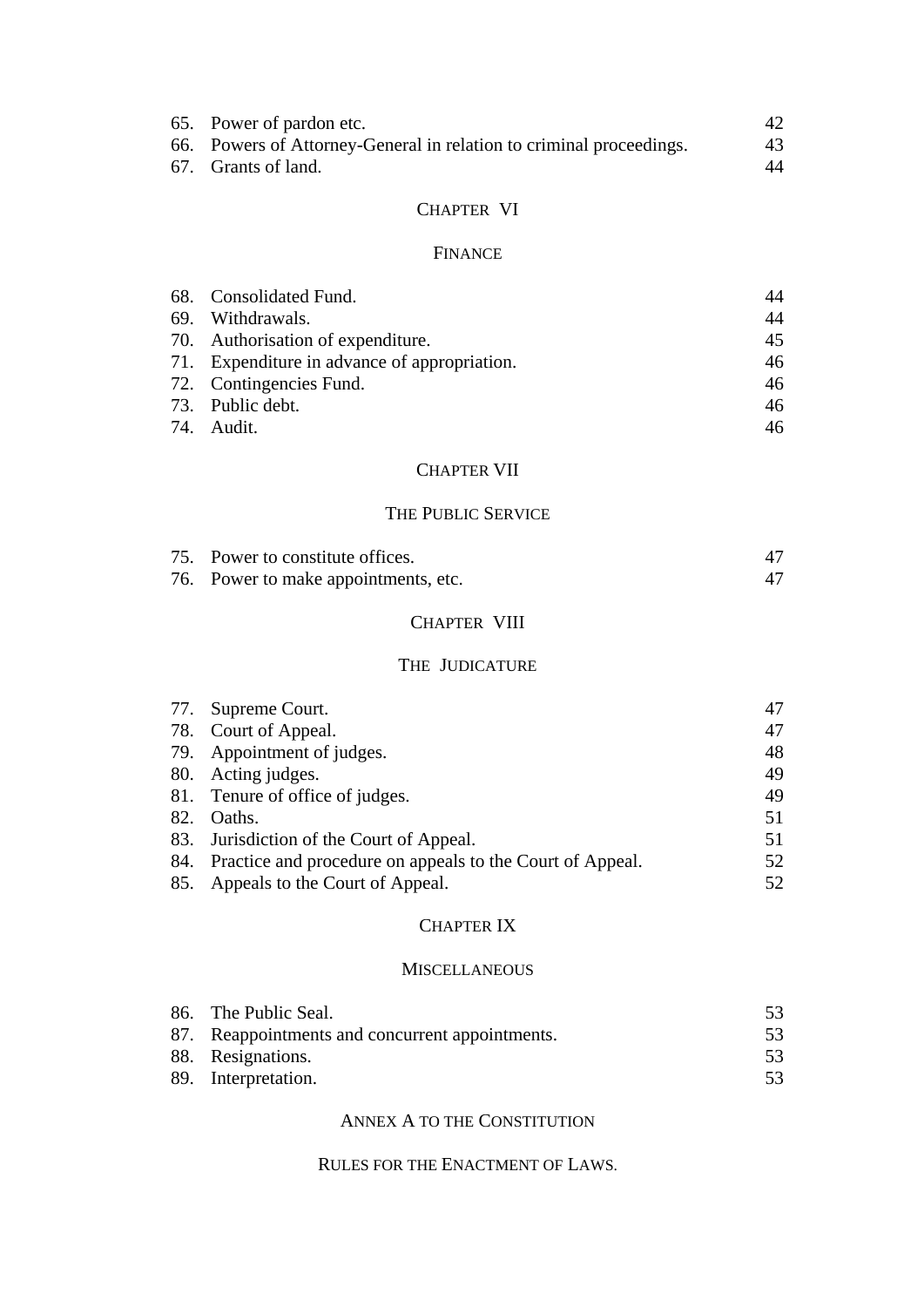| | | |
|---|---|---|
| 65. | Power of pardon etc. | 42 |
| 66. | Powers of Attorney-General in relation to criminal proceedings. | 43 |
| 67. | Grants of land. | 44 |

## CHAPTER VI

## FINANCE

| | | |
|---|---|---|
| 68. | Consolidated Fund. | 44 |
| 69. | Withdrawals. | 44 |
| 70. | Authorisation of expenditure. | 45 |
| 71. | Expenditure in advance of appropriation. | 46 |
| 72. | Contingencies Fund. | 46 |
| 73. | Public debt. | 46 |
| 74. | Audit. | 46 |

## CHAPTER VII

## THE PUBLIC SERVICE

| | | |
|---|---|---|
| 75. | Power to constitute offices. | 47 |
| 76. | Power to make appointments, etc. | 47 |

## CHAPTER VIII

## THE JUDICATURE

| | | |
|---|---|---|
| 77. | Supreme Court. | 47 |
| 78. | Court of Appeal. | 47 |
| 79. | Appointment of judges. | 48 |
| 80. | Acting judges. | 49 |
| 81. | Tenure of office of judges. | 49 |
| 82. | Oaths. | 51 |
| 83. | Jurisdiction of the Court of Appeal. | 51 |
| 84. | Practice and procedure on appeals to the Court of Appeal. | 52 |
| 85. | Appeals to the Court of Appeal. | 52 |

## CHAPTER IX

## MISCELLANEOUS

| | | |
|---|---|---|
| 86. | The Public Seal. | 53 |
| 87. | Reappointments and concurrent appointments. | 53 |
| 88. | Resignations. | 53 |
| 89. | Interpretation. | 53 |

## ANNEX A TO THE CONSTITUTION

## RULES FOR THE ENACTMENT OF LAWS.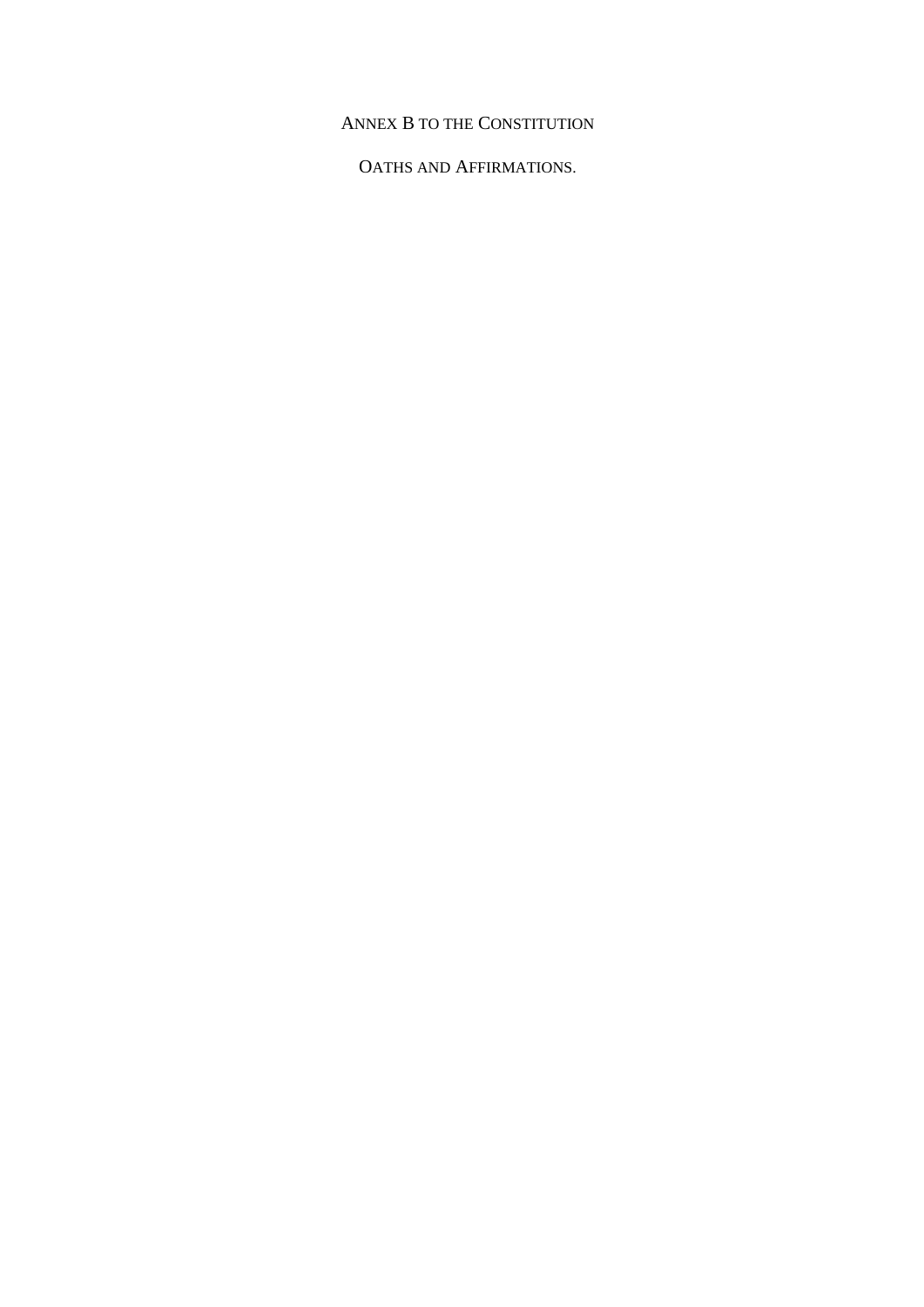# ANNEX B TO THE CONSTITUTION

## OATHS AND AFFIRMATIONS.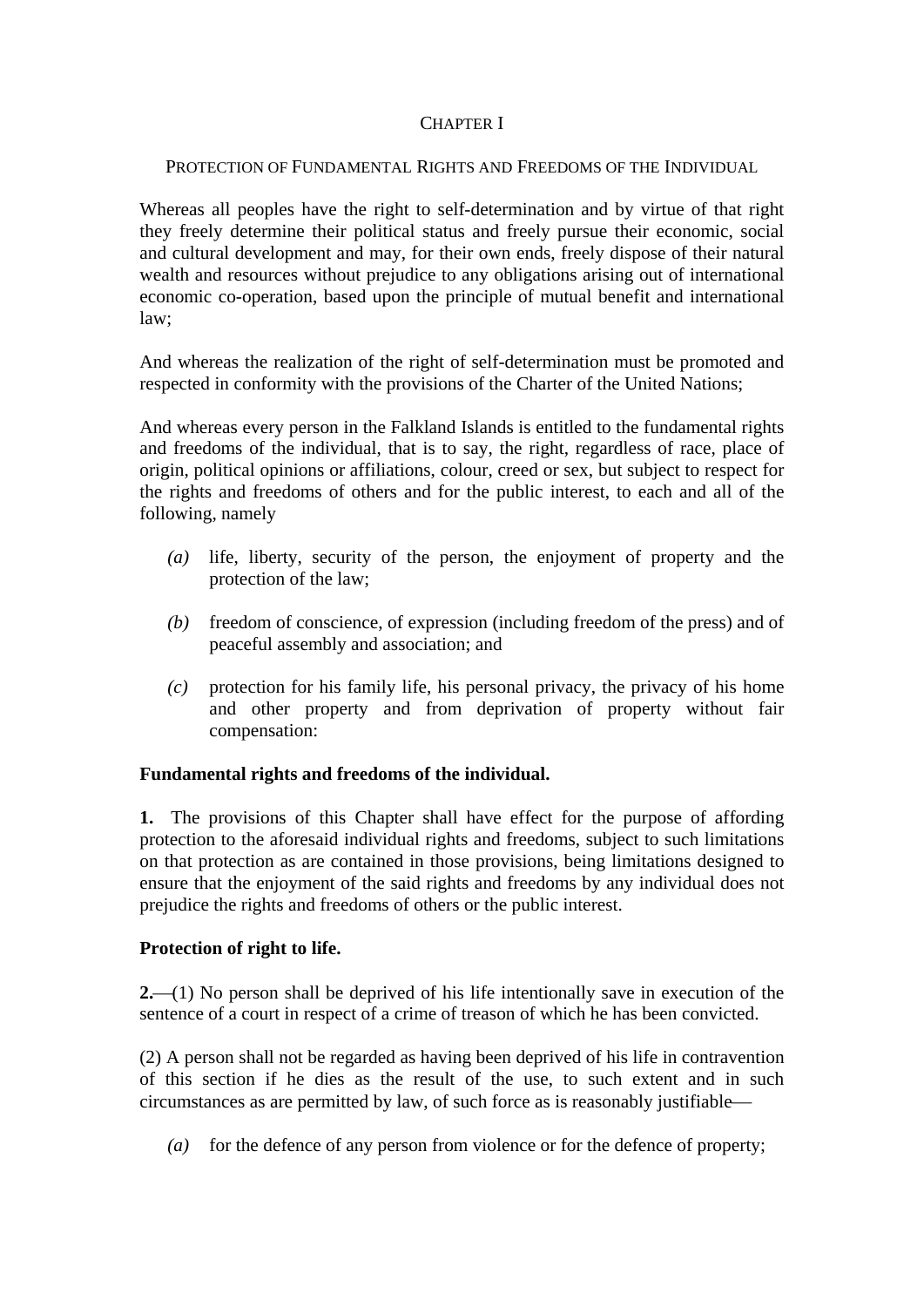## CHAPTER I

### PROTECTION OF FUNDAMENTAL RIGHTS AND FREEDOMS OF THE INDIVIDUAL

Whereas all peoples have the right to self-determination and by virtue of that right they freely determine their political status and freely pursue their economic, social and cultural development and may, for their own ends, freely dispose of their natural wealth and resources without prejudice to any obligations arising out of international economic co-operation, based upon the principle of mutual benefit and international law;

And whereas the realization of the right of self-determination must be promoted and respected in conformity with the provisions of the Charter of the United Nations;

And whereas every person in the Falkland Islands is entitled to the fundamental rights and freedoms of the individual, that is to say, the right, regardless of race, place of origin, political opinions or affiliations, colour, creed or sex, but subject to respect for the rights and freedoms of others and for the public interest, to each and all of the following, namely

*(a)* life, liberty, security of the person, the enjoyment of property and the protection of the law;

*(b)* freedom of conscience, of expression (including freedom of the press) and of peaceful assembly and association; and

*(c)* protection for his family life, his personal privacy, the privacy of his home and other property and from deprivation of property without fair compensation:

**Fundamental rights and freedoms of the individual.**

**1.** The provisions of this Chapter shall have effect for the purpose of affording protection to the aforesaid individual rights and freedoms, subject to such limitations on that protection as are contained in those provisions, being limitations designed to ensure that the enjoyment of the said rights and freedoms by any individual does not prejudice the rights and freedoms of others or the public interest.

**Protection of right to life.**

**2.**—(1) No person shall be deprived of his life intentionally save in execution of the sentence of a court in respect of a crime of treason of which he has been convicted.

(2) A person shall not be regarded as having been deprived of his life in contravention of this section if he dies as the result of the use, to such extent and in such circumstances as are permitted by law, of such force as is reasonably justifiable—

*(a)* for the defence of any person from violence or for the defence of property;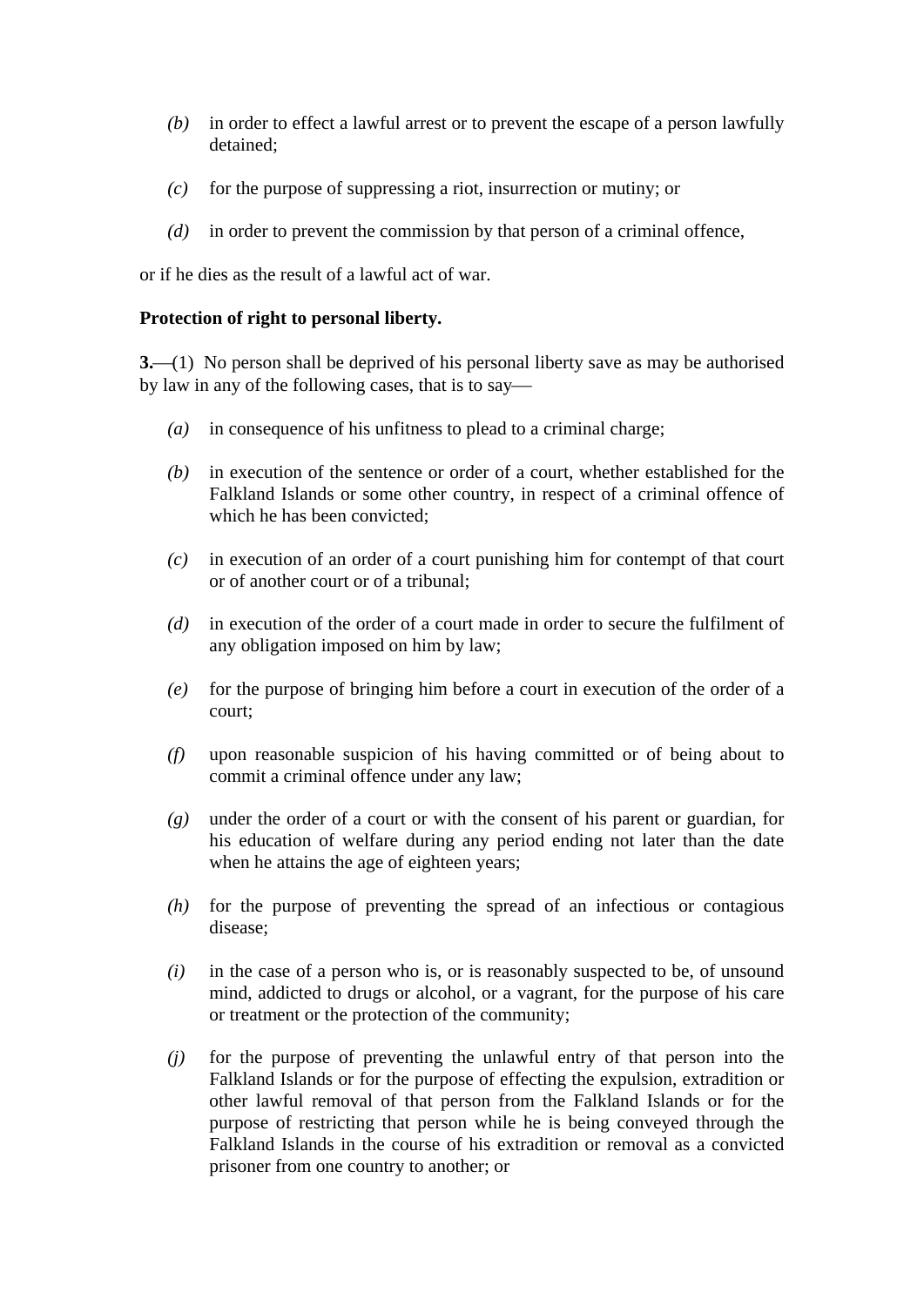*(b)* in order to effect a lawful arrest or to prevent the escape of a person lawfully detained;

*(c)* for the purpose of suppressing a riot, insurrection or mutiny; or

*(d)* in order to prevent the commission by that person of a criminal offence,

or if he dies as the result of a lawful act of war.

**Protection of right to personal liberty.**

**3.**—(1) No person shall be deprived of his personal liberty save as may be authorised by law in any of the following cases, that is to say—

*(a)* in consequence of his unfitness to plead to a criminal charge;

*(b)* in execution of the sentence or order of a court, whether established for the Falkland Islands or some other country, in respect of a criminal offence of which he has been convicted;

*(c)* in execution of an order of a court punishing him for contempt of that court or of another court or of a tribunal;

*(d)* in execution of the order of a court made in order to secure the fulfilment of any obligation imposed on him by law;

*(e)* for the purpose of bringing him before a court in execution of the order of a court;

*(f)* upon reasonable suspicion of his having committed or of being about to commit a criminal offence under any law;

*(g)* under the order of a court or with the consent of his parent or guardian, for his education of welfare during any period ending not later than the date when he attains the age of eighteen years;

*(h)* for the purpose of preventing the spread of an infectious or contagious disease;

*(i)* in the case of a person who is, or is reasonably suspected to be, of unsound mind, addicted to drugs or alcohol, or a vagrant, for the purpose of his care or treatment or the protection of the community;

*(j)* for the purpose of preventing the unlawful entry of that person into the Falkland Islands or for the purpose of effecting the expulsion, extradition or other lawful removal of that person from the Falkland Islands or for the purpose of restricting that person while he is being conveyed through the Falkland Islands in the course of his extradition or removal as a convicted prisoner from one country to another; or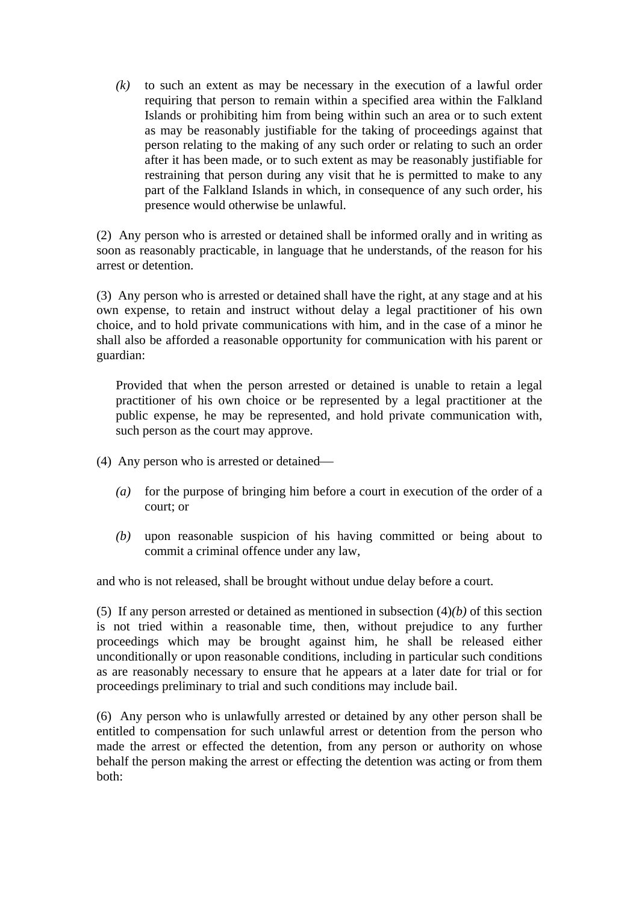*(k)* to such an extent as may be necessary in the execution of a lawful order requiring that person to remain within a specified area within the Falkland Islands or prohibiting him from being within such an area or to such extent as may be reasonably justifiable for the taking of proceedings against that person relating to the making of any such order or relating to such an order after it has been made, or to such extent as may be reasonably justifiable for restraining that person during any visit that he is permitted to make to any part of the Falkland Islands in which, in consequence of any such order, his presence would otherwise be unlawful.

(2) Any person who is arrested or detained shall be informed orally and in writing as soon as reasonably practicable, in language that he understands, of the reason for his arrest or detention.

(3) Any person who is arrested or detained shall have the right, at any stage and at his own expense, to retain and instruct without delay a legal practitioner of his own choice, and to hold private communications with him, and in the case of a minor he shall also be afforded a reasonable opportunity for communication with his parent or guardian:

Provided that when the person arrested or detained is unable to retain a legal practitioner of his own choice or be represented by a legal practitioner at the public expense, he may be represented, and hold private communication with, such person as the court may approve.

(4) Any person who is arrested or detained—

*(a)* for the purpose of bringing him before a court in execution of the order of a court; or

*(b)* upon reasonable suspicion of his having committed or being about to commit a criminal offence under any law,

and who is not released, shall be brought without undue delay before a court.

(5) If any person arrested or detained as mentioned in subsection (4)*(b)* of this section is not tried within a reasonable time, then, without prejudice to any further proceedings which may be brought against him, he shall be released either unconditionally or upon reasonable conditions, including in particular such conditions as are reasonably necessary to ensure that he appears at a later date for trial or for proceedings preliminary to trial and such conditions may include bail.

(6) Any person who is unlawfully arrested or detained by any other person shall be entitled to compensation for such unlawful arrest or detention from the person who made the arrest or effected the detention, from any person or authority on whose behalf the person making the arrest or effecting the detention was acting or from them both: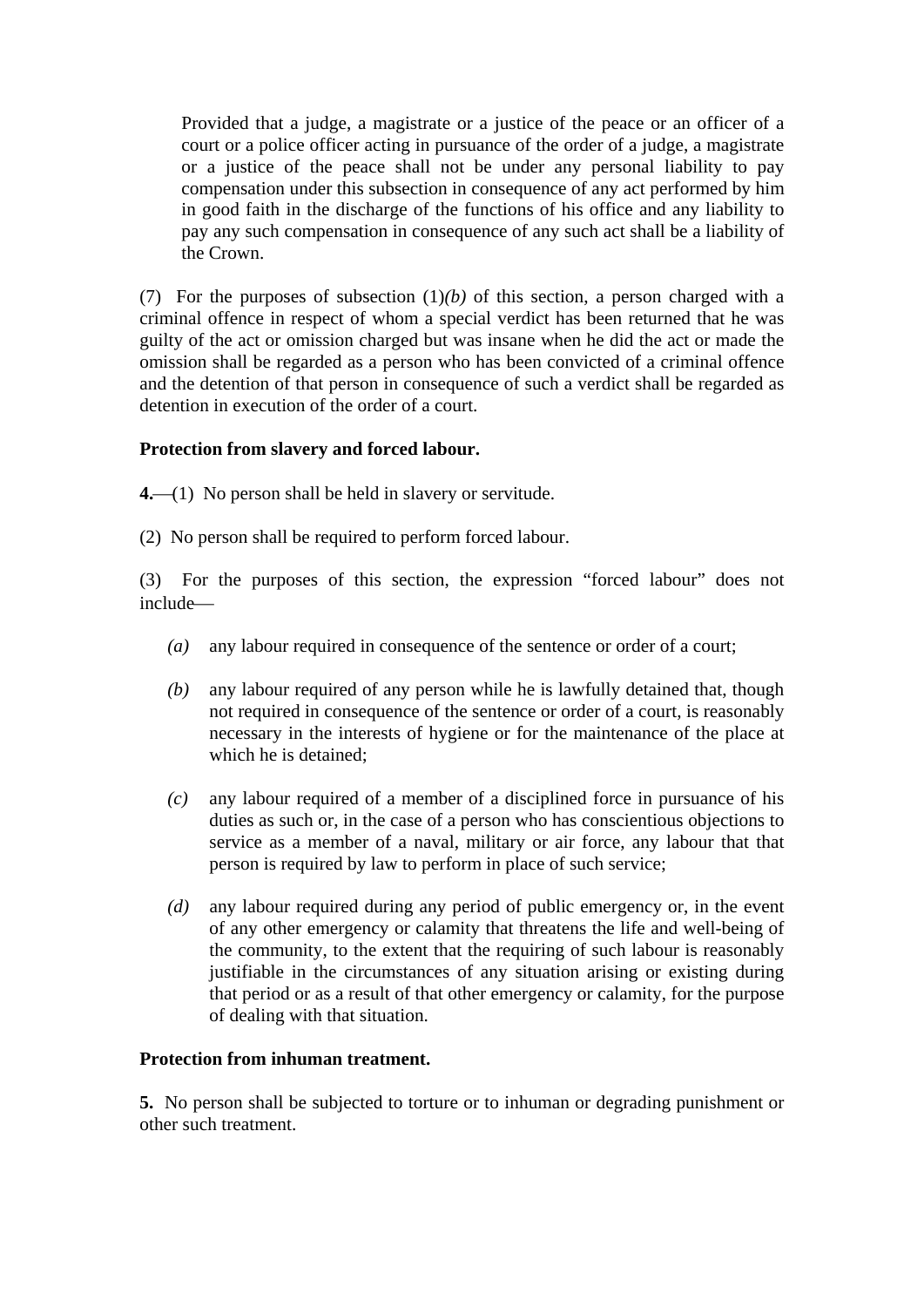Provided that a judge, a magistrate or a justice of the peace or an officer of a court or a police officer acting in pursuance of the order of a judge, a magistrate or a justice of the peace shall not be under any personal liability to pay compensation under this subsection in consequence of any act performed by him in good faith in the discharge of the functions of his office and any liability to pay any such compensation in consequence of any such act shall be a liability of the Crown.

(7) For the purposes of subsection (1)*(b)* of this section, a person charged with a criminal offence in respect of whom a special verdict has been returned that he was guilty of the act or omission charged but was insane when he did the act or made the omission shall be regarded as a person who has been convicted of a criminal offence and the detention of that person in consequence of such a verdict shall be regarded as detention in execution of the order of a court.

**Protection from slavery and forced labour.**

**4.**—(1) No person shall be held in slavery or servitude.

(2) No person shall be required to perform forced labour.

(3) For the purposes of this section, the expression "forced labour" does not include—

*(a)* any labour required in consequence of the sentence or order of a court;

*(b)* any labour required of any person while he is lawfully detained that, though not required in consequence of the sentence or order of a court, is reasonably necessary in the interests of hygiene or for the maintenance of the place at which he is detained;

*(c)* any labour required of a member of a disciplined force in pursuance of his duties as such or, in the case of a person who has conscientious objections to service as a member of a naval, military or air force, any labour that that person is required by law to perform in place of such service;

*(d)* any labour required during any period of public emergency or, in the event of any other emergency or calamity that threatens the life and well-being of the community, to the extent that the requiring of such labour is reasonably justifiable in the circumstances of any situation arising or existing during that period or as a result of that other emergency or calamity, for the purpose of dealing with that situation.

**Protection from inhuman treatment.**

**5.** No person shall be subjected to torture or to inhuman or degrading punishment or other such treatment.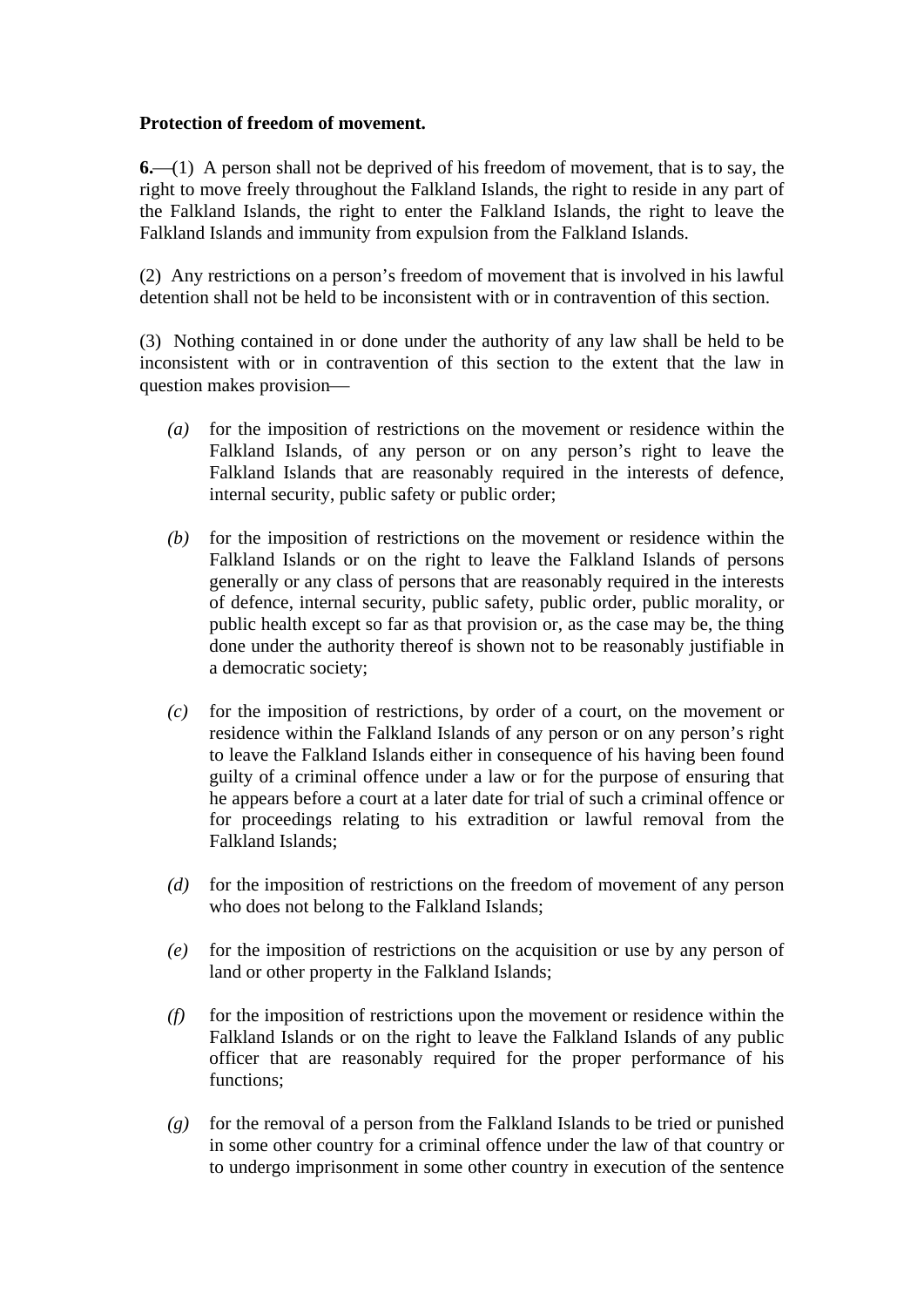**Protection of freedom of movement.**

**6.**—(1) A person shall not be deprived of his freedom of movement, that is to say, the right to move freely throughout the Falkland Islands, the right to reside in any part of the Falkland Islands, the right to enter the Falkland Islands, the right to leave the Falkland Islands and immunity from expulsion from the Falkland Islands.

(2) Any restrictions on a person's freedom of movement that is involved in his lawful detention shall not be held to be inconsistent with or in contravention of this section.

(3) Nothing contained in or done under the authority of any law shall be held to be inconsistent with or in contravention of this section to the extent that the law in question makes provision—

*(a)* for the imposition of restrictions on the movement or residence within the Falkland Islands, of any person or on any person's right to leave the Falkland Islands that are reasonably required in the interests of defence, internal security, public safety or public order;

*(b)* for the imposition of restrictions on the movement or residence within the Falkland Islands or on the right to leave the Falkland Islands of persons generally or any class of persons that are reasonably required in the interests of defence, internal security, public safety, public order, public morality, or public health except so far as that provision or, as the case may be, the thing done under the authority thereof is shown not to be reasonably justifiable in a democratic society;

*(c)* for the imposition of restrictions, by order of a court, on the movement or residence within the Falkland Islands of any person or on any person's right to leave the Falkland Islands either in consequence of his having been found guilty of a criminal offence under a law or for the purpose of ensuring that he appears before a court at a later date for trial of such a criminal offence or for proceedings relating to his extradition or lawful removal from the Falkland Islands;

*(d)* for the imposition of restrictions on the freedom of movement of any person who does not belong to the Falkland Islands;

*(e)* for the imposition of restrictions on the acquisition or use by any person of land or other property in the Falkland Islands;

*(f)* for the imposition of restrictions upon the movement or residence within the Falkland Islands or on the right to leave the Falkland Islands of any public officer that are reasonably required for the proper performance of his functions;

*(g)* for the removal of a person from the Falkland Islands to be tried or punished in some other country for a criminal offence under the law of that country or to undergo imprisonment in some other country in execution of the sentence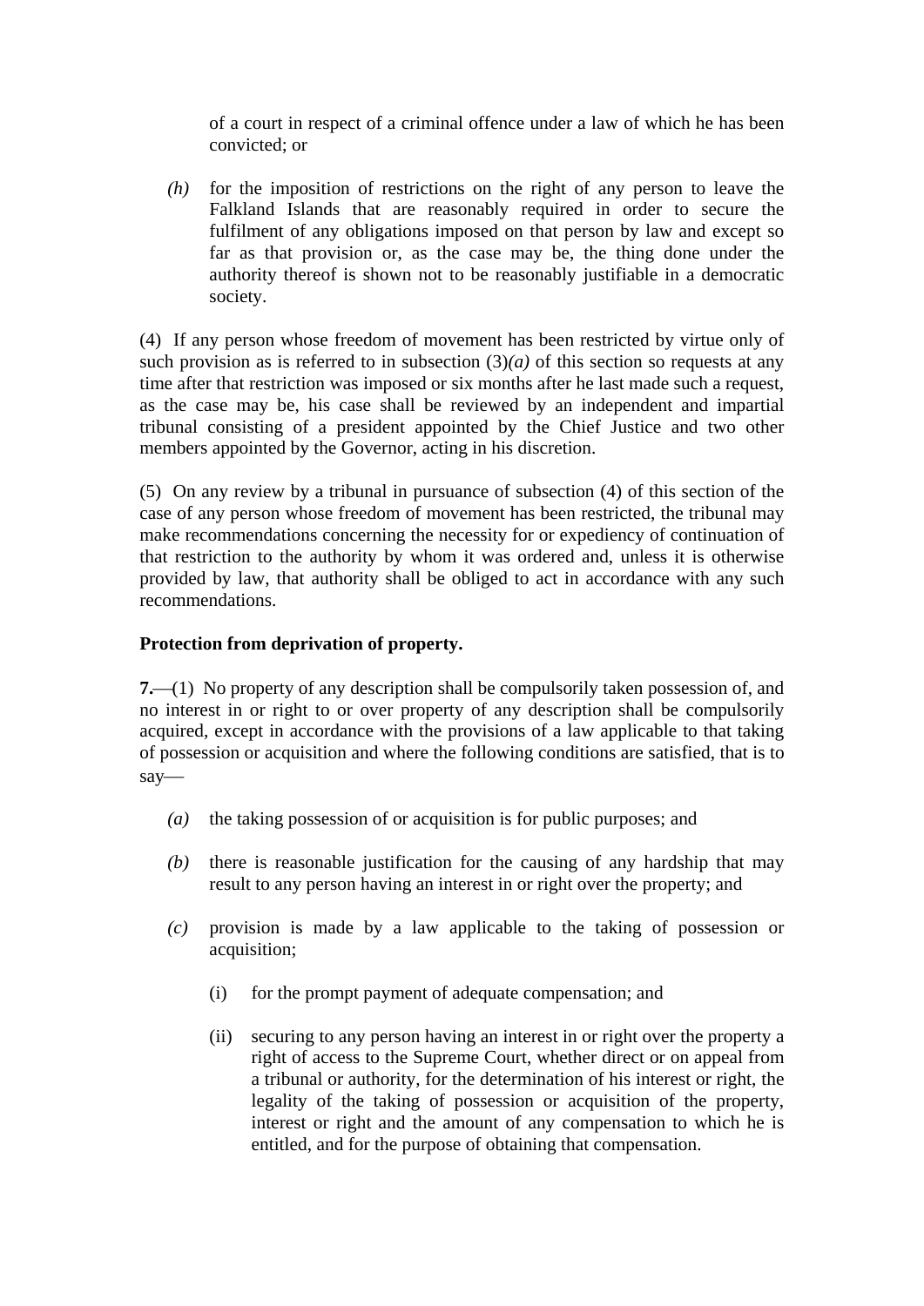of a court in respect of a criminal offence under a law of which he has been convicted; or

*(h)* for the imposition of restrictions on the right of any person to leave the Falkland Islands that are reasonably required in order to secure the fulfilment of any obligations imposed on that person by law and except so far as that provision or, as the case may be, the thing done under the authority thereof is shown not to be reasonably justifiable in a democratic society.

(4) If any person whose freedom of movement has been restricted by virtue only of such provision as is referred to in subsection (3)*(a)* of this section so requests at any time after that restriction was imposed or six months after he last made such a request, as the case may be, his case shall be reviewed by an independent and impartial tribunal consisting of a president appointed by the Chief Justice and two other members appointed by the Governor, acting in his discretion.

(5) On any review by a tribunal in pursuance of subsection (4) of this section of the case of any person whose freedom of movement has been restricted, the tribunal may make recommendations concerning the necessity for or expediency of continuation of that restriction to the authority by whom it was ordered and, unless it is otherwise provided by law, that authority shall be obliged to act in accordance with any such recommendations.

**Protection from deprivation of property.**

**7.**—(1) No property of any description shall be compulsorily taken possession of, and no interest in or right to or over property of any description shall be compulsorily acquired, except in accordance with the provisions of a law applicable to that taking of possession or acquisition and where the following conditions are satisfied, that is to say—

*(a)* the taking possession of or acquisition is for public purposes; and

*(b)* there is reasonable justification for the causing of any hardship that may result to any person having an interest in or right over the property; and

*(c)* provision is made by a law applicable to the taking of possession or acquisition;

(i) for the prompt payment of adequate compensation; and

(ii) securing to any person having an interest in or right over the property a right of access to the Supreme Court, whether direct or on appeal from a tribunal or authority, for the determination of his interest or right, the legality of the taking of possession or acquisition of the property, interest or right and the amount of any compensation to which he is entitled, and for the purpose of obtaining that compensation.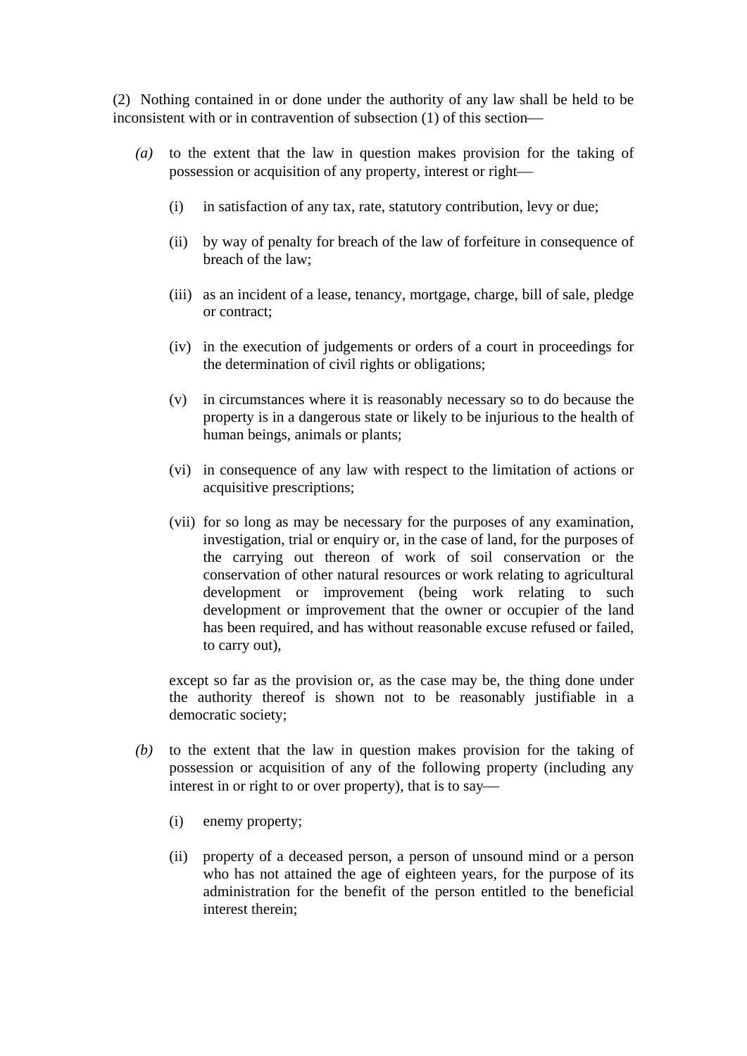(2) Nothing contained in or done under the authority of any law shall be held to be inconsistent with or in contravention of subsection (1) of this section—

*(a)* to the extent that the law in question makes provision for the taking of possession or acquisition of any property, interest or right—

(i) in satisfaction of any tax, rate, statutory contribution, levy or due;

(ii) by way of penalty for breach of the law of forfeiture in consequence of breach of the law;

(iii) as an incident of a lease, tenancy, mortgage, charge, bill of sale, pledge or contract;

(iv) in the execution of judgements or orders of a court in proceedings for the determination of civil rights or obligations;

(v) in circumstances where it is reasonably necessary so to do because the property is in a dangerous state or likely to be injurious to the health of human beings, animals or plants;

(vi) in consequence of any law with respect to the limitation of actions or acquisitive prescriptions;

(vii) for so long as may be necessary for the purposes of any examination, investigation, trial or enquiry or, in the case of land, for the purposes of the carrying out thereon of work of soil conservation or the conservation of other natural resources or work relating to agricultural development or improvement (being work relating to such development or improvement that the owner or occupier of the land has been required, and has without reasonable excuse refused or failed, to carry out),

except so far as the provision or, as the case may be, the thing done under the authority thereof is shown not to be reasonably justifiable in a democratic society;

*(b)* to the extent that the law in question makes provision for the taking of possession or acquisition of any of the following property (including any interest in or right to or over property), that is to say—

(i) enemy property;

(ii) property of a deceased person, a person of unsound mind or a person who has not attained the age of eighteen years, for the purpose of its administration for the benefit of the person entitled to the beneficial interest therein;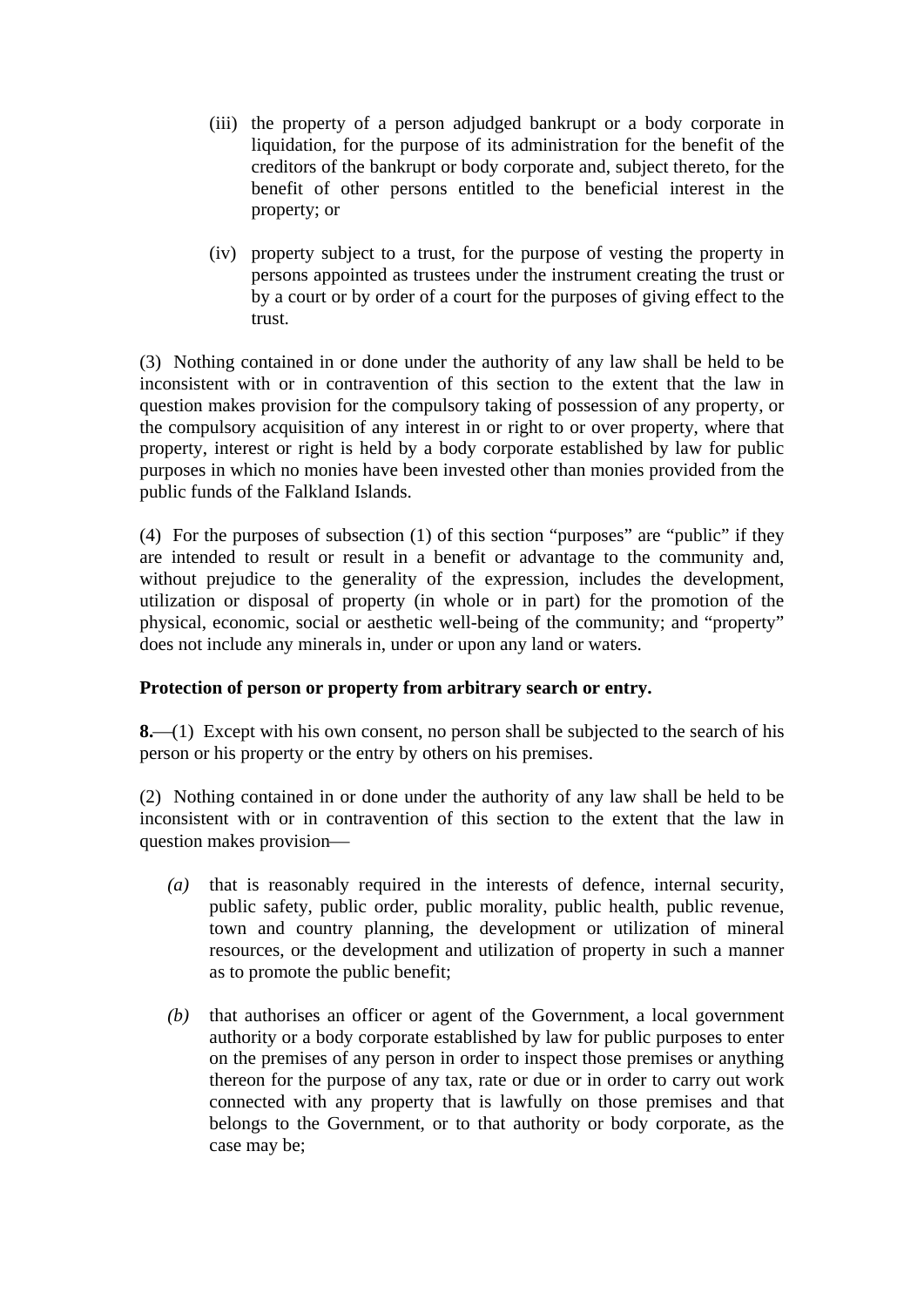(iii) the property of a person adjudged bankrupt or a body corporate in liquidation, for the purpose of its administration for the benefit of the creditors of the bankrupt or body corporate and, subject thereto, for the benefit of other persons entitled to the beneficial interest in the property; or

(iv) property subject to a trust, for the purpose of vesting the property in persons appointed as trustees under the instrument creating the trust or by a court or by order of a court for the purposes of giving effect to the trust.

(3) Nothing contained in or done under the authority of any law shall be held to be inconsistent with or in contravention of this section to the extent that the law in question makes provision for the compulsory taking of possession of any property, or the compulsory acquisition of any interest in or right to or over property, where that property, interest or right is held by a body corporate established by law for public purposes in which no monies have been invested other than monies provided from the public funds of the Falkland Islands.

(4) For the purposes of subsection (1) of this section "purposes" are "public" if they are intended to result or result in a benefit or advantage to the community and, without prejudice to the generality of the expression, includes the development, utilization or disposal of property (in whole or in part) for the promotion of the physical, economic, social or aesthetic well-being of the community; and "property" does not include any minerals in, under or upon any land or waters.

**Protection of person or property from arbitrary search or entry.**

**8.**—(1) Except with his own consent, no person shall be subjected to the search of his person or his property or the entry by others on his premises.

(2) Nothing contained in or done under the authority of any law shall be held to be inconsistent with or in contravention of this section to the extent that the law in question makes provision—

*(a)* that is reasonably required in the interests of defence, internal security, public safety, public order, public morality, public health, public revenue, town and country planning, the development or utilization of mineral resources, or the development and utilization of property in such a manner as to promote the public benefit;

*(b)* that authorises an officer or agent of the Government, a local government authority or a body corporate established by law for public purposes to enter on the premises of any person in order to inspect those premises or anything thereon for the purpose of any tax, rate or due or in order to carry out work connected with any property that is lawfully on those premises and that belongs to the Government, or to that authority or body corporate, as the case may be;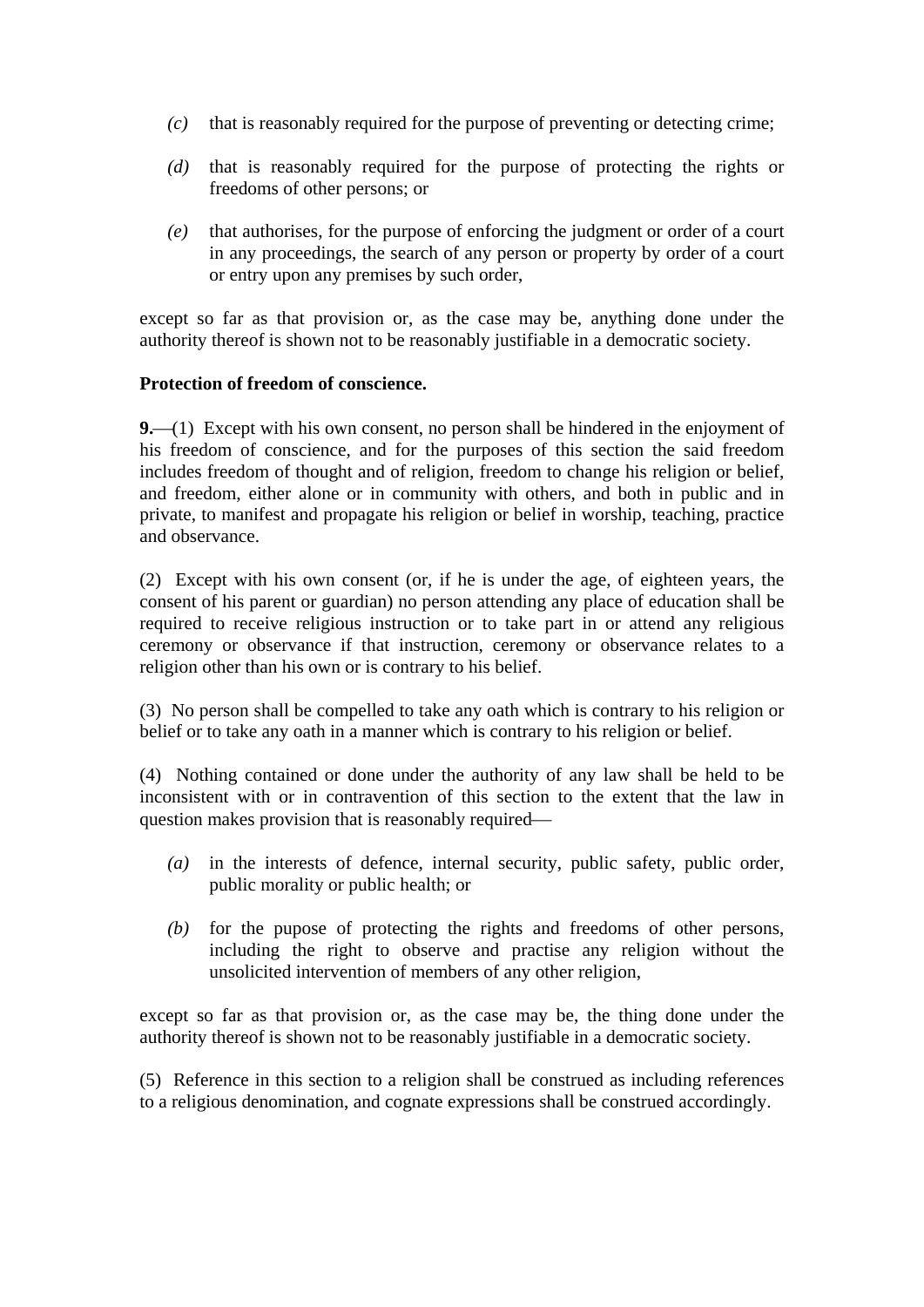*(c)* that is reasonably required for the purpose of preventing or detecting crime;

*(d)* that is reasonably required for the purpose of protecting the rights or freedoms of other persons; or

*(e)* that authorises, for the purpose of enforcing the judgment or order of a court in any proceedings, the search of any person or property by order of a court or entry upon any premises by such order,

except so far as that provision or, as the case may be, anything done under the authority thereof is shown not to be reasonably justifiable in a democratic society.

**Protection of freedom of conscience.**

**9.**—(1) Except with his own consent, no person shall be hindered in the enjoyment of his freedom of conscience, and for the purposes of this section the said freedom includes freedom of thought and of religion, freedom to change his religion or belief, and freedom, either alone or in community with others, and both in public and in private, to manifest and propagate his religion or belief in worship, teaching, practice and observance.

(2) Except with his own consent (or, if he is under the age, of eighteen years, the consent of his parent or guardian) no person attending any place of education shall be required to receive religious instruction or to take part in or attend any religious ceremony or observance if that instruction, ceremony or observance relates to a religion other than his own or is contrary to his belief.

(3) No person shall be compelled to take any oath which is contrary to his religion or belief or to take any oath in a manner which is contrary to his religion or belief.

(4) Nothing contained or done under the authority of any law shall be held to be inconsistent with or in contravention of this section to the extent that the law in question makes provision that is reasonably required—

*(a)* in the interests of defence, internal security, public safety, public order, public morality or public health; or

*(b)* for the pupose of protecting the rights and freedoms of other persons, including the right to observe and practise any religion without the unsolicited intervention of members of any other religion,

except so far as that provision or, as the case may be, the thing done under the authority thereof is shown not to be reasonably justifiable in a democratic society.

(5) Reference in this section to a religion shall be construed as including references to a religious denomination, and cognate expressions shall be construed accordingly.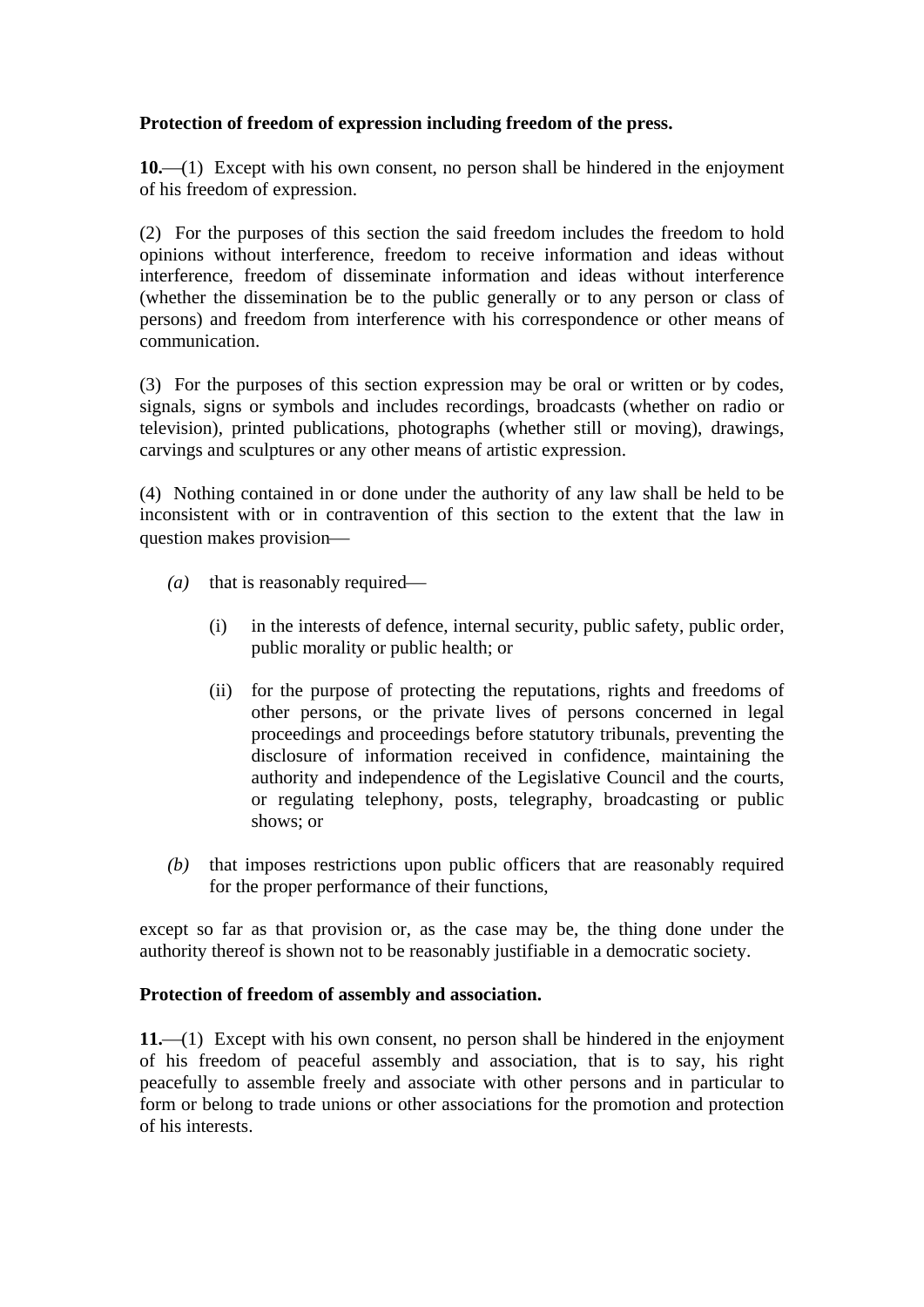**Protection of freedom of expression including freedom of the press.**

**10.**—(1) Except with his own consent, no person shall be hindered in the enjoyment of his freedom of expression.

(2) For the purposes of this section the said freedom includes the freedom to hold opinions without interference, freedom to receive information and ideas without interference, freedom of disseminate information and ideas without interference (whether the dissemination be to the public generally or to any person or class of persons) and freedom from interference with his correspondence or other means of communication.

(3) For the purposes of this section expression may be oral or written or by codes, signals, signs or symbols and includes recordings, broadcasts (whether on radio or television), printed publications, photographs (whether still or moving), drawings, carvings and sculptures or any other means of artistic expression.

(4) Nothing contained in or done under the authority of any law shall be held to be inconsistent with or in contravention of this section to the extent that the law in question makes provision—

- *(a)* that is reasonably required—
  - (i) in the interests of defence, internal security, public safety, public order, public morality or public health; or
  - (ii) for the purpose of protecting the reputations, rights and freedoms of other persons, or the private lives of persons concerned in legal proceedings and proceedings before statutory tribunals, preventing the disclosure of information received in confidence, maintaining the authority and independence of the Legislative Council and the courts, or regulating telephony, posts, telegraphy, broadcasting or public shows; or
- *(b)* that imposes restrictions upon public officers that are reasonably required for the proper performance of their functions,

except so far as that provision or, as the case may be, the thing done under the authority thereof is shown not to be reasonably justifiable in a democratic society.

**Protection of freedom of assembly and association.**

**11.**—(1) Except with his own consent, no person shall be hindered in the enjoyment of his freedom of peaceful assembly and association, that is to say, his right peacefully to assemble freely and associate with other persons and in particular to form or belong to trade unions or other associations for the promotion and protection of his interests.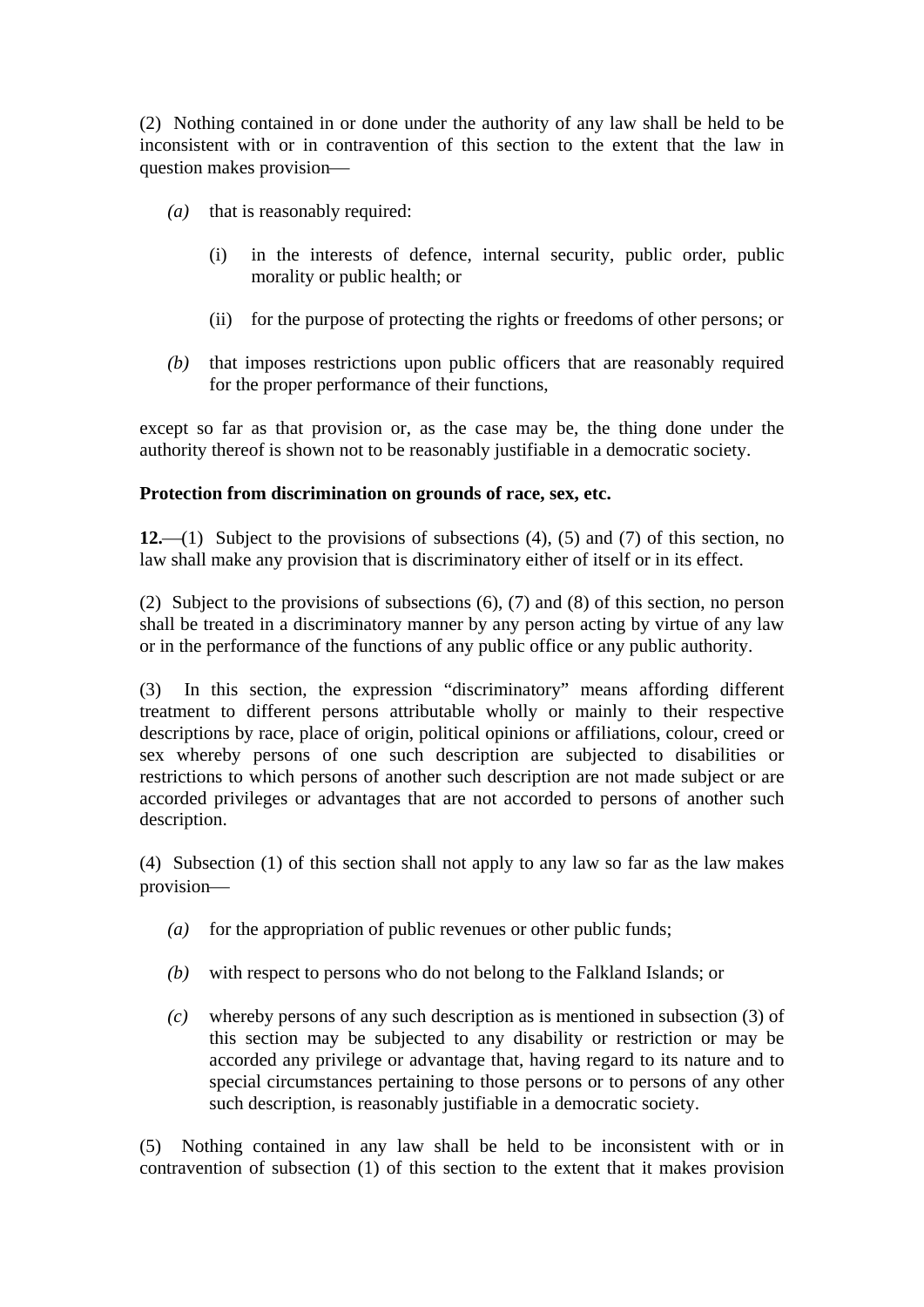(2) Nothing contained in or done under the authority of any law shall be held to be inconsistent with or in contravention of this section to the extent that the law in question makes provision—

*(a)* that is reasonably required:

(i) in the interests of defence, internal security, public order, public morality or public health; or

(ii) for the purpose of protecting the rights or freedoms of other persons; or

*(b)* that imposes restrictions upon public officers that are reasonably required for the proper performance of their functions,

except so far as that provision or, as the case may be, the thing done under the authority thereof is shown not to be reasonably justifiable in a democratic society.

**Protection from discrimination on grounds of race, sex, etc.**

**12.**—(1) Subject to the provisions of subsections (4), (5) and (7) of this section, no law shall make any provision that is discriminatory either of itself or in its effect.

(2) Subject to the provisions of subsections (6), (7) and (8) of this section, no person shall be treated in a discriminatory manner by any person acting by virtue of any law or in the performance of the functions of any public office or any public authority.

(3) In this section, the expression "discriminatory" means affording different treatment to different persons attributable wholly or mainly to their respective descriptions by race, place of origin, political opinions or affiliations, colour, creed or sex whereby persons of one such description are subjected to disabilities or restrictions to which persons of another such description are not made subject or are accorded privileges or advantages that are not accorded to persons of another such description.

(4) Subsection (1) of this section shall not apply to any law so far as the law makes provision—

*(a)* for the appropriation of public revenues or other public funds;

*(b)* with respect to persons who do not belong to the Falkland Islands; or

*(c)* whereby persons of any such description as is mentioned in subsection (3) of this section may be subjected to any disability or restriction or may be accorded any privilege or advantage that, having regard to its nature and to special circumstances pertaining to those persons or to persons of any other such description, is reasonably justifiable in a democratic society.

(5) Nothing contained in any law shall be held to be inconsistent with or in contravention of subsection (1) of this section to the extent that it makes provision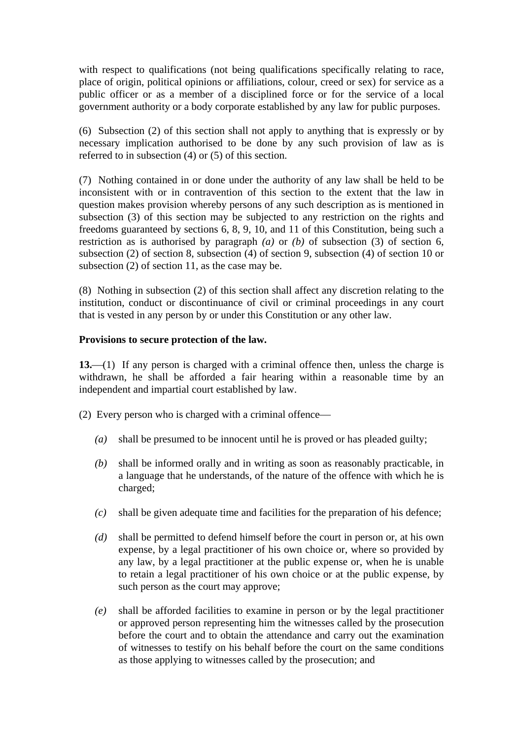with respect to qualifications (not being qualifications specifically relating to race, place of origin, political opinions or affiliations, colour, creed or sex) for service as a public officer or as a member of a disciplined force or for the service of a local government authority or a body corporate established by any law for public purposes.

(6) Subsection (2) of this section shall not apply to anything that is expressly or by necessary implication authorised to be done by any such provision of law as is referred to in subsection (4) or (5) of this section.

(7) Nothing contained in or done under the authority of any law shall be held to be inconsistent with or in contravention of this section to the extent that the law in question makes provision whereby persons of any such description as is mentioned in subsection (3) of this section may be subjected to any restriction on the rights and freedoms guaranteed by sections 6, 8, 9, 10, and 11 of this Constitution, being such a restriction as is authorised by paragraph *(a)* or *(b)* of subsection (3) of section 6, subsection (2) of section 8, subsection (4) of section 9, subsection (4) of section 10 or subsection (2) of section 11, as the case may be.

(8) Nothing in subsection (2) of this section shall affect any discretion relating to the institution, conduct or discontinuance of civil or criminal proceedings in any court that is vested in any person by or under this Constitution or any other law.

**Provisions to secure protection of the law.**

**13.**—(1) If any person is charged with a criminal offence then, unless the charge is withdrawn, he shall be afforded a fair hearing within a reasonable time by an independent and impartial court established by law.

(2) Every person who is charged with a criminal offence—

*(a)* shall be presumed to be innocent until he is proved or has pleaded guilty;

*(b)* shall be informed orally and in writing as soon as reasonably practicable, in a language that he understands, of the nature of the offence with which he is charged;

*(c)* shall be given adequate time and facilities for the preparation of his defence;

*(d)* shall be permitted to defend himself before the court in person or, at his own expense, by a legal practitioner of his own choice or, where so provided by any law, by a legal practitioner at the public expense or, when he is unable to retain a legal practitioner of his own choice or at the public expense, by such person as the court may approve;

*(e)* shall be afforded facilities to examine in person or by the legal practitioner or approved person representing him the witnesses called by the prosecution before the court and to obtain the attendance and carry out the examination of witnesses to testify on his behalf before the court on the same conditions as those applying to witnesses called by the prosecution; and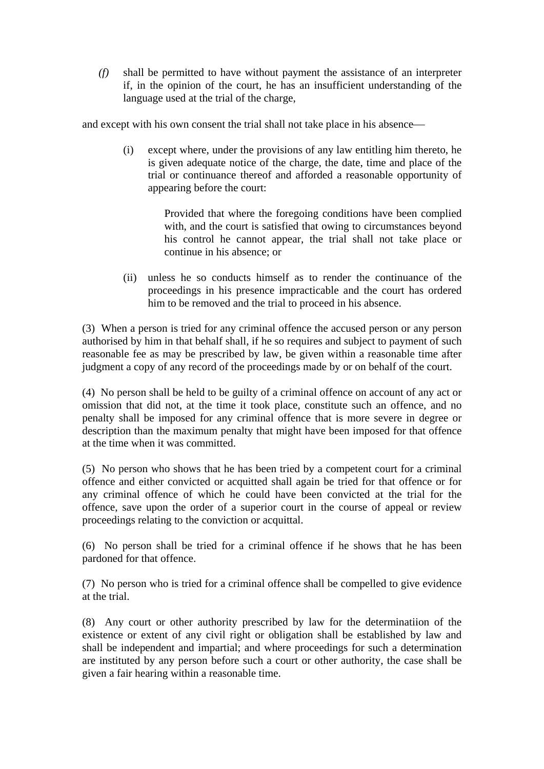(*f*) shall be permitted to have without payment the assistance of an interpreter if, in the opinion of the court, he has an insufficient understanding of the language used at the trial of the charge,

and except with his own consent the trial shall not take place in his absence—

(i) except where, under the provisions of any law entitling him thereto, he is given adequate notice of the charge, the date, time and place of the trial or continuance thereof and afforded a reasonable opportunity of appearing before the court:

Provided that where the foregoing conditions have been complied with, and the court is satisfied that owing to circumstances beyond his control he cannot appear, the trial shall not take place or continue in his absence; or

(ii) unless he so conducts himself as to render the continuance of the proceedings in his presence impracticable and the court has ordered him to be removed and the trial to proceed in his absence.

(3) When a person is tried for any criminal offence the accused person or any person authorised by him in that behalf shall, if he so requires and subject to payment of such reasonable fee as may be prescribed by law, be given within a reasonable time after judgment a copy of any record of the proceedings made by or on behalf of the court.

(4) No person shall be held to be guilty of a criminal offence on account of any act or omission that did not, at the time it took place, constitute such an offence, and no penalty shall be imposed for any criminal offence that is more severe in degree or description than the maximum penalty that might have been imposed for that offence at the time when it was committed.

(5) No person who shows that he has been tried by a competent court for a criminal offence and either convicted or acquitted shall again be tried for that offence or for any criminal offence of which he could have been convicted at the trial for the offence, save upon the order of a superior court in the course of appeal or review proceedings relating to the conviction or acquittal.

(6) No person shall be tried for a criminal offence if he shows that he has been pardoned for that offence.

(7) No person who is tried for a criminal offence shall be compelled to give evidence at the trial.

(8) Any court or other authority prescribed by law for the determinatiion of the existence or extent of any civil right or obligation shall be established by law and shall be independent and impartial; and where proceedings for such a determination are instituted by any person before such a court or other authority, the case shall be given a fair hearing within a reasonable time.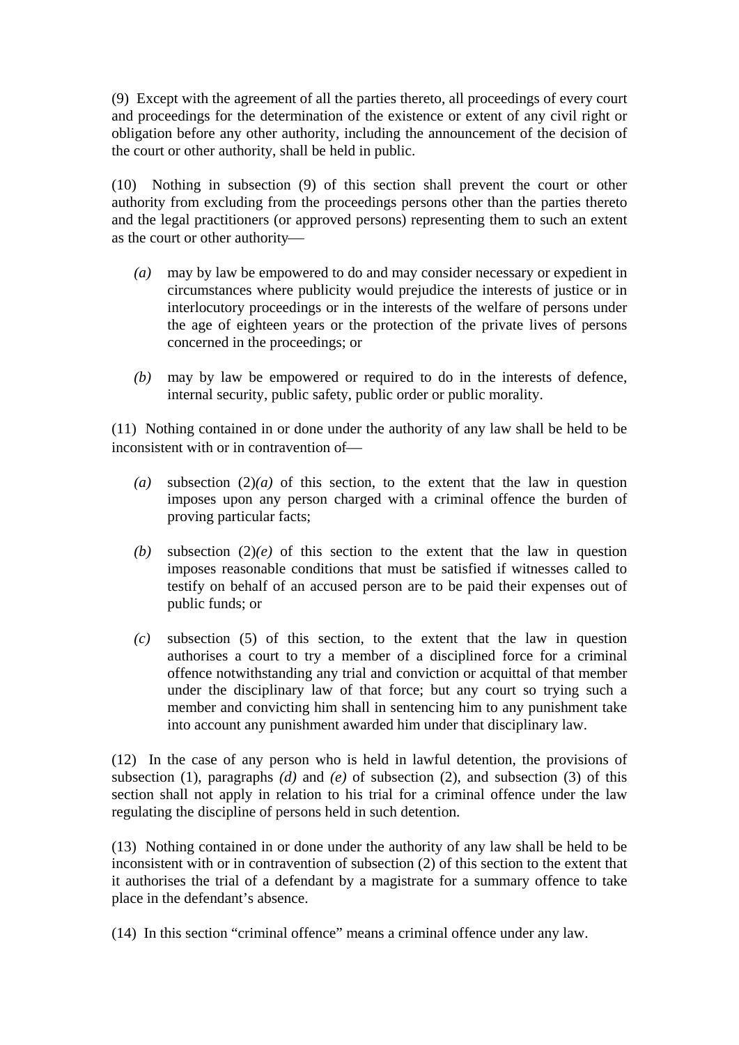(9) Except with the agreement of all the parties thereto, all proceedings of every court and proceedings for the determination of the existence or extent of any civil right or obligation before any other authority, including the announcement of the decision of the court or other authority, shall be held in public.

(10) Nothing in subsection (9) of this section shall prevent the court or other authority from excluding from the proceedings persons other than the parties thereto and the legal practitioners (or approved persons) representing them to such an extent as the court or other authority—

*(a)* may by law be empowered to do and may consider necessary or expedient in circumstances where publicity would prejudice the interests of justice or in interlocutory proceedings or in the interests of the welfare of persons under the age of eighteen years or the protection of the private lives of persons concerned in the proceedings; or

*(b)* may by law be empowered or required to do in the interests of defence, internal security, public safety, public order or public morality.

(11) Nothing contained in or done under the authority of any law shall be held to be inconsistent with or in contravention of—

*(a)* subsection (2)*(a)* of this section, to the extent that the law in question imposes upon any person charged with a criminal offence the burden of proving particular facts;

*(b)* subsection (2)*(e)* of this section to the extent that the law in question imposes reasonable conditions that must be satisfied if witnesses called to testify on behalf of an accused person are to be paid their expenses out of public funds; or

*(c)* subsection (5) of this section, to the extent that the law in question authorises a court to try a member of a disciplined force for a criminal offence notwithstanding any trial and conviction or acquittal of that member under the disciplinary law of that force; but any court so trying such a member and convicting him shall in sentencing him to any punishment take into account any punishment awarded him under that disciplinary law.

(12) In the case of any person who is held in lawful detention, the provisions of subsection (1), paragraphs *(d)* and *(e)* of subsection (2), and subsection (3) of this section shall not apply in relation to his trial for a criminal offence under the law regulating the discipline of persons held in such detention.

(13) Nothing contained in or done under the authority of any law shall be held to be inconsistent with or in contravention of subsection (2) of this section to the extent that it authorises the trial of a defendant by a magistrate for a summary offence to take place in the defendant's absence.

(14) In this section "criminal offence" means a criminal offence under any law.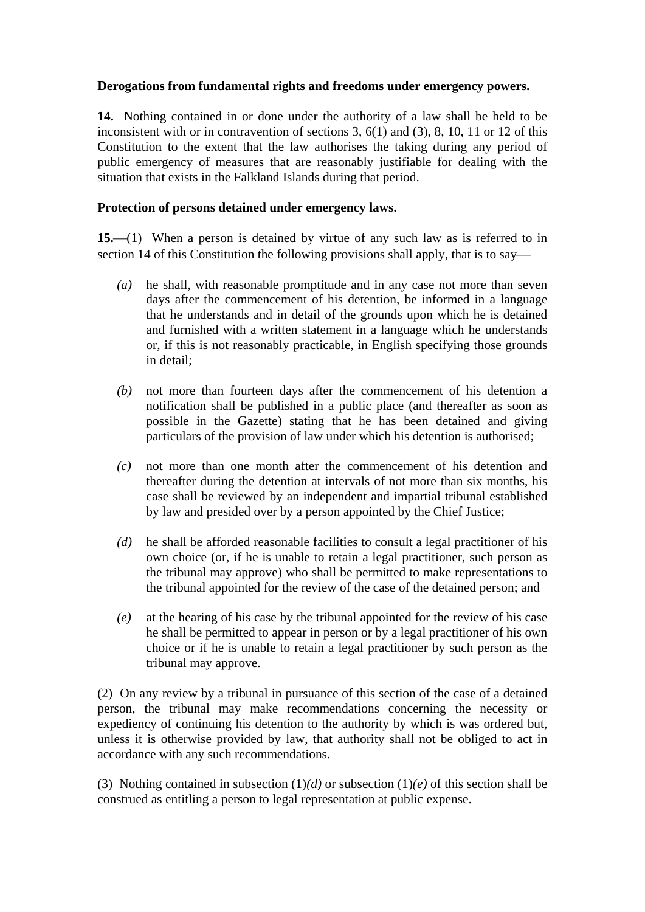**Derogations from fundamental rights and freedoms under emergency powers.**

**14.** Nothing contained in or done under the authority of a law shall be held to be inconsistent with or in contravention of sections 3, 6(1) and (3), 8, 10, 11 or 12 of this Constitution to the extent that the law authorises the taking during any period of public emergency of measures that are reasonably justifiable for dealing with the situation that exists in the Falkland Islands during that period.

**Protection of persons detained under emergency laws.**

**15.**—(1) When a person is detained by virtue of any such law as is referred to in section 14 of this Constitution the following provisions shall apply, that is to say—

*(a)* he shall, with reasonable promptitude and in any case not more than seven days after the commencement of his detention, be informed in a language that he understands and in detail of the grounds upon which he is detained and furnished with a written statement in a language which he understands or, if this is not reasonably practicable, in English specifying those grounds in detail;

*(b)* not more than fourteen days after the commencement of his detention a notification shall be published in a public place (and thereafter as soon as possible in the Gazette) stating that he has been detained and giving particulars of the provision of law under which his detention is authorised;

*(c)* not more than one month after the commencement of his detention and thereafter during the detention at intervals of not more than six months, his case shall be reviewed by an independent and impartial tribunal established by law and presided over by a person appointed by the Chief Justice;

*(d)* he shall be afforded reasonable facilities to consult a legal practitioner of his own choice (or, if he is unable to retain a legal practitioner, such person as the tribunal may approve) who shall be permitted to make representations to the tribunal appointed for the review of the case of the detained person; and

*(e)* at the hearing of his case by the tribunal appointed for the review of his case he shall be permitted to appear in person or by a legal practitioner of his own choice or if he is unable to retain a legal practitioner by such person as the tribunal may approve.

(2) On any review by a tribunal in pursuance of this section of the case of a detained person, the tribunal may make recommendations concerning the necessity or expediency of continuing his detention to the authority by which is was ordered but, unless it is otherwise provided by law, that authority shall not be obliged to act in accordance with any such recommendations.

(3) Nothing contained in subsection (1)*(d)* or subsection (1)*(e)* of this section shall be construed as entitling a person to legal representation at public expense.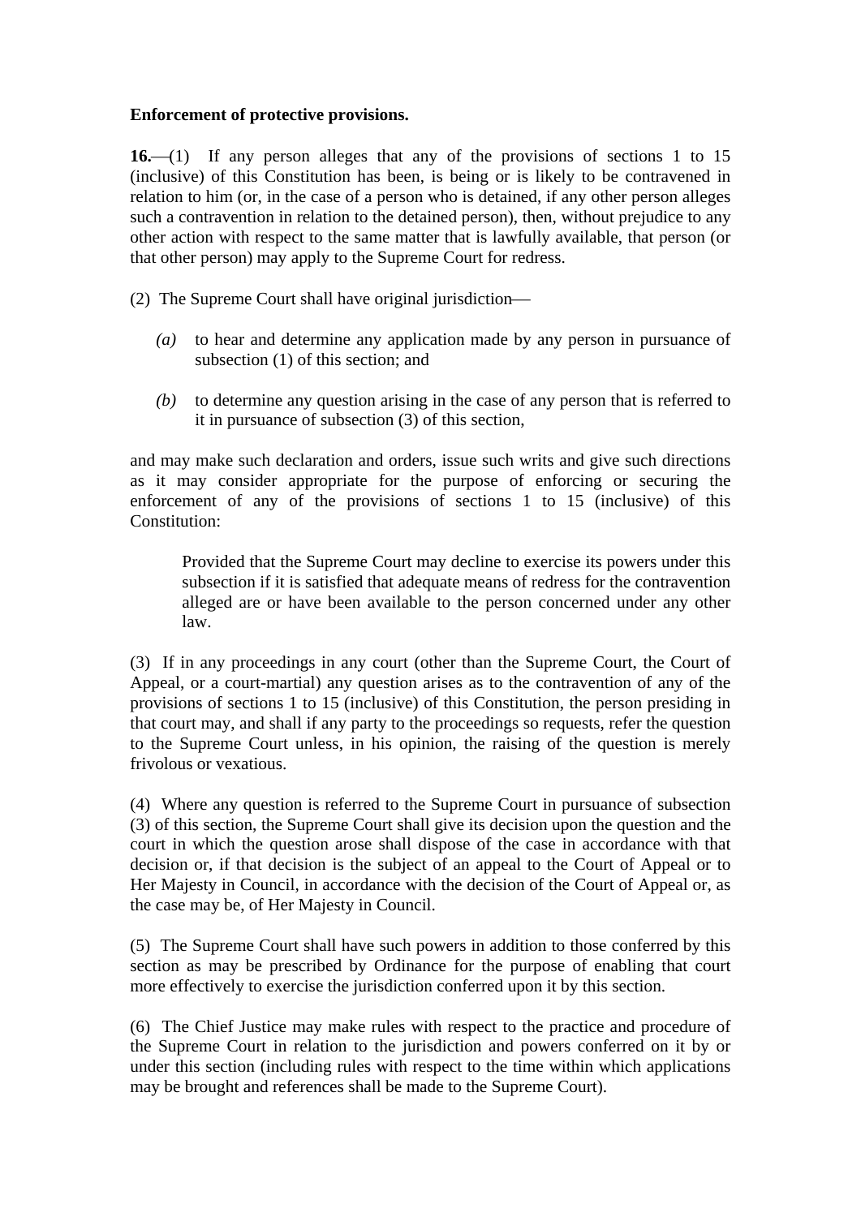**Enforcement of protective provisions.**

**16.**—(1) If any person alleges that any of the provisions of sections 1 to 15 (inclusive) of this Constitution has been, is being or is likely to be contravened in relation to him (or, in the case of a person who is detained, if any other person alleges such a contravention in relation to the detained person), then, without prejudice to any other action with respect to the same matter that is lawfully available, that person (or that other person) may apply to the Supreme Court for redress.

(2) The Supreme Court shall have original jurisdiction—

*(a)* to hear and determine any application made by any person in pursuance of subsection (1) of this section; and

*(b)* to determine any question arising in the case of any person that is referred to it in pursuance of subsection (3) of this section,

and may make such declaration and orders, issue such writs and give such directions as it may consider appropriate for the purpose of enforcing or securing the enforcement of any of the provisions of sections 1 to 15 (inclusive) of this Constitution:

> Provided that the Supreme Court may decline to exercise its powers under this subsection if it is satisfied that adequate means of redress for the contravention alleged are or have been available to the person concerned under any other law.

(3) If in any proceedings in any court (other than the Supreme Court, the Court of Appeal, or a court-martial) any question arises as to the contravention of any of the provisions of sections 1 to 15 (inclusive) of this Constitution, the person presiding in that court may, and shall if any party to the proceedings so requests, refer the question to the Supreme Court unless, in his opinion, the raising of the question is merely frivolous or vexatious.

(4) Where any question is referred to the Supreme Court in pursuance of subsection (3) of this section, the Supreme Court shall give its decision upon the question and the court in which the question arose shall dispose of the case in accordance with that decision or, if that decision is the subject of an appeal to the Court of Appeal or to Her Majesty in Council, in accordance with the decision of the Court of Appeal or, as the case may be, of Her Majesty in Council.

(5) The Supreme Court shall have such powers in addition to those conferred by this section as may be prescribed by Ordinance for the purpose of enabling that court more effectively to exercise the jurisdiction conferred upon it by this section.

(6) The Chief Justice may make rules with respect to the practice and procedure of the Supreme Court in relation to the jurisdiction and powers conferred on it by or under this section (including rules with respect to the time within which applications may be brought and references shall be made to the Supreme Court).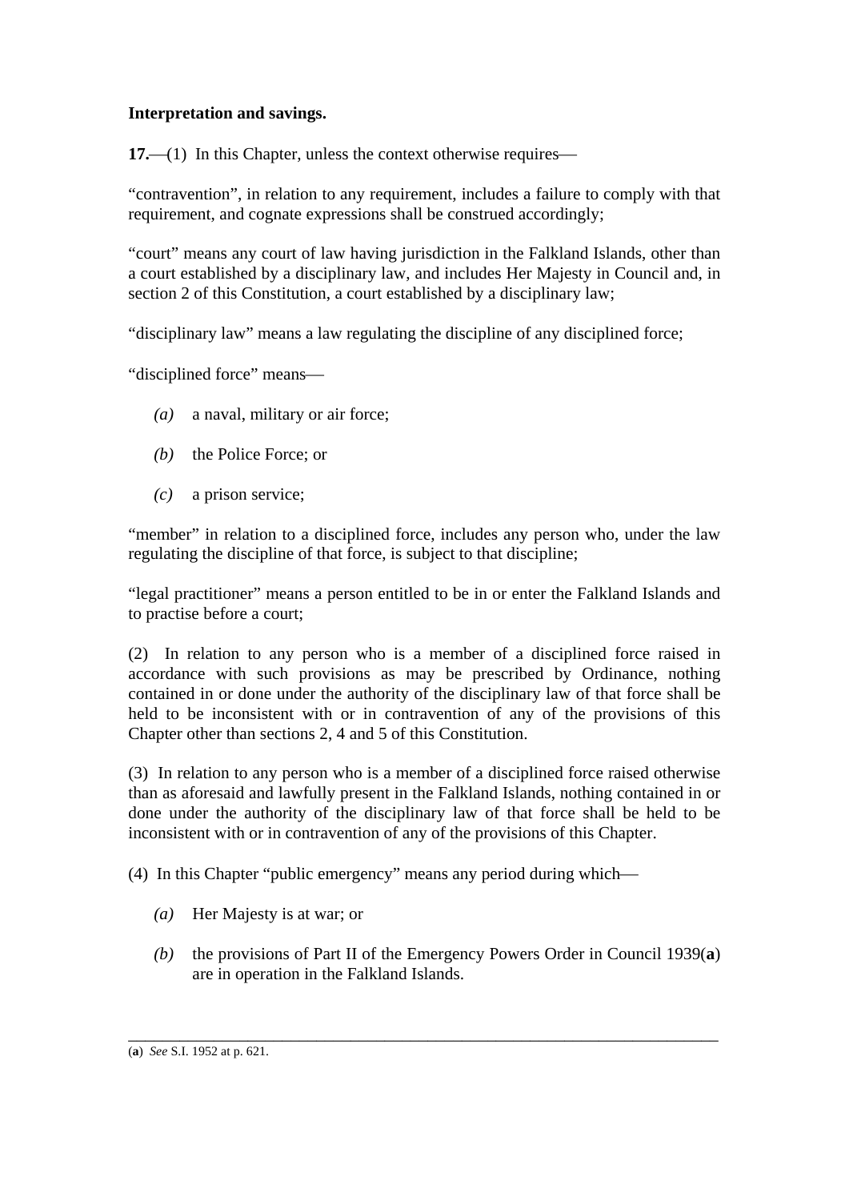**Interpretation and savings.**

**17.**—(1) In this Chapter, unless the context otherwise requires—

"contravention", in relation to any requirement, includes a failure to comply with that requirement, and cognate expressions shall be construed accordingly;

"court" means any court of law having jurisdiction in the Falkland Islands, other than a court established by a disciplinary law, and includes Her Majesty in Council and, in section 2 of this Constitution, a court established by a disciplinary law;

"disciplinary law" means a law regulating the discipline of any disciplined force;

"disciplined force" means—

*(a)* a naval, military or air force;

*(b)* the Police Force; or

*(c)* a prison service;

"member" in relation to a disciplined force, includes any person who, under the law regulating the discipline of that force, is subject to that discipline;

"legal practitioner" means a person entitled to be in or enter the Falkland Islands and to practise before a court;

(2) In relation to any person who is a member of a disciplined force raised in accordance with such provisions as may be prescribed by Ordinance, nothing contained in or done under the authority of the disciplinary law of that force shall be held to be inconsistent with or in contravention of any of the provisions of this Chapter other than sections 2, 4 and 5 of this Constitution.

(3) In relation to any person who is a member of a disciplined force raised otherwise than as aforesaid and lawfully present in the Falkland Islands, nothing contained in or done under the authority of the disciplinary law of that force shall be held to be inconsistent with or in contravention of any of the provisions of this Chapter.

(4) In this Chapter "public emergency" means any period during which—

*(a)* Her Majesty is at war; or

*(b)* the provisions of Part II of the Emergency Powers Order in Council 1939(**a**) are in operation in the Falkland Islands.

---

(**a**) *See* S.I. 1952 at p. 621.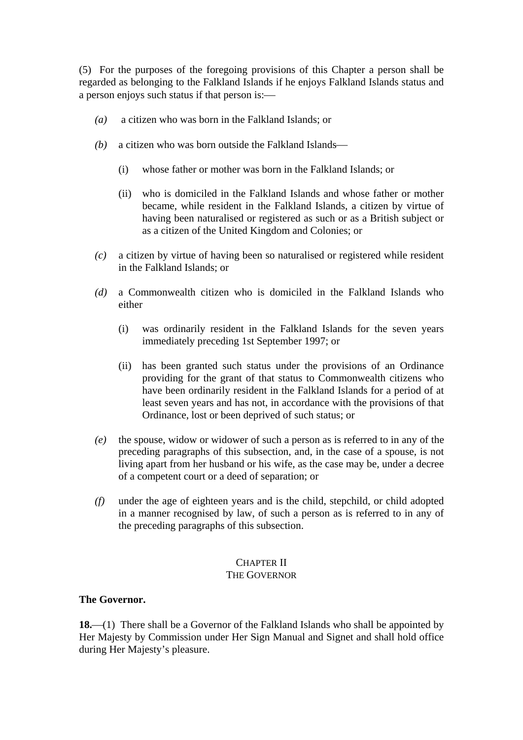(5) For the purposes of the foregoing provisions of this Chapter a person shall be regarded as belonging to the Falkland Islands if he enjoys Falkland Islands status and a person enjoys such status if that person is:—

*(a)* a citizen who was born in the Falkland Islands; or

*(b)* a citizen who was born outside the Falkland Islands—

(i) whose father or mother was born in the Falkland Islands; or

(ii) who is domiciled in the Falkland Islands and whose father or mother became, while resident in the Falkland Islands, a citizen by virtue of having been naturalised or registered as such or as a British subject or as a citizen of the United Kingdom and Colonies; or

*(c)* a citizen by virtue of having been so naturalised or registered while resident in the Falkland Islands; or

*(d)* a Commonwealth citizen who is domiciled in the Falkland Islands who either

(i) was ordinarily resident in the Falkland Islands for the seven years immediately preceding 1st September 1997; or

(ii) has been granted such status under the provisions of an Ordinance providing for the grant of that status to Commonwealth citizens who have been ordinarily resident in the Falkland Islands for a period of at least seven years and has not, in accordance with the provisions of that Ordinance, lost or been deprived of such status; or

*(e)* the spouse, widow or widower of such a person as is referred to in any of the preceding paragraphs of this subsection, and, in the case of a spouse, is not living apart from her husband or his wife, as the case may be, under a decree of a competent court or a deed of separation; or

*(f)* under the age of eighteen years and is the child, stepchild, or child adopted in a manner recognised by law, of such a person as is referred to in any of the preceding paragraphs of this subsection.

## CHAPTER II
## THE GOVERNOR

**The Governor.**

**18.**—(1) There shall be a Governor of the Falkland Islands who shall be appointed by Her Majesty by Commission under Her Sign Manual and Signet and shall hold office during Her Majesty's pleasure.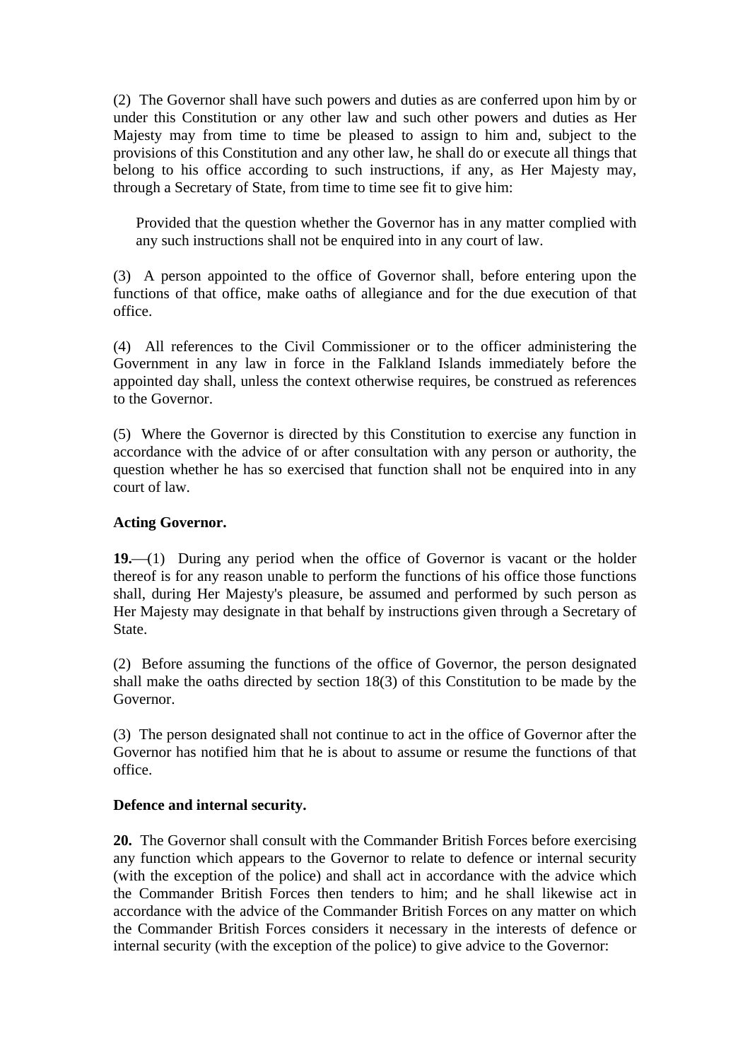(2) The Governor shall have such powers and duties as are conferred upon him by or under this Constitution or any other law and such other powers and duties as Her Majesty may from time to time be pleased to assign to him and, subject to the provisions of this Constitution and any other law, he shall do or execute all things that belong to his office according to such instructions, if any, as Her Majesty may, through a Secretary of State, from time to time see fit to give him:

> Provided that the question whether the Governor has in any matter complied with any such instructions shall not be enquired into in any court of law.

(3) A person appointed to the office of Governor shall, before entering upon the functions of that office, make oaths of allegiance and for the due execution of that office.

(4) All references to the Civil Commissioner or to the officer administering the Government in any law in force in the Falkland Islands immediately before the appointed day shall, unless the context otherwise requires, be construed as references to the Governor.

(5) Where the Governor is directed by this Constitution to exercise any function in accordance with the advice of or after consultation with any person or authority, the question whether he has so exercised that function shall not be enquired into in any court of law.

**Acting Governor.**

**19.**—(1) During any period when the office of Governor is vacant or the holder thereof is for any reason unable to perform the functions of his office those functions shall, during Her Majesty's pleasure, be assumed and performed by such person as Her Majesty may designate in that behalf by instructions given through a Secretary of State.

(2) Before assuming the functions of the office of Governor, the person designated shall make the oaths directed by section 18(3) of this Constitution to be made by the Governor.

(3) The person designated shall not continue to act in the office of Governor after the Governor has notified him that he is about to assume or resume the functions of that office.

**Defence and internal security.**

**20.** The Governor shall consult with the Commander British Forces before exercising any function which appears to the Governor to relate to defence or internal security (with the exception of the police) and shall act in accordance with the advice which the Commander British Forces then tenders to him; and he shall likewise act in accordance with the advice of the Commander British Forces on any matter on which the Commander British Forces considers it necessary in the interests of defence or internal security (with the exception of the police) to give advice to the Governor: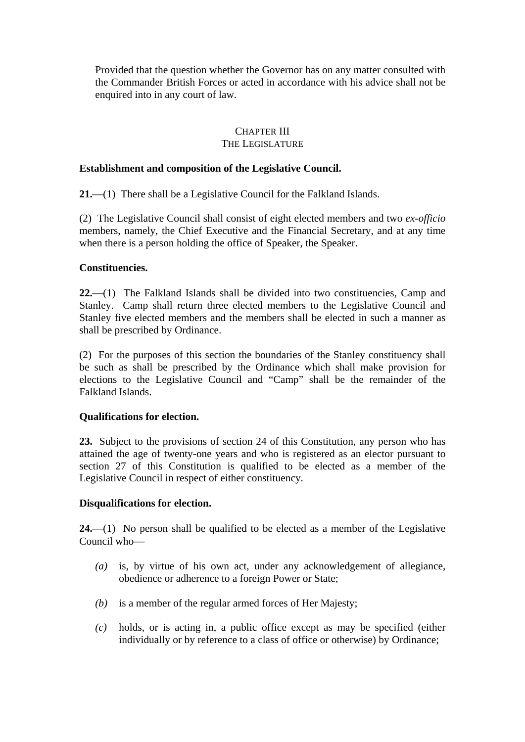Provided that the question whether the Governor has on any matter consulted with the Commander British Forces or acted in accordance with his advice shall not be enquired into in any court of law.

## CHAPTER III
## THE LEGISLATURE

**Establishment and composition of the Legislative Council.**

**21.**—(1) There shall be a Legislative Council for the Falkland Islands.

(2) The Legislative Council shall consist of eight elected members and two *ex-officio* members, namely, the Chief Executive and the Financial Secretary, and at any time when there is a person holding the office of Speaker, the Speaker.

**Constituencies.**

**22.**—(1) The Falkland Islands shall be divided into two constituencies, Camp and Stanley. Camp shall return three elected members to the Legislative Council and Stanley five elected members and the members shall be elected in such a manner as shall be prescribed by Ordinance.

(2) For the purposes of this section the boundaries of the Stanley constituency shall be such as shall be prescribed by the Ordinance which shall make provision for elections to the Legislative Council and "Camp" shall be the remainder of the Falkland Islands.

**Qualifications for election.**

**23.** Subject to the provisions of section 24 of this Constitution, any person who has attained the age of twenty-one years and who is registered as an elector pursuant to section 27 of this Constitution is qualified to be elected as a member of the Legislative Council in respect of either constituency.

**Disqualifications for election.**

**24.**—(1) No person shall be qualified to be elected as a member of the Legislative Council who—

*(a)* is, by virtue of his own act, under any acknowledgement of allegiance, obedience or adherence to a foreign Power or State;

*(b)* is a member of the regular armed forces of Her Majesty;

*(c)* holds, or is acting in, a public office except as may be specified (either individually or by reference to a class of office or otherwise) by Ordinance;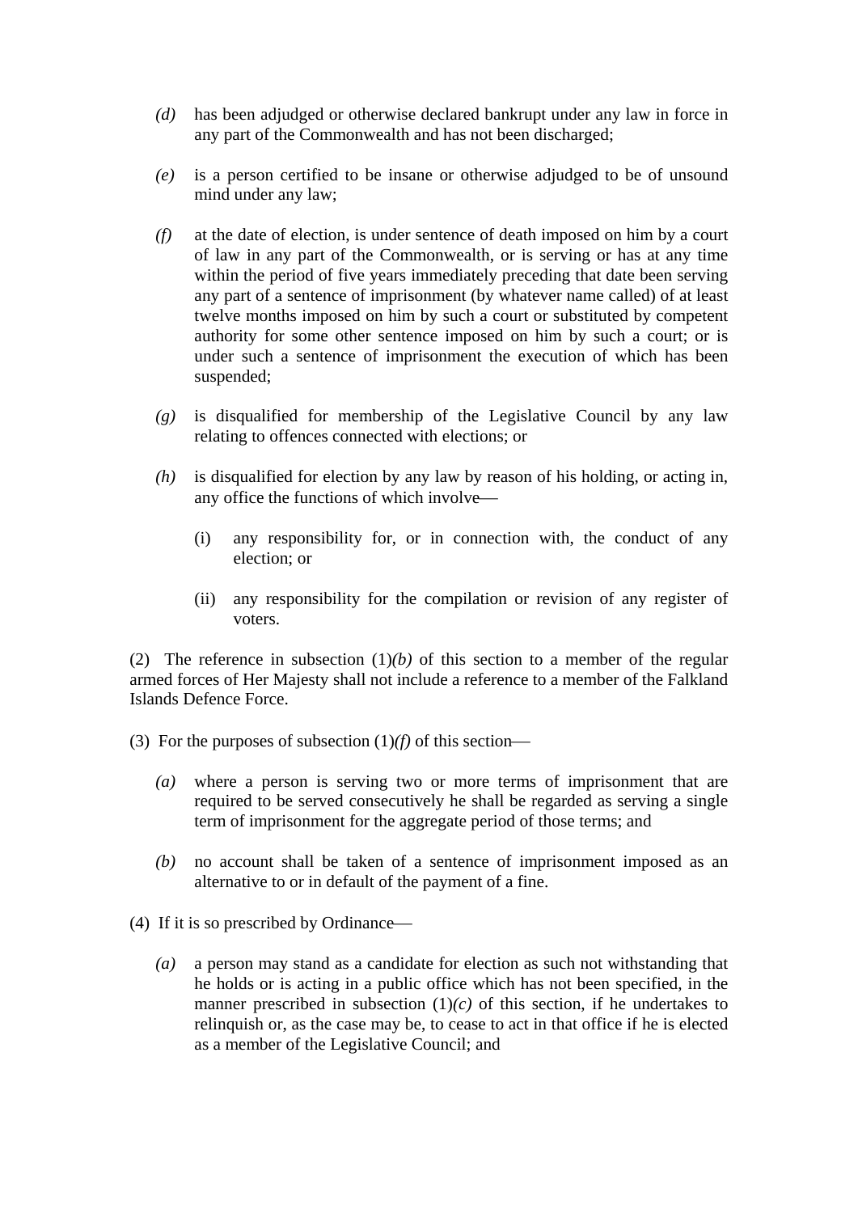*(d)* has been adjudged or otherwise declared bankrupt under any law in force in any part of the Commonwealth and has not been discharged;

*(e)* is a person certified to be insane or otherwise adjudged to be of unsound mind under any law;

*(f)* at the date of election, is under sentence of death imposed on him by a court of law in any part of the Commonwealth, or is serving or has at any time within the period of five years immediately preceding that date been serving any part of a sentence of imprisonment (by whatever name called) of at least twelve months imposed on him by such a court or substituted by competent authority for some other sentence imposed on him by such a court; or is under such a sentence of imprisonment the execution of which has been suspended;

*(g)* is disqualified for membership of the Legislative Council by any law relating to offences connected with elections; or

*(h)* is disqualified for election by any law by reason of his holding, or acting in, any office the functions of which involve—

(i) any responsibility for, or in connection with, the conduct of any election; or

(ii) any responsibility for the compilation or revision of any register of voters.

(2) The reference in subsection (1)*(b)* of this section to a member of the regular armed forces of Her Majesty shall not include a reference to a member of the Falkland Islands Defence Force.

(3) For the purposes of subsection (1)*(f)* of this section—

*(a)* where a person is serving two or more terms of imprisonment that are required to be served consecutively he shall be regarded as serving a single term of imprisonment for the aggregate period of those terms; and

*(b)* no account shall be taken of a sentence of imprisonment imposed as an alternative to or in default of the payment of a fine.

(4) If it is so prescribed by Ordinance—

*(a)* a person may stand as a candidate for election as such not withstanding that he holds or is acting in a public office which has not been specified, in the manner prescribed in subsection (1)*(c)* of this section, if he undertakes to relinquish or, as the case may be, to cease to act in that office if he is elected as a member of the Legislative Council; and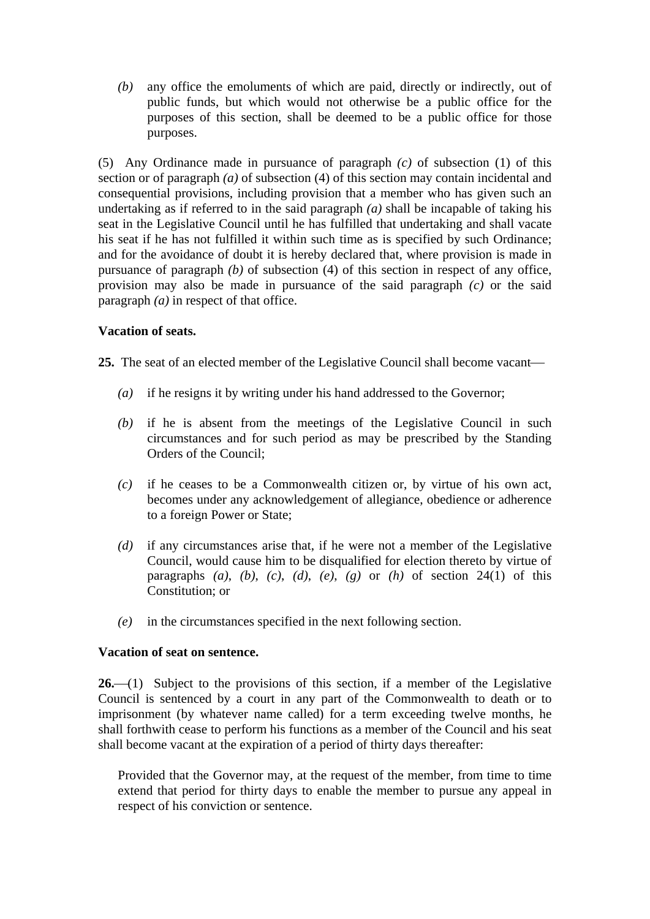*(b)* any office the emoluments of which are paid, directly or indirectly, out of public funds, but which would not otherwise be a public office for the purposes of this section, shall be deemed to be a public office for those purposes.

(5) Any Ordinance made in pursuance of paragraph *(c)* of subsection (1) of this section or of paragraph *(a)* of subsection (4) of this section may contain incidental and consequential provisions, including provision that a member who has given such an undertaking as if referred to in the said paragraph *(a)* shall be incapable of taking his seat in the Legislative Council until he has fulfilled that undertaking and shall vacate his seat if he has not fulfilled it within such time as is specified by such Ordinance; and for the avoidance of doubt it is hereby declared that, where provision is made in pursuance of paragraph *(b)* of subsection (4) of this section in respect of any office, provision may also be made in pursuance of the said paragraph *(c)* or the said paragraph *(a)* in respect of that office.

**Vacation of seats.**

**25.** The seat of an elected member of the Legislative Council shall become vacant—

*(a)* if he resigns it by writing under his hand addressed to the Governor;

*(b)* if he is absent from the meetings of the Legislative Council in such circumstances and for such period as may be prescribed by the Standing Orders of the Council;

*(c)* if he ceases to be a Commonwealth citizen or, by virtue of his own act, becomes under any acknowledgement of allegiance, obedience or adherence to a foreign Power or State;

*(d)* if any circumstances arise that, if he were not a member of the Legislative Council, would cause him to be disqualified for election thereto by virtue of paragraphs *(a)*, *(b)*, *(c)*, *(d)*, *(e)*, *(g)* or *(h)* of section 24(1) of this Constitution; or

*(e)* in the circumstances specified in the next following section.

**Vacation of seat on sentence.**

**26.**—(1) Subject to the provisions of this section, if a member of the Legislative Council is sentenced by a court in any part of the Commonwealth to death or to imprisonment (by whatever name called) for a term exceeding twelve months, he shall forthwith cease to perform his functions as a member of the Council and his seat shall become vacant at the expiration of a period of thirty days thereafter:

Provided that the Governor may, at the request of the member, from time to time extend that period for thirty days to enable the member to pursue any appeal in respect of his conviction or sentence.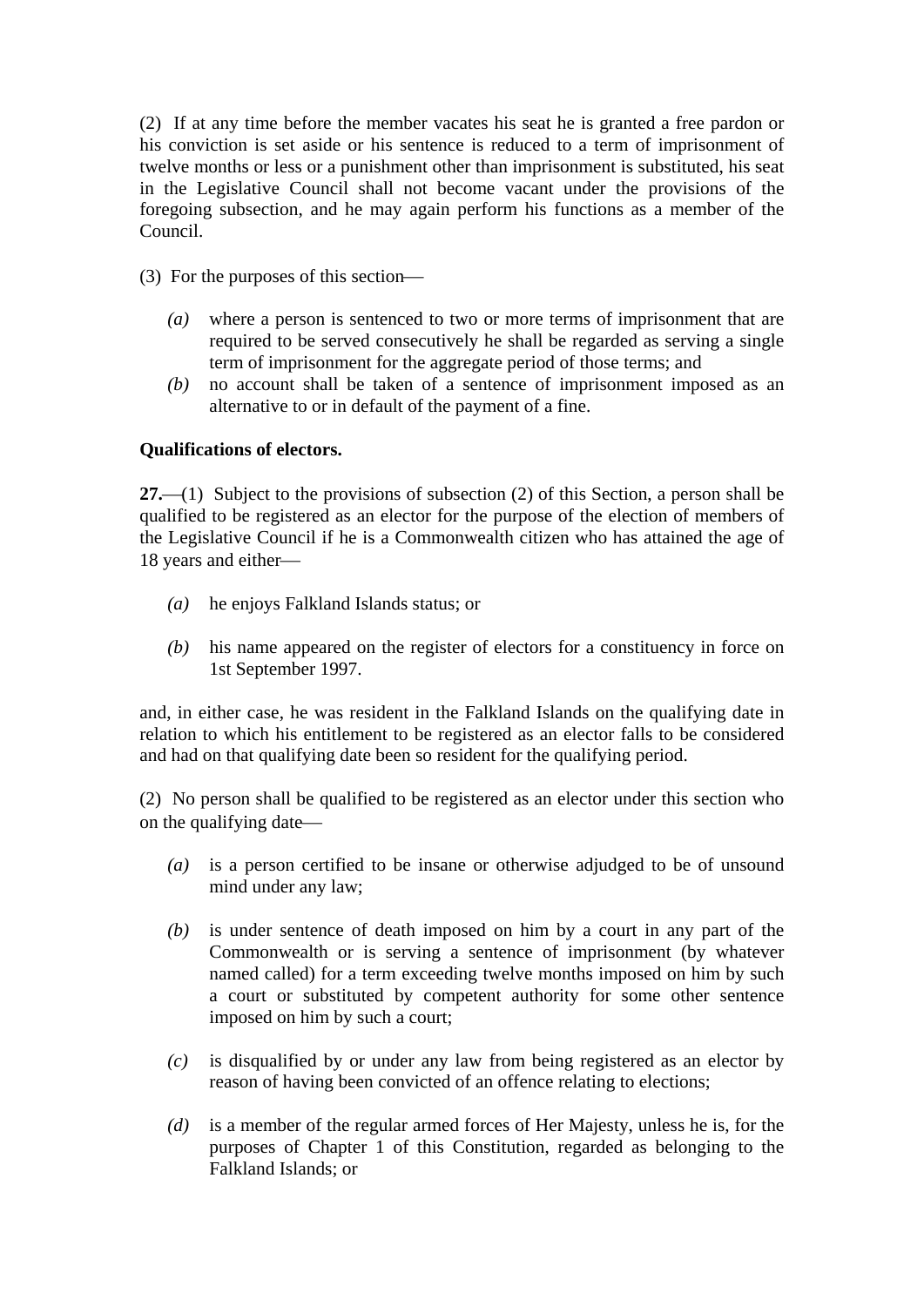(2) If at any time before the member vacates his seat he is granted a free pardon or his conviction is set aside or his sentence is reduced to a term of imprisonment of twelve months or less or a punishment other than imprisonment is substituted, his seat in the Legislative Council shall not become vacant under the provisions of the foregoing subsection, and he may again perform his functions as a member of the Council.

(3) For the purposes of this section—

- *(a)* where a person is sentenced to two or more terms of imprisonment that are required to be served consecutively he shall be regarded as serving a single term of imprisonment for the aggregate period of those terms; and
- *(b)* no account shall be taken of a sentence of imprisonment imposed as an alternative to or in default of the payment of a fine.

**Qualifications of electors.**

**27.**—(1) Subject to the provisions of subsection (2) of this Section, a person shall be qualified to be registered as an elector for the purpose of the election of members of the Legislative Council if he is a Commonwealth citizen who has attained the age of 18 years and either—

- *(a)* he enjoys Falkland Islands status; or
- *(b)* his name appeared on the register of electors for a constituency in force on 1st September 1997.

and, in either case, he was resident in the Falkland Islands on the qualifying date in relation to which his entitlement to be registered as an elector falls to be considered and had on that qualifying date been so resident for the qualifying period.

(2) No person shall be qualified to be registered as an elector under this section who on the qualifying date—

- *(a)* is a person certified to be insane or otherwise adjudged to be of unsound mind under any law;
- *(b)* is under sentence of death imposed on him by a court in any part of the Commonwealth or is serving a sentence of imprisonment (by whatever named called) for a term exceeding twelve months imposed on him by such a court or substituted by competent authority for some other sentence imposed on him by such a court;
- *(c)* is disqualified by or under any law from being registered as an elector by reason of having been convicted of an offence relating to elections;
- *(d)* is a member of the regular armed forces of Her Majesty, unless he is, for the purposes of Chapter 1 of this Constitution, regarded as belonging to the Falkland Islands; or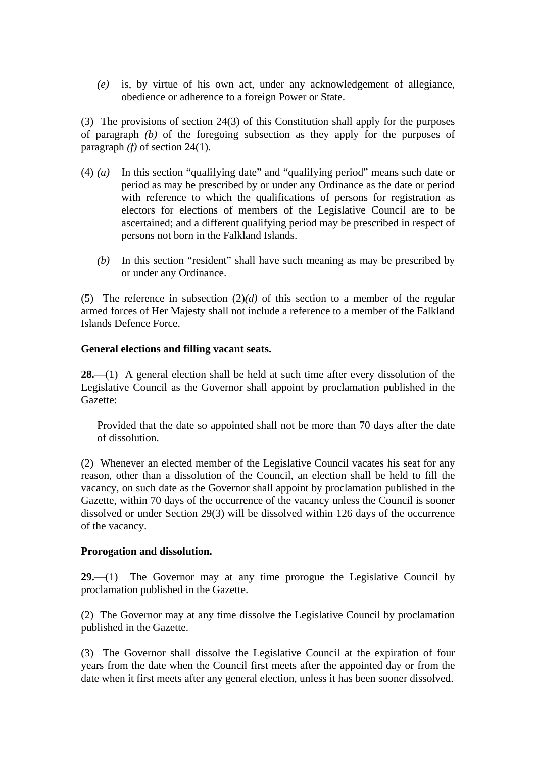*(e)* is, by virtue of his own act, under any acknowledgement of allegiance, obedience or adherence to a foreign Power or State.

(3) The provisions of section 24(3) of this Constitution shall apply for the purposes of paragraph *(b)* of the foregoing subsection as they apply for the purposes of paragraph *(f)* of section 24(1).

(4) *(a)* In this section "qualifying date" and "qualifying period" means such date or period as may be prescribed by or under any Ordinance as the date or period with reference to which the qualifications of persons for registration as electors for elections of members of the Legislative Council are to be ascertained; and a different qualifying period may be prescribed in respect of persons not born in the Falkland Islands.

*(b)* In this section "resident" shall have such meaning as may be prescribed by or under any Ordinance.

(5) The reference in subsection (2)*(d)* of this section to a member of the regular armed forces of Her Majesty shall not include a reference to a member of the Falkland Islands Defence Force.

**General elections and filling vacant seats.**

**28.**—(1) A general election shall be held at such time after every dissolution of the Legislative Council as the Governor shall appoint by proclamation published in the Gazette:

Provided that the date so appointed shall not be more than 70 days after the date of dissolution.

(2) Whenever an elected member of the Legislative Council vacates his seat for any reason, other than a dissolution of the Council, an election shall be held to fill the vacancy, on such date as the Governor shall appoint by proclamation published in the Gazette, within 70 days of the occurrence of the vacancy unless the Council is sooner dissolved or under Section 29(3) will be dissolved within 126 days of the occurrence of the vacancy.

**Prorogation and dissolution.**

**29.**—(1) The Governor may at any time prorogue the Legislative Council by proclamation published in the Gazette.

(2) The Governor may at any time dissolve the Legislative Council by proclamation published in the Gazette.

(3) The Governor shall dissolve the Legislative Council at the expiration of four years from the date when the Council first meets after the appointed day or from the date when it first meets after any general election, unless it has been sooner dissolved.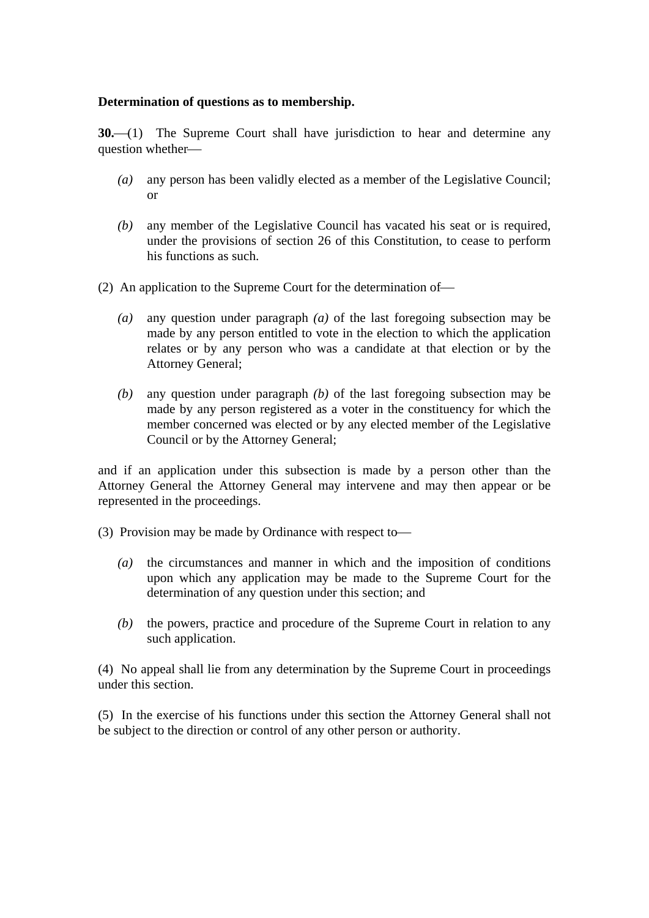**Determination of questions as to membership.**

**30.**—(1) The Supreme Court shall have jurisdiction to hear and determine any question whether—

- *(a)* any person has been validly elected as a member of the Legislative Council; or

- *(b)* any member of the Legislative Council has vacated his seat or is required, under the provisions of section 26 of this Constitution, to cease to perform his functions as such.

(2) An application to the Supreme Court for the determination of—

- *(a)* any question under paragraph *(a)* of the last foregoing subsection may be made by any person entitled to vote in the election to which the application relates or by any person who was a candidate at that election or by the Attorney General;

- *(b)* any question under paragraph *(b)* of the last foregoing subsection may be made by any person registered as a voter in the constituency for which the member concerned was elected or by any elected member of the Legislative Council or by the Attorney General;

and if an application under this subsection is made by a person other than the Attorney General the Attorney General may intervene and may then appear or be represented in the proceedings.

(3) Provision may be made by Ordinance with respect to—

- *(a)* the circumstances and manner in which and the imposition of conditions upon which any application may be made to the Supreme Court for the determination of any question under this section; and

- *(b)* the powers, practice and procedure of the Supreme Court in relation to any such application.

(4) No appeal shall lie from any determination by the Supreme Court in proceedings under this section.

(5) In the exercise of his functions under this section the Attorney General shall not be subject to the direction or control of any other person or authority.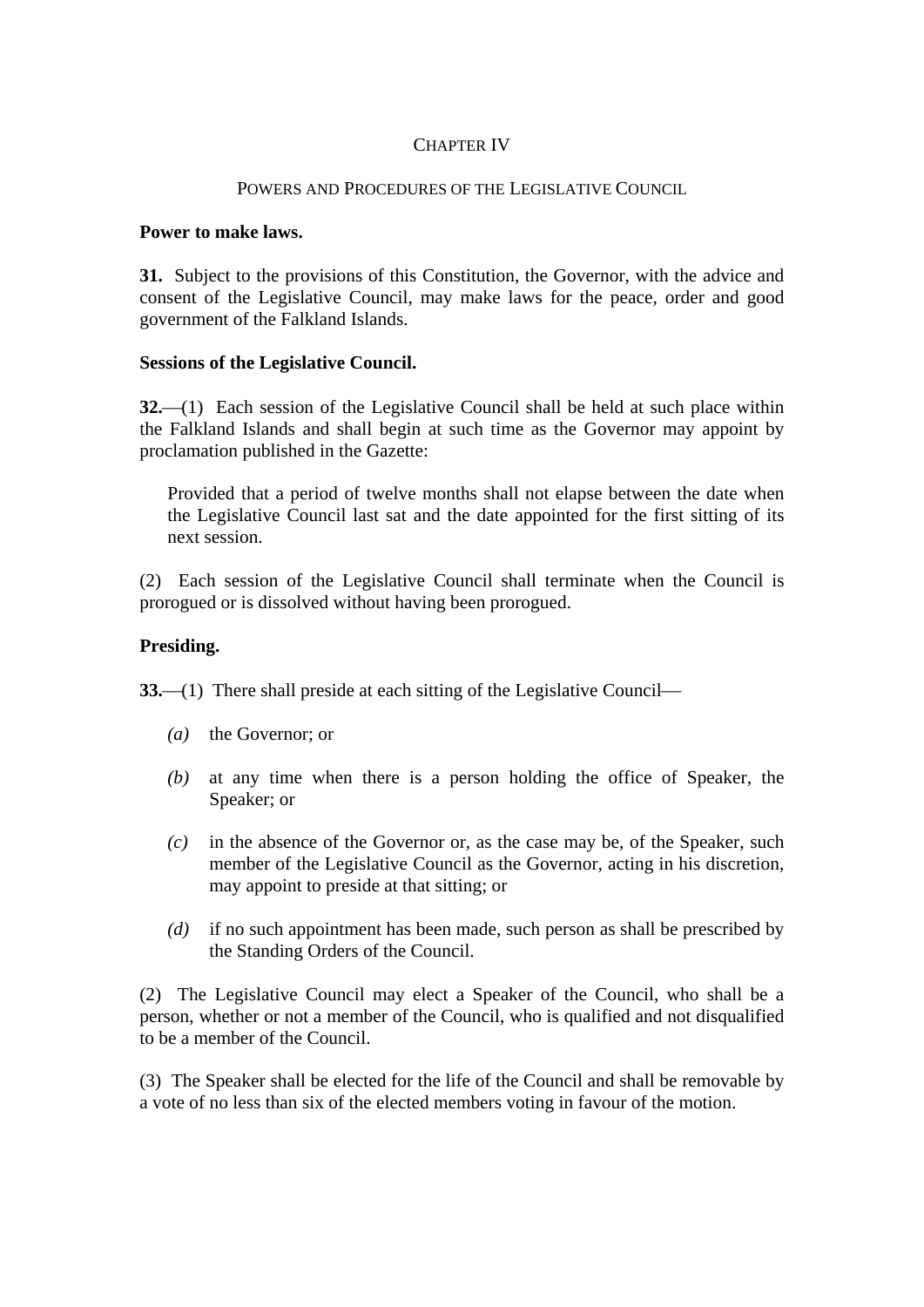## CHAPTER IV

### POWERS AND PROCEDURES OF THE LEGISLATIVE COUNCIL

**Power to make laws.**

**31.** Subject to the provisions of this Constitution, the Governor, with the advice and consent of the Legislative Council, may make laws for the peace, order and good government of the Falkland Islands.

**Sessions of the Legislative Council.**

**32.**—(1) Each session of the Legislative Council shall be held at such place within the Falkland Islands and shall begin at such time as the Governor may appoint by proclamation published in the Gazette:

> Provided that a period of twelve months shall not elapse between the date when the Legislative Council last sat and the date appointed for the first sitting of its next session.

(2) Each session of the Legislative Council shall terminate when the Council is prorogued or is dissolved without having been prorogued.

**Presiding.**

**33.**—(1) There shall preside at each sitting of the Legislative Council—

*(a)* the Governor; or

*(b)* at any time when there is a person holding the office of Speaker, the Speaker; or

*(c)* in the absence of the Governor or, as the case may be, of the Speaker, such member of the Legislative Council as the Governor, acting in his discretion, may appoint to preside at that sitting; or

*(d)* if no such appointment has been made, such person as shall be prescribed by the Standing Orders of the Council.

(2) The Legislative Council may elect a Speaker of the Council, who shall be a person, whether or not a member of the Council, who is qualified and not disqualified to be a member of the Council.

(3) The Speaker shall be elected for the life of the Council and shall be removable by a vote of no less than six of the elected members voting in favour of the motion.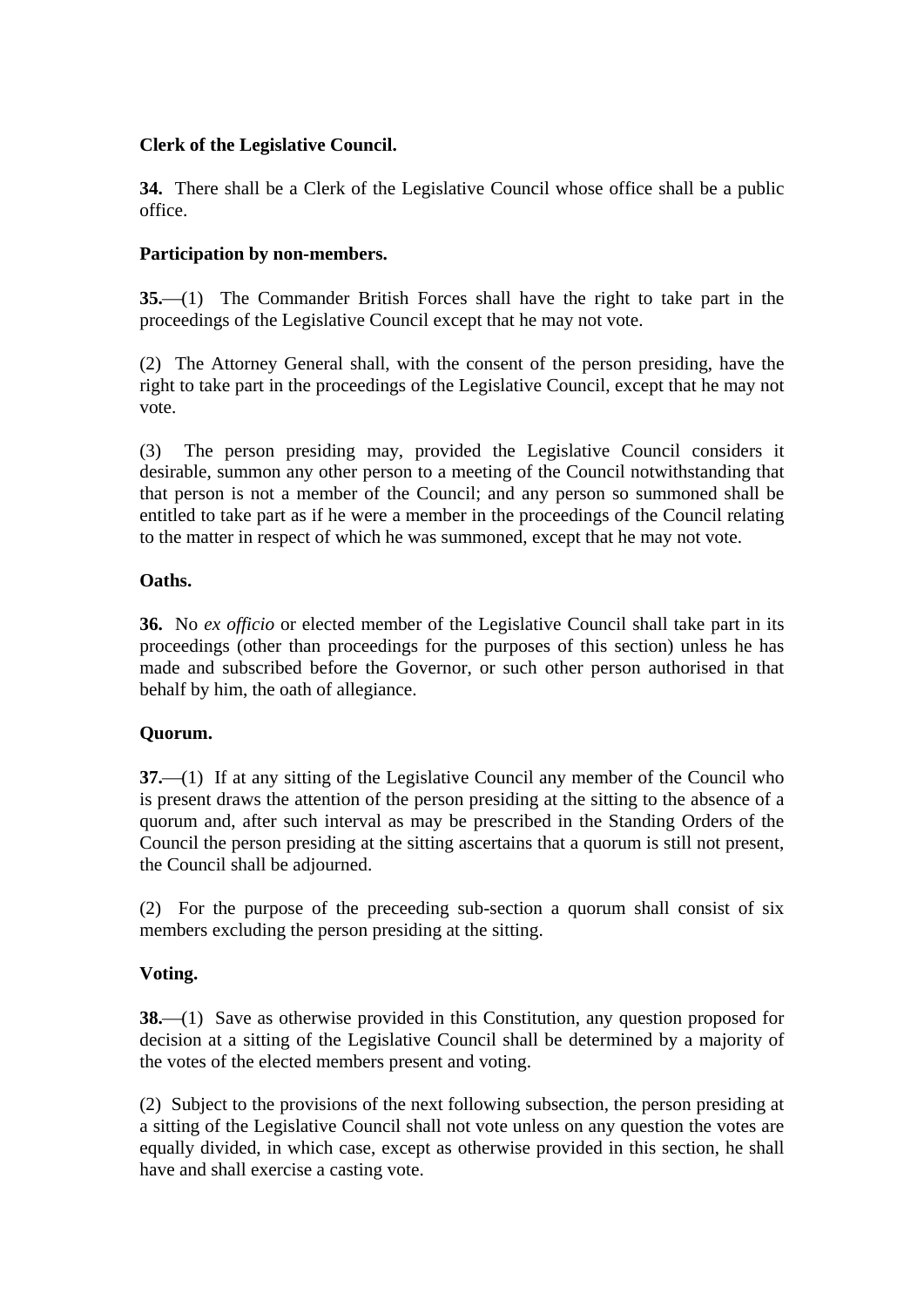**Clerk of the Legislative Council.**

**34.** There shall be a Clerk of the Legislative Council whose office shall be a public office.

**Participation by non-members.**

**35.**—(1) The Commander British Forces shall have the right to take part in the proceedings of the Legislative Council except that he may not vote.

(2) The Attorney General shall, with the consent of the person presiding, have the right to take part in the proceedings of the Legislative Council, except that he may not vote.

(3) The person presiding may, provided the Legislative Council considers it desirable, summon any other person to a meeting of the Council notwithstanding that that person is not a member of the Council; and any person so summoned shall be entitled to take part as if he were a member in the proceedings of the Council relating to the matter in respect of which he was summoned, except that he may not vote.

**Oaths.**

**36.** No *ex officio* or elected member of the Legislative Council shall take part in its proceedings (other than proceedings for the purposes of this section) unless he has made and subscribed before the Governor, or such other person authorised in that behalf by him, the oath of allegiance.

**Quorum.**

**37.**—(1) If at any sitting of the Legislative Council any member of the Council who is present draws the attention of the person presiding at the sitting to the absence of a quorum and, after such interval as may be prescribed in the Standing Orders of the Council the person presiding at the sitting ascertains that a quorum is still not present, the Council shall be adjourned.

(2) For the purpose of the preceeding sub-section a quorum shall consist of six members excluding the person presiding at the sitting.

**Voting.**

**38.**—(1) Save as otherwise provided in this Constitution, any question proposed for decision at a sitting of the Legislative Council shall be determined by a majority of the votes of the elected members present and voting.

(2) Subject to the provisions of the next following subsection, the person presiding at a sitting of the Legislative Council shall not vote unless on any question the votes are equally divided, in which case, except as otherwise provided in this section, he shall have and shall exercise a casting vote.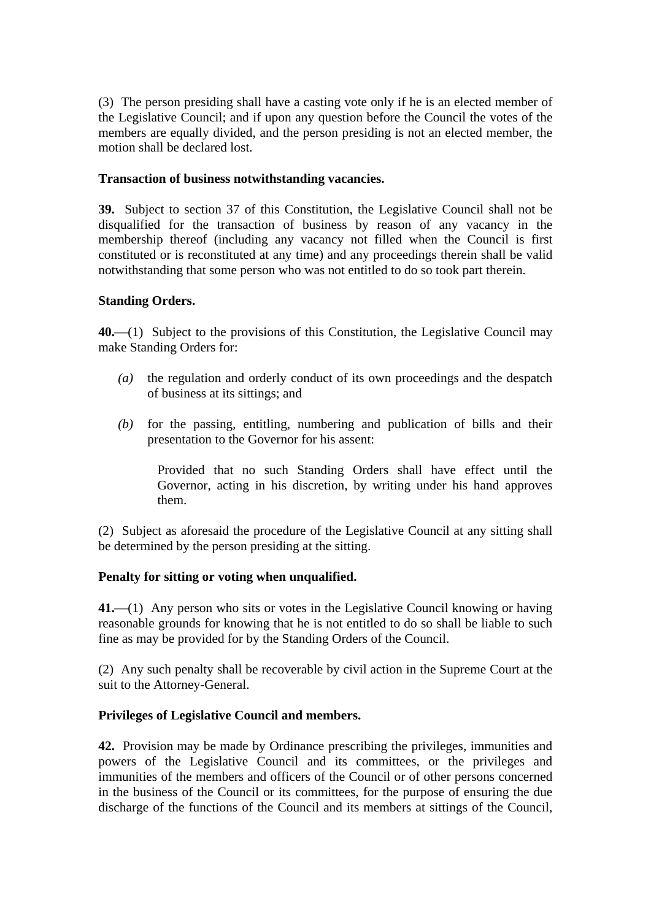(3) The person presiding shall have a casting vote only if he is an elected member of the Legislative Council; and if upon any question before the Council the votes of the members are equally divided, and the person presiding is not an elected member, the motion shall be declared lost.

**Transaction of business notwithstanding vacancies.**

**39.** Subject to section 37 of this Constitution, the Legislative Council shall not be disqualified for the transaction of business by reason of any vacancy in the membership thereof (including any vacancy not filled when the Council is first constituted or is reconstituted at any time) and any proceedings therein shall be valid notwithstanding that some person who was not entitled to do so took part therein.

**Standing Orders.**

**40.**—(1) Subject to the provisions of this Constitution, the Legislative Council may make Standing Orders for:

*(a)* the regulation and orderly conduct of its own proceedings and the despatch of business at its sittings; and

*(b)* for the passing, entitling, numbering and publication of bills and their presentation to the Governor for his assent:

> Provided that no such Standing Orders shall have effect until the Governor, acting in his discretion, by writing under his hand approves them.

(2) Subject as aforesaid the procedure of the Legislative Council at any sitting shall be determined by the person presiding at the sitting.

**Penalty for sitting or voting when unqualified.**

**41.**—(1) Any person who sits or votes in the Legislative Council knowing or having reasonable grounds for knowing that he is not entitled to do so shall be liable to such fine as may be provided for by the Standing Orders of the Council.

(2) Any such penalty shall be recoverable by civil action in the Supreme Court at the suit to the Attorney-General.

**Privileges of Legislative Council and members.**

**42.** Provision may be made by Ordinance prescribing the privileges, immunities and powers of the Legislative Council and its committees, or the privileges and immunities of the members and officers of the Council or of other persons concerned in the business of the Council or its committees, for the purpose of ensuring the due discharge of the functions of the Council and its members at sittings of the Council,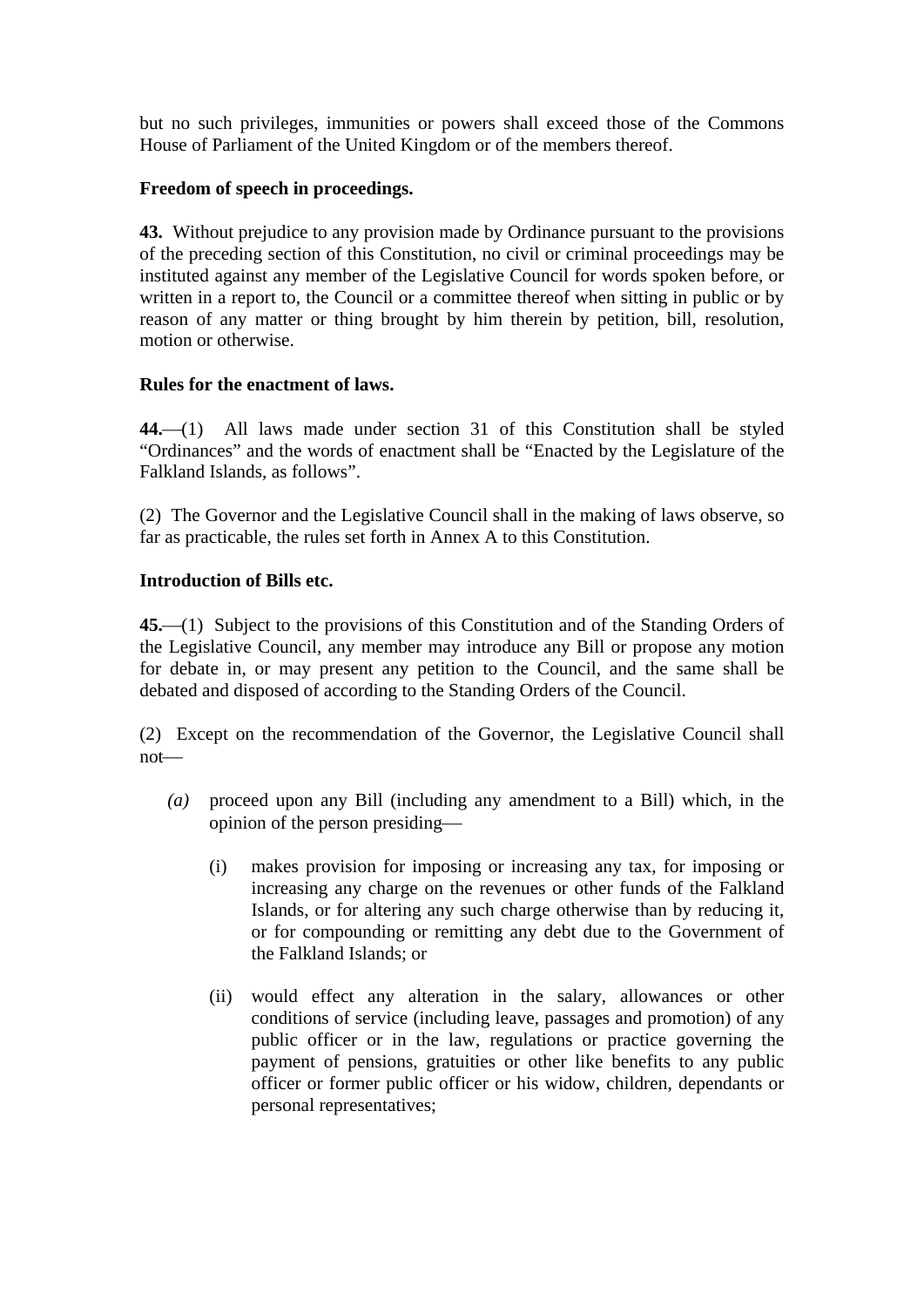but no such privileges, immunities or powers shall exceed those of the Commons House of Parliament of the United Kingdom or of the members thereof.

**Freedom of speech in proceedings.**

**43.** Without prejudice to any provision made by Ordinance pursuant to the provisions of the preceding section of this Constitution, no civil or criminal proceedings may be instituted against any member of the Legislative Council for words spoken before, or written in a report to, the Council or a committee thereof when sitting in public or by reason of any matter or thing brought by him therein by petition, bill, resolution, motion or otherwise.

**Rules for the enactment of laws.**

**44.**—(1) All laws made under section 31 of this Constitution shall be styled "Ordinances" and the words of enactment shall be "Enacted by the Legislature of the Falkland Islands, as follows".

(2) The Governor and the Legislative Council shall in the making of laws observe, so far as practicable, the rules set forth in Annex A to this Constitution.

**Introduction of Bills etc.**

**45.**—(1) Subject to the provisions of this Constitution and of the Standing Orders of the Legislative Council, any member may introduce any Bill or propose any motion for debate in, or may present any petition to the Council, and the same shall be debated and disposed of according to the Standing Orders of the Council.

(2) Except on the recommendation of the Governor, the Legislative Council shall not—

- *(a)* proceed upon any Bill (including any amendment to a Bill) which, in the opinion of the person presiding—
  - (i) makes provision for imposing or increasing any tax, for imposing or increasing any charge on the revenues or other funds of the Falkland Islands, or for altering any such charge otherwise than by reducing it, or for compounding or remitting any debt due to the Government of the Falkland Islands; or
  - (ii) would effect any alteration in the salary, allowances or other conditions of service (including leave, passages and promotion) of any public officer or in the law, regulations or practice governing the payment of pensions, gratuities or other like benefits to any public officer or former public officer or his widow, children, dependants or personal representatives;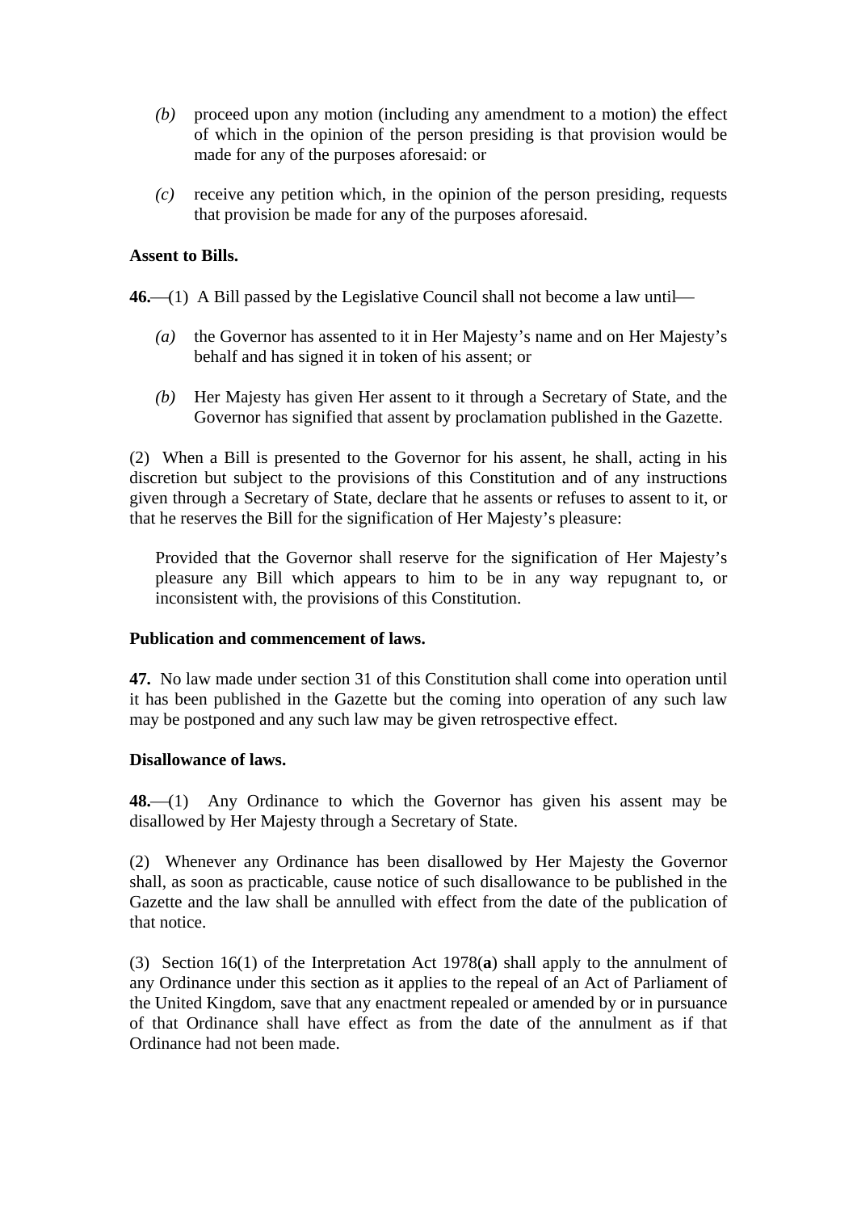*(b)* proceed upon any motion (including any amendment to a motion) the effect of which in the opinion of the person presiding is that provision would be made for any of the purposes aforesaid: or

*(c)* receive any petition which, in the opinion of the person presiding, requests that provision be made for any of the purposes aforesaid.

**Assent to Bills.**

**46.**—(1) A Bill passed by the Legislative Council shall not become a law until—

*(a)* the Governor has assented to it in Her Majesty's name and on Her Majesty's behalf and has signed it in token of his assent; or

*(b)* Her Majesty has given Her assent to it through a Secretary of State, and the Governor has signified that assent by proclamation published in the Gazette.

(2) When a Bill is presented to the Governor for his assent, he shall, acting in his discretion but subject to the provisions of this Constitution and of any instructions given through a Secretary of State, declare that he assents or refuses to assent to it, or that he reserves the Bill for the signification of Her Majesty's pleasure:

Provided that the Governor shall reserve for the signification of Her Majesty's pleasure any Bill which appears to him to be in any way repugnant to, or inconsistent with, the provisions of this Constitution.

**Publication and commencement of laws.**

**47.** No law made under section 31 of this Constitution shall come into operation until it has been published in the Gazette but the coming into operation of any such law may be postponed and any such law may be given retrospective effect.

**Disallowance of laws.**

**48.**—(1) Any Ordinance to which the Governor has given his assent may be disallowed by Her Majesty through a Secretary of State.

(2) Whenever any Ordinance has been disallowed by Her Majesty the Governor shall, as soon as practicable, cause notice of such disallowance to be published in the Gazette and the law shall be annulled with effect from the date of the publication of that notice.

(3) Section 16(1) of the Interpretation Act 1978(**a**) shall apply to the annulment of any Ordinance under this section as it applies to the repeal of an Act of Parliament of the United Kingdom, save that any enactment repealed or amended by or in pursuance of that Ordinance shall have effect as from the date of the annulment as if that Ordinance had not been made.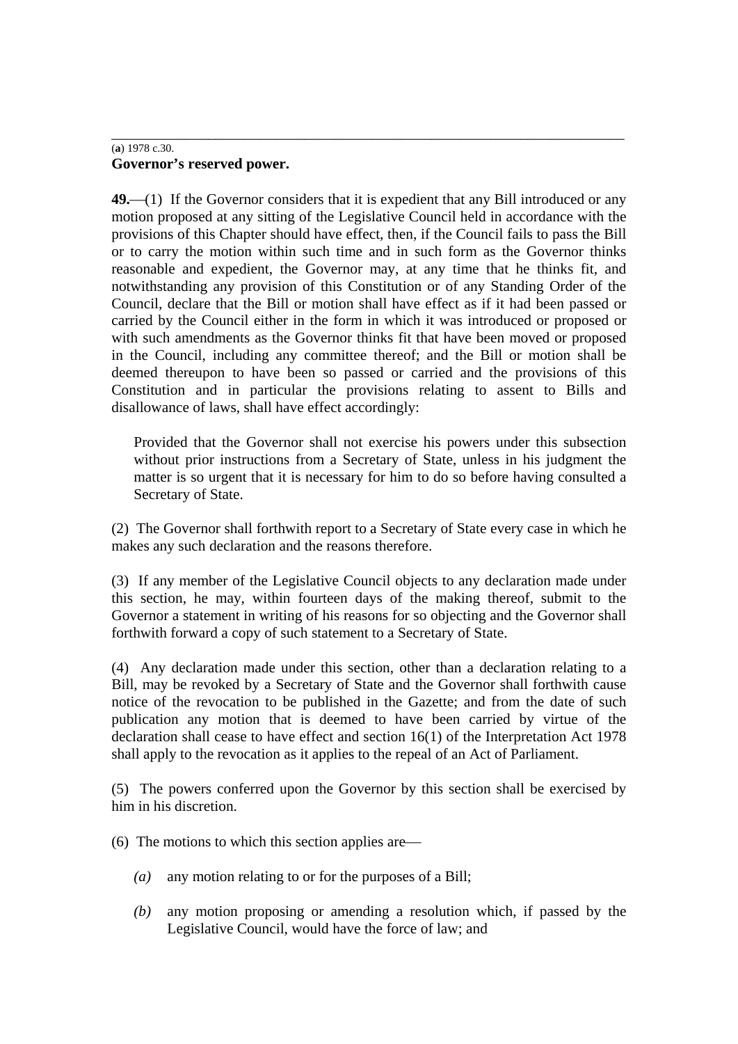---

(**a**) 1978 c.30.

**Governor's reserved power.**

**49.**—(1) If the Governor considers that it is expedient that any Bill introduced or any motion proposed at any sitting of the Legislative Council held in accordance with the provisions of this Chapter should have effect, then, if the Council fails to pass the Bill or to carry the motion within such time and in such form as the Governor thinks reasonable and expedient, the Governor may, at any time that he thinks fit, and notwithstanding any provision of this Constitution or of any Standing Order of the Council, declare that the Bill or motion shall have effect as if it had been passed or carried by the Council either in the form in which it was introduced or proposed or with such amendments as the Governor thinks fit that have been moved or proposed in the Council, including any committee thereof; and the Bill or motion shall be deemed thereupon to have been so passed or carried and the provisions of this Constitution and in particular the provisions relating to assent to Bills and disallowance of laws, shall have effect accordingly:

> Provided that the Governor shall not exercise his powers under this subsection without prior instructions from a Secretary of State, unless in his judgment the matter is so urgent that it is necessary for him to do so before having consulted a Secretary of State.

(2) The Governor shall forthwith report to a Secretary of State every case in which he makes any such declaration and the reasons therefore.

(3) If any member of the Legislative Council objects to any declaration made under this section, he may, within fourteen days of the making thereof, submit to the Governor a statement in writing of his reasons for so objecting and the Governor shall forthwith forward a copy of such statement to a Secretary of State.

(4) Any declaration made under this section, other than a declaration relating to a Bill, may be revoked by a Secretary of State and the Governor shall forthwith cause notice of the revocation to be published in the Gazette; and from the date of such publication any motion that is deemed to have been carried by virtue of the declaration shall cease to have effect and section 16(1) of the Interpretation Act 1978 shall apply to the revocation as it applies to the repeal of an Act of Parliament.

(5) The powers conferred upon the Governor by this section shall be exercised by him in his discretion.

(6) The motions to which this section applies are—

*(a)* any motion relating to or for the purposes of a Bill;

*(b)* any motion proposing or amending a resolution which, if passed by the Legislative Council, would have the force of law; and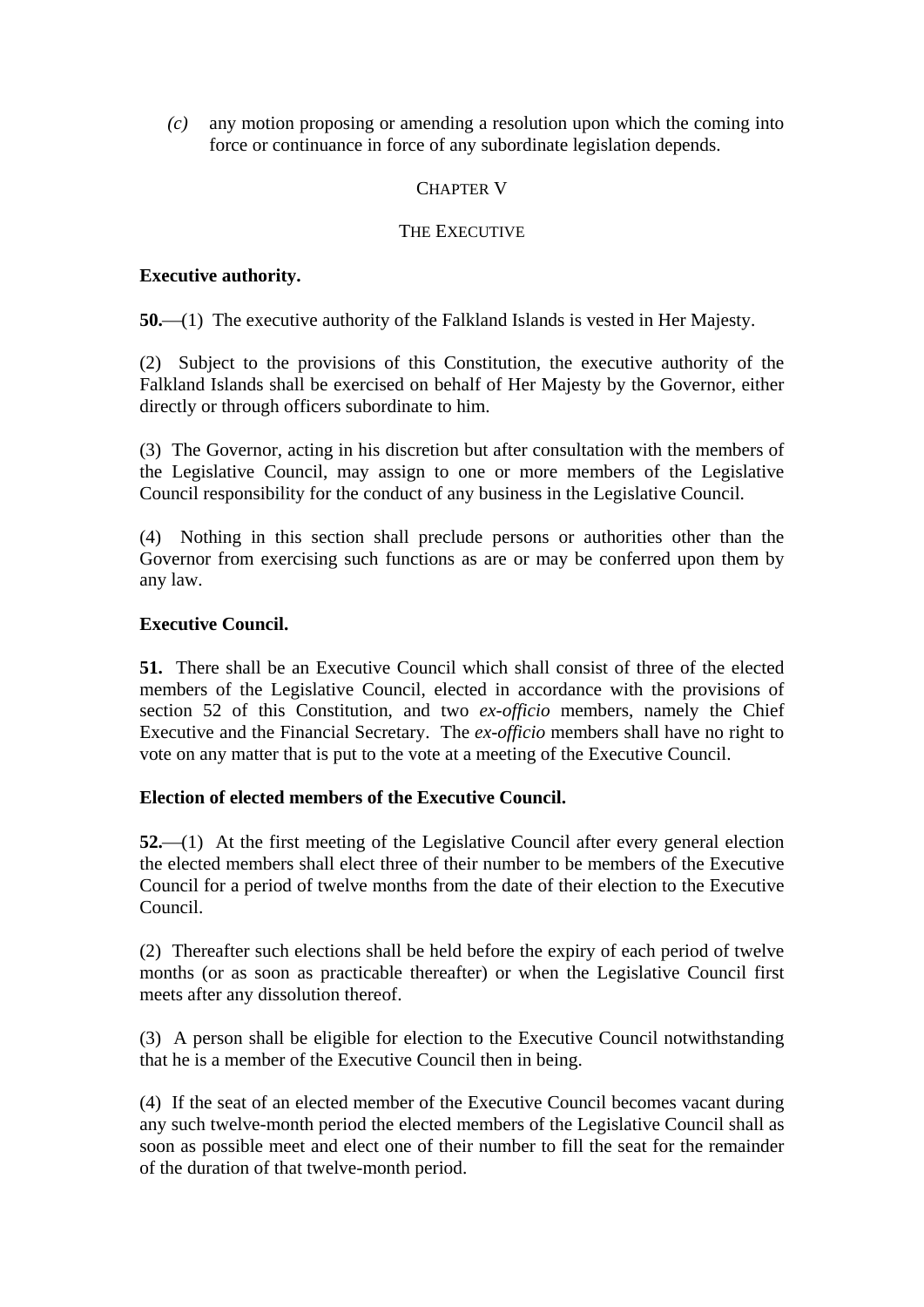*(c)* any motion proposing or amending a resolution upon which the coming into force or continuance in force of any subordinate legislation depends.

## CHAPTER V

## THE EXECUTIVE

**Executive authority.**

**50.**—(1) The executive authority of the Falkland Islands is vested in Her Majesty.

(2) Subject to the provisions of this Constitution, the executive authority of the Falkland Islands shall be exercised on behalf of Her Majesty by the Governor, either directly or through officers subordinate to him.

(3) The Governor, acting in his discretion but after consultation with the members of the Legislative Council, may assign to one or more members of the Legislative Council responsibility for the conduct of any business in the Legislative Council.

(4) Nothing in this section shall preclude persons or authorities other than the Governor from exercising such functions as are or may be conferred upon them by any law.

**Executive Council.**

**51.** There shall be an Executive Council which shall consist of three of the elected members of the Legislative Council, elected in accordance with the provisions of section 52 of this Constitution, and two *ex-officio* members, namely the Chief Executive and the Financial Secretary. The *ex-officio* members shall have no right to vote on any matter that is put to the vote at a meeting of the Executive Council.

**Election of elected members of the Executive Council.**

**52.**—(1) At the first meeting of the Legislative Council after every general election the elected members shall elect three of their number to be members of the Executive Council for a period of twelve months from the date of their election to the Executive Council.

(2) Thereafter such elections shall be held before the expiry of each period of twelve months (or as soon as practicable thereafter) or when the Legislative Council first meets after any dissolution thereof.

(3) A person shall be eligible for election to the Executive Council notwithstanding that he is a member of the Executive Council then in being.

(4) If the seat of an elected member of the Executive Council becomes vacant during any such twelve-month period the elected members of the Legislative Council shall as soon as possible meet and elect one of their number to fill the seat for the remainder of the duration of that twelve-month period.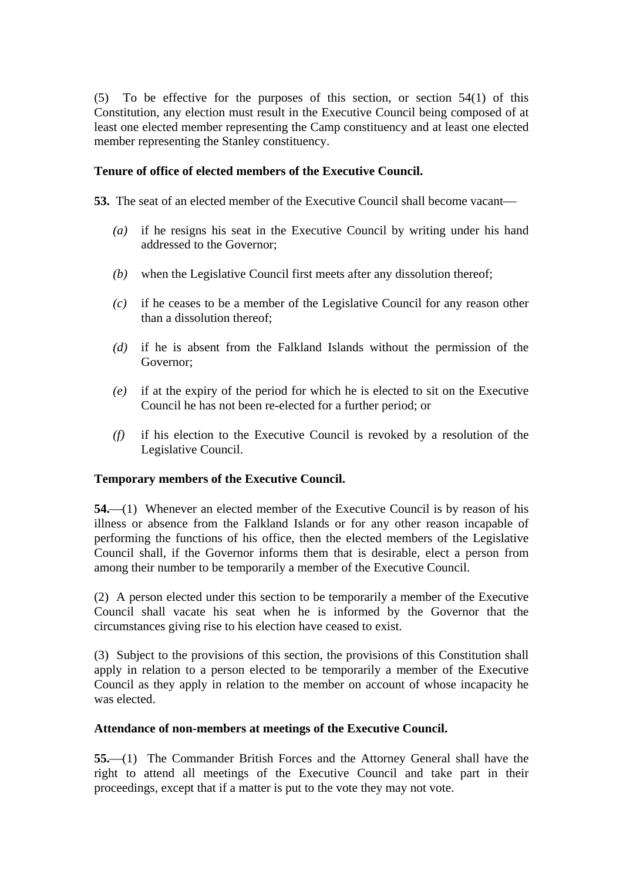(5) To be effective for the purposes of this section, or section 54(1) of this Constitution, any election must result in the Executive Council being composed of at least one elected member representing the Camp constituency and at least one elected member representing the Stanley constituency.

**Tenure of office of elected members of the Executive Council.**

**53.** The seat of an elected member of the Executive Council shall become vacant—

*(a)* if he resigns his seat in the Executive Council by writing under his hand addressed to the Governor;

*(b)* when the Legislative Council first meets after any dissolution thereof;

*(c)* if he ceases to be a member of the Legislative Council for any reason other than a dissolution thereof;

*(d)* if he is absent from the Falkland Islands without the permission of the Governor;

*(e)* if at the expiry of the period for which he is elected to sit on the Executive Council he has not been re-elected for a further period; or

*(f)* if his election to the Executive Council is revoked by a resolution of the Legislative Council.

**Temporary members of the Executive Council.**

**54.**—(1) Whenever an elected member of the Executive Council is by reason of his illness or absence from the Falkland Islands or for any other reason incapable of performing the functions of his office, then the elected members of the Legislative Council shall, if the Governor informs them that is desirable, elect a person from among their number to be temporarily a member of the Executive Council.

(2) A person elected under this section to be temporarily a member of the Executive Council shall vacate his seat when he is informed by the Governor that the circumstances giving rise to his election have ceased to exist.

(3) Subject to the provisions of this section, the provisions of this Constitution shall apply in relation to a person elected to be temporarily a member of the Executive Council as they apply in relation to the member on account of whose incapacity he was elected.

**Attendance of non-members at meetings of the Executive Council.**

**55.**—(1) The Commander British Forces and the Attorney General shall have the right to attend all meetings of the Executive Council and take part in their proceedings, except that if a matter is put to the vote they may not vote.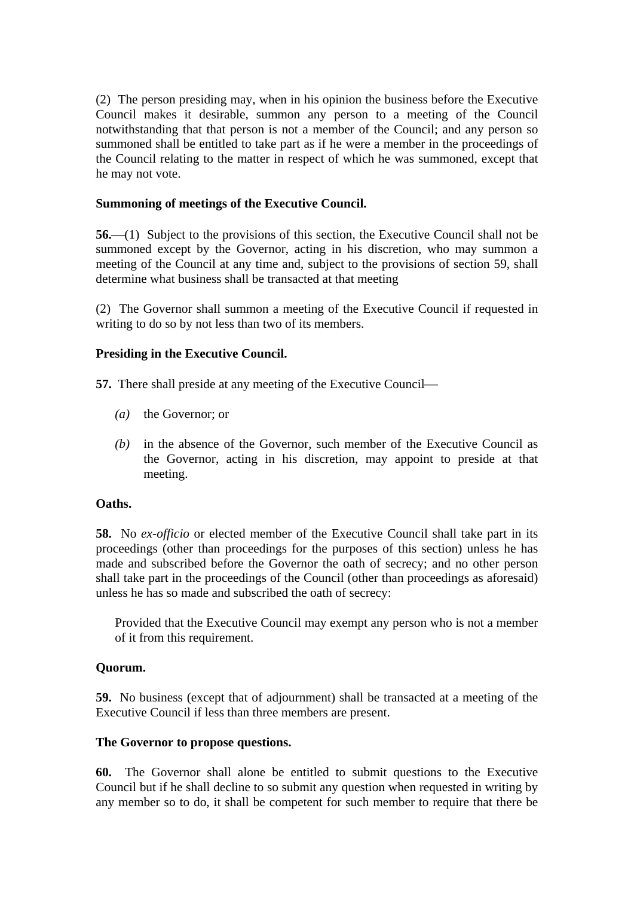(2) The person presiding may, when in his opinion the business before the Executive Council makes it desirable, summon any person to a meeting of the Council notwithstanding that that person is not a member of the Council; and any person so summoned shall be entitled to take part as if he were a member in the proceedings of the Council relating to the matter in respect of which he was summoned, except that he may not vote.

**Summoning of meetings of the Executive Council.**

**56.**—(1) Subject to the provisions of this section, the Executive Council shall not be summoned except by the Governor, acting in his discretion, who may summon a meeting of the Council at any time and, subject to the provisions of section 59, shall determine what business shall be transacted at that meeting

(2) The Governor shall summon a meeting of the Executive Council if requested in writing to do so by not less than two of its members.

**Presiding in the Executive Council.**

**57.** There shall preside at any meeting of the Executive Council—

*(a)* the Governor; or

*(b)* in the absence of the Governor, such member of the Executive Council as the Governor, acting in his discretion, may appoint to preside at that meeting.

**Oaths.**

**58.** No *ex-officio* or elected member of the Executive Council shall take part in its proceedings (other than proceedings for the purposes of this section) unless he has made and subscribed before the Governor the oath of secrecy; and no other person shall take part in the proceedings of the Council (other than proceedings as aforesaid) unless he has so made and subscribed the oath of secrecy:

> Provided that the Executive Council may exempt any person who is not a member of it from this requirement.

**Quorum.**

**59.** No business (except that of adjournment) shall be transacted at a meeting of the Executive Council if less than three members are present.

**The Governor to propose questions.**

**60.** The Governor shall alone be entitled to submit questions to the Executive Council but if he shall decline to so submit any question when requested in writing by any member so to do, it shall be competent for such member to require that there be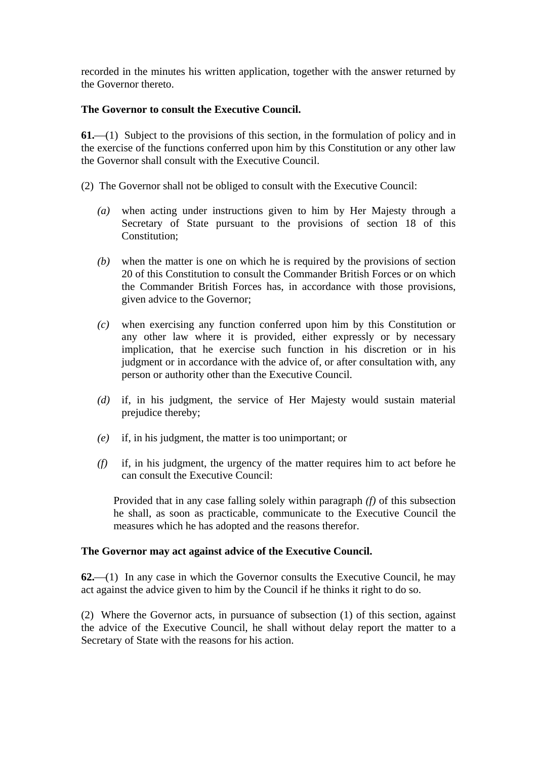recorded in the minutes his written application, together with the answer returned by the Governor thereto.

**The Governor to consult the Executive Council.**

**61.**—(1) Subject to the provisions of this section, in the formulation of policy and in the exercise of the functions conferred upon him by this Constitution or any other law the Governor shall consult with the Executive Council.

(2) The Governor shall not be obliged to consult with the Executive Council:

*(a)* when acting under instructions given to him by Her Majesty through a Secretary of State pursuant to the provisions of section 18 of this Constitution;

*(b)* when the matter is one on which he is required by the provisions of section 20 of this Constitution to consult the Commander British Forces or on which the Commander British Forces has, in accordance with those provisions, given advice to the Governor;

*(c)* when exercising any function conferred upon him by this Constitution or any other law where it is provided, either expressly or by necessary implication, that he exercise such function in his discretion or in his judgment or in accordance with the advice of, or after consultation with, any person or authority other than the Executive Council.

*(d)* if, in his judgment, the service of Her Majesty would sustain material prejudice thereby;

*(e)* if, in his judgment, the matter is too unimportant; or

*(f)* if, in his judgment, the urgency of the matter requires him to act before he can consult the Executive Council:

Provided that in any case falling solely within paragraph *(f)* of this subsection he shall, as soon as practicable, communicate to the Executive Council the measures which he has adopted and the reasons therefor.

**The Governor may act against advice of the Executive Council.**

**62.**—(1) In any case in which the Governor consults the Executive Council, he may act against the advice given to him by the Council if he thinks it right to do so.

(2) Where the Governor acts, in pursuance of subsection (1) of this section, against the advice of the Executive Council, he shall without delay report the matter to a Secretary of State with the reasons for his action.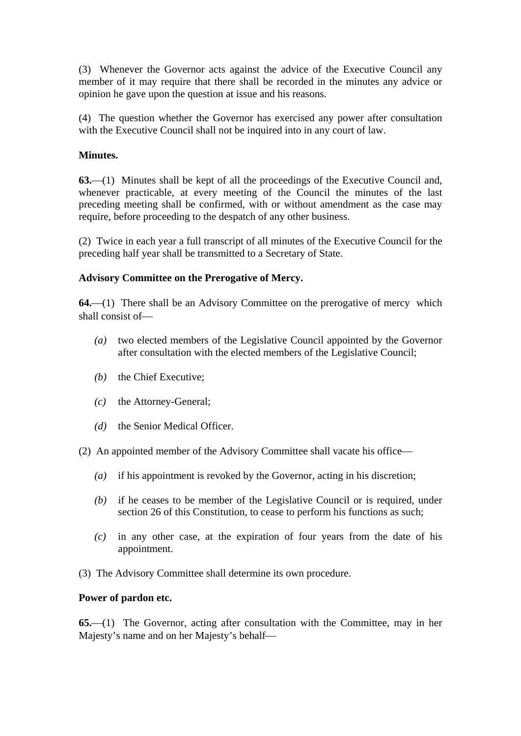(3) Whenever the Governor acts against the advice of the Executive Council any member of it may require that there shall be recorded in the minutes any advice or opinion he gave upon the question at issue and his reasons.

(4) The question whether the Governor has exercised any power after consultation with the Executive Council shall not be inquired into in any court of law.

**Minutes.**

**63.**—(1) Minutes shall be kept of all the proceedings of the Executive Council and, whenever practicable, at every meeting of the Council the minutes of the last preceding meeting shall be confirmed, with or without amendment as the case may require, before proceeding to the despatch of any other business.

(2) Twice in each year a full transcript of all minutes of the Executive Council for the preceding half year shall be transmitted to a Secretary of State.

**Advisory Committee on the Prerogative of Mercy.**

**64.**—(1) There shall be an Advisory Committee on the prerogative of mercy which shall consist of—

*(a)* two elected members of the Legislative Council appointed by the Governor after consultation with the elected members of the Legislative Council;

*(b)* the Chief Executive;

*(c)* the Attorney-General;

*(d)* the Senior Medical Officer.

(2) An appointed member of the Advisory Committee shall vacate his office—

*(a)* if his appointment is revoked by the Governor, acting in his discretion;

*(b)* if he ceases to be member of the Legislative Council or is required, under section 26 of this Constitution, to cease to perform his functions as such;

*(c)* in any other case, at the expiration of four years from the date of his appointment.

(3) The Advisory Committee shall determine its own procedure.

**Power of pardon etc.**

**65.**—(1) The Governor, acting after consultation with the Committee, may in her Majesty's name and on her Majesty's behalf—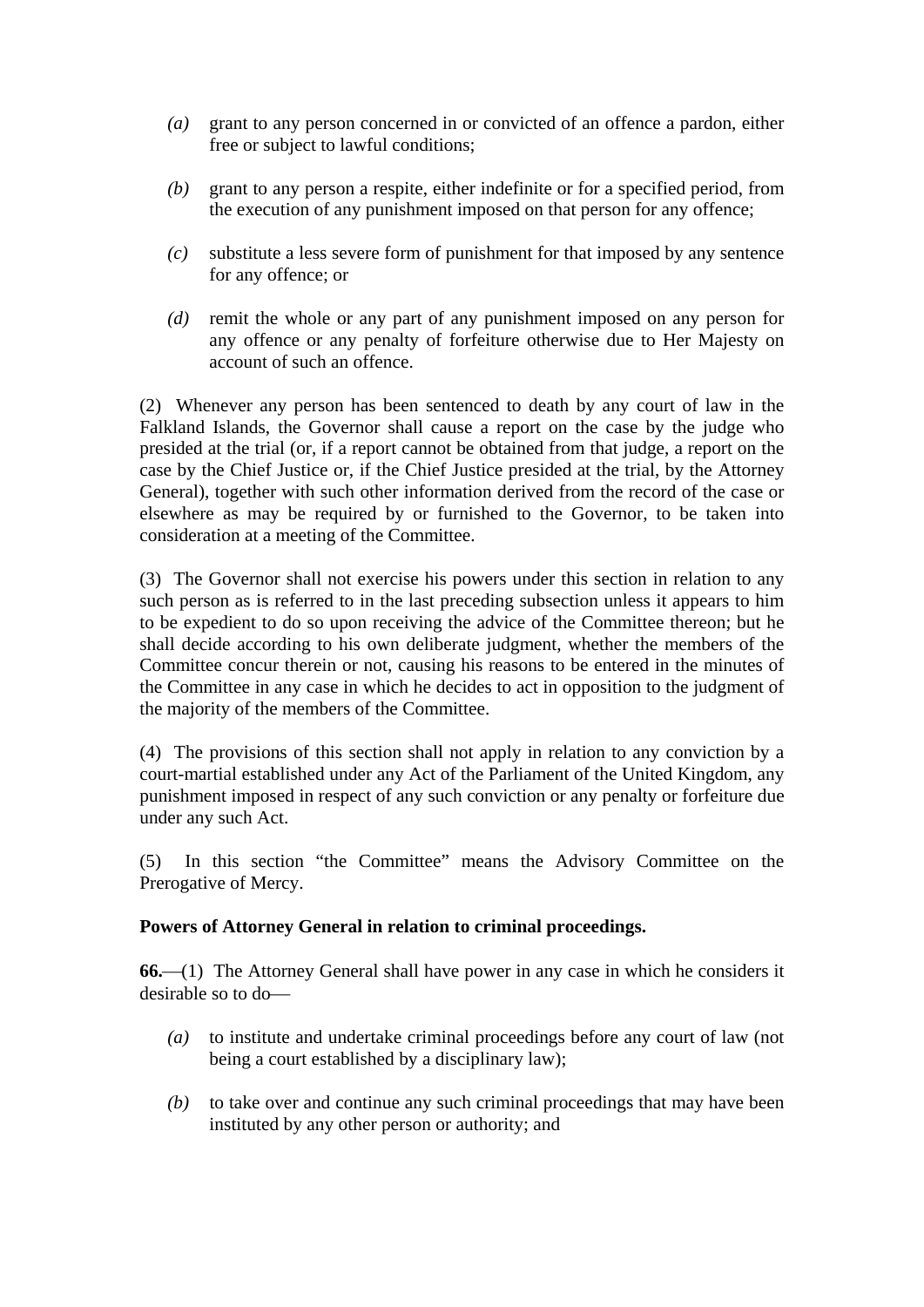- *(a)* grant to any person concerned in or convicted of an offence a pardon, either free or subject to lawful conditions;

- *(b)* grant to any person a respite, either indefinite or for a specified period, from the execution of any punishment imposed on that person for any offence;

- *(c)* substitute a less severe form of punishment for that imposed by any sentence for any offence; or

- *(d)* remit the whole or any part of any punishment imposed on any person for any offence or any penalty of forfeiture otherwise due to Her Majesty on account of such an offence.

(2) Whenever any person has been sentenced to death by any court of law in the Falkland Islands, the Governor shall cause a report on the case by the judge who presided at the trial (or, if a report cannot be obtained from that judge, a report on the case by the Chief Justice or, if the Chief Justice presided at the trial, by the Attorney General), together with such other information derived from the record of the case or elsewhere as may be required by or furnished to the Governor, to be taken into consideration at a meeting of the Committee.

(3) The Governor shall not exercise his powers under this section in relation to any such person as is referred to in the last preceding subsection unless it appears to him to be expedient to do so upon receiving the advice of the Committee thereon; but he shall decide according to his own deliberate judgment, whether the members of the Committee concur therein or not, causing his reasons to be entered in the minutes of the Committee in any case in which he decides to act in opposition to the judgment of the majority of the members of the Committee.

(4) The provisions of this section shall not apply in relation to any conviction by a court-martial established under any Act of the Parliament of the United Kingdom, any punishment imposed in respect of any such conviction or any penalty or forfeiture due under any such Act.

(5) In this section "the Committee" means the Advisory Committee on the Prerogative of Mercy.

**Powers of Attorney General in relation to criminal proceedings.**

**66.**—(1) The Attorney General shall have power in any case in which he considers it desirable so to do—

- *(a)* to institute and undertake criminal proceedings before any court of law (not being a court established by a disciplinary law);

- *(b)* to take over and continue any such criminal proceedings that may have been instituted by any other person or authority; and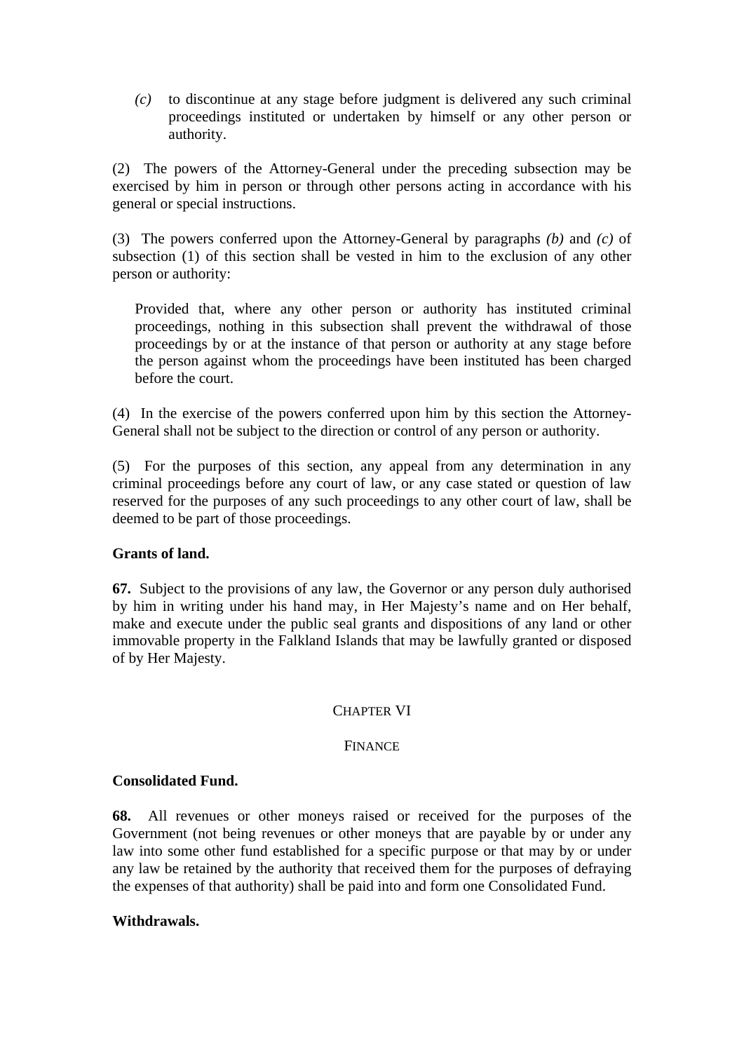*(c)* to discontinue at any stage before judgment is delivered any such criminal proceedings instituted or undertaken by himself or any other person or authority.

(2) The powers of the Attorney-General under the preceding subsection may be exercised by him in person or through other persons acting in accordance with his general or special instructions.

(3) The powers conferred upon the Attorney-General by paragraphs *(b)* and *(c)* of subsection (1) of this section shall be vested in him to the exclusion of any other person or authority:

> Provided that, where any other person or authority has instituted criminal proceedings, nothing in this subsection shall prevent the withdrawal of those proceedings by or at the instance of that person or authority at any stage before the person against whom the proceedings have been instituted has been charged before the court.

(4) In the exercise of the powers conferred upon him by this section the Attorney-General shall not be subject to the direction or control of any person or authority.

(5) For the purposes of this section, any appeal from any determination in any criminal proceedings before any court of law, or any case stated or question of law reserved for the purposes of any such proceedings to any other court of law, shall be deemed to be part of those proceedings.

**Grants of land.**

**67.** Subject to the provisions of any law, the Governor or any person duly authorised by him in writing under his hand may, in Her Majesty's name and on Her behalf, make and execute under the public seal grants and dispositions of any land or other immovable property in the Falkland Islands that may be lawfully granted or disposed of by Her Majesty.

## CHAPTER VI

## FINANCE

**Consolidated Fund.**

**68.** All revenues or other moneys raised or received for the purposes of the Government (not being revenues or other moneys that are payable by or under any law into some other fund established for a specific purpose or that may by or under any law be retained by the authority that received them for the purposes of defraying the expenses of that authority) shall be paid into and form one Consolidated Fund.

**Withdrawals.**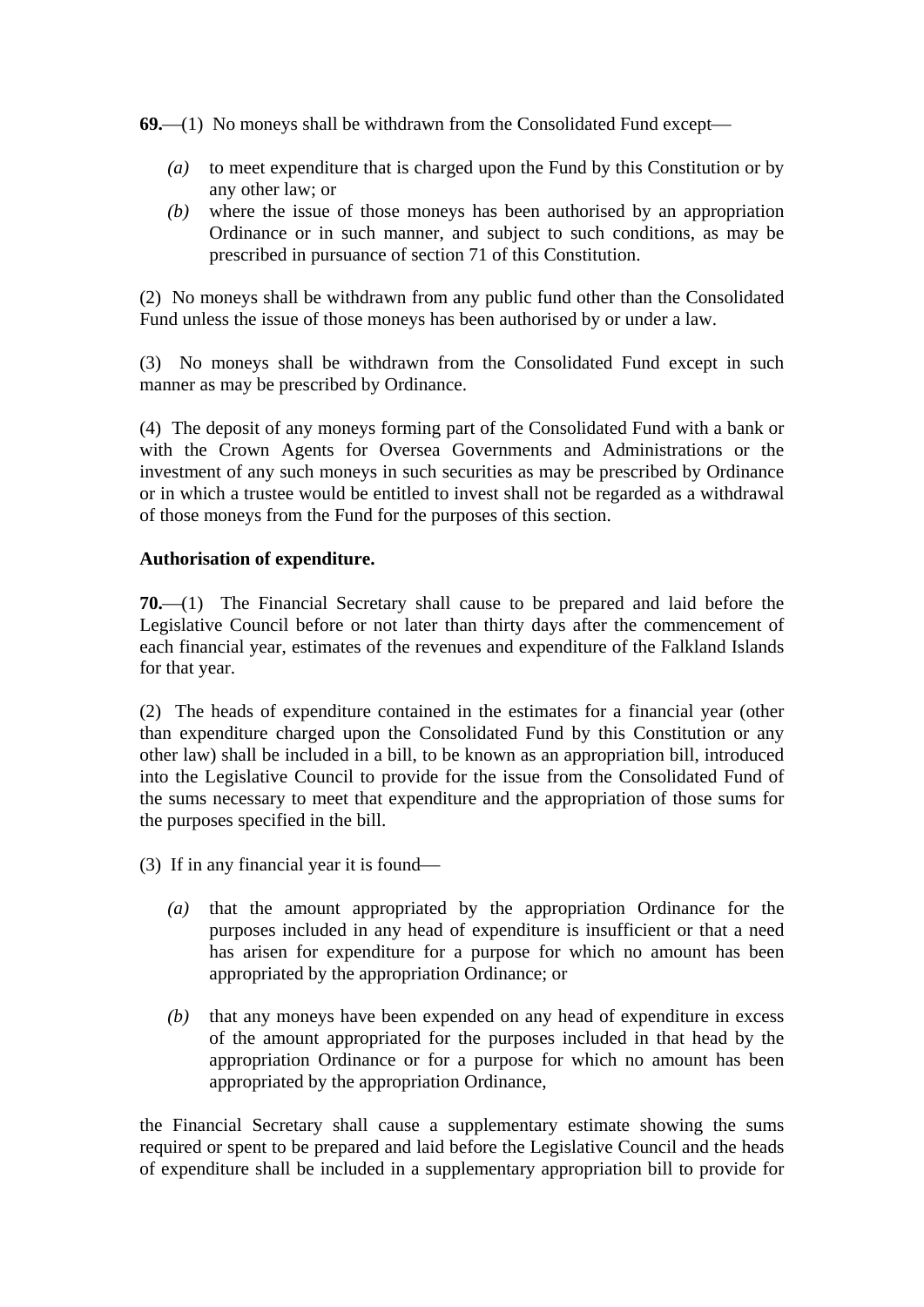**69.**—(1) No moneys shall be withdrawn from the Consolidated Fund except—

*(a)* to meet expenditure that is charged upon the Fund by this Constitution or by any other law; or

*(b)* where the issue of those moneys has been authorised by an appropriation Ordinance or in such manner, and subject to such conditions, as may be prescribed in pursuance of section 71 of this Constitution.

(2) No moneys shall be withdrawn from any public fund other than the Consolidated Fund unless the issue of those moneys has been authorised by or under a law.

(3) No moneys shall be withdrawn from the Consolidated Fund except in such manner as may be prescribed by Ordinance.

(4) The deposit of any moneys forming part of the Consolidated Fund with a bank or with the Crown Agents for Oversea Governments and Administrations or the investment of any such moneys in such securities as may be prescribed by Ordinance or in which a trustee would be entitled to invest shall not be regarded as a withdrawal of those moneys from the Fund for the purposes of this section.

**Authorisation of expenditure.**

**70.**—(1) The Financial Secretary shall cause to be prepared and laid before the Legislative Council before or not later than thirty days after the commencement of each financial year, estimates of the revenues and expenditure of the Falkland Islands for that year.

(2) The heads of expenditure contained in the estimates for a financial year (other than expenditure charged upon the Consolidated Fund by this Constitution or any other law) shall be included in a bill, to be known as an appropriation bill, introduced into the Legislative Council to provide for the issue from the Consolidated Fund of the sums necessary to meet that expenditure and the appropriation of those sums for the purposes specified in the bill.

(3) If in any financial year it is found—

*(a)* that the amount appropriated by the appropriation Ordinance for the purposes included in any head of expenditure is insufficient or that a need has arisen for expenditure for a purpose for which no amount has been appropriated by the appropriation Ordinance; or

*(b)* that any moneys have been expended on any head of expenditure in excess of the amount appropriated for the purposes included in that head by the appropriation Ordinance or for a purpose for which no amount has been appropriated by the appropriation Ordinance,

the Financial Secretary shall cause a supplementary estimate showing the sums required or spent to be prepared and laid before the Legislative Council and the heads of expenditure shall be included in a supplementary appropriation bill to provide for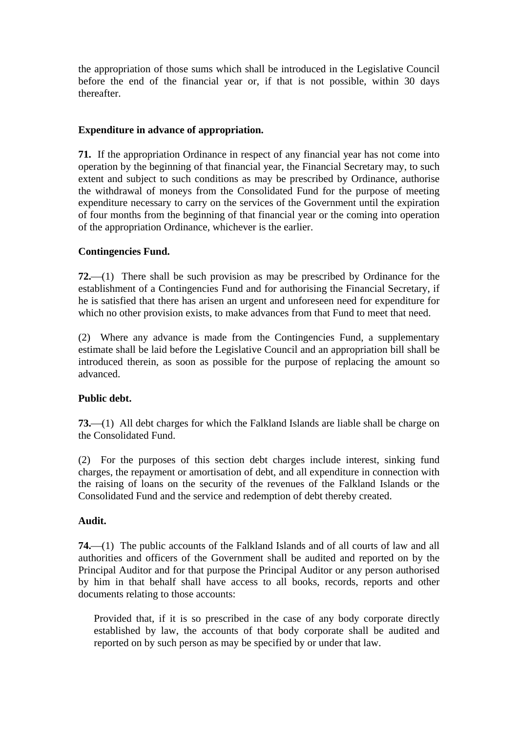the appropriation of those sums which shall be introduced in the Legislative Council before the end of the financial year or, if that is not possible, within 30 days thereafter.

**Expenditure in advance of appropriation.**

**71.** If the appropriation Ordinance in respect of any financial year has not come into operation by the beginning of that financial year, the Financial Secretary may, to such extent and subject to such conditions as may be prescribed by Ordinance, authorise the withdrawal of moneys from the Consolidated Fund for the purpose of meeting expenditure necessary to carry on the services of the Government until the expiration of four months from the beginning of that financial year or the coming into operation of the appropriation Ordinance, whichever is the earlier.

**Contingencies Fund.**

**72.**—(1) There shall be such provision as may be prescribed by Ordinance for the establishment of a Contingencies Fund and for authorising the Financial Secretary, if he is satisfied that there has arisen an urgent and unforeseen need for expenditure for which no other provision exists, to make advances from that Fund to meet that need.

(2) Where any advance is made from the Contingencies Fund, a supplementary estimate shall be laid before the Legislative Council and an appropriation bill shall be introduced therein, as soon as possible for the purpose of replacing the amount so advanced.

**Public debt.**

**73.**—(1) All debt charges for which the Falkland Islands are liable shall be charge on the Consolidated Fund.

(2) For the purposes of this section debt charges include interest, sinking fund charges, the repayment or amortisation of debt, and all expenditure in connection with the raising of loans on the security of the revenues of the Falkland Islands or the Consolidated Fund and the service and redemption of debt thereby created.

**Audit.**

**74.**—(1) The public accounts of the Falkland Islands and of all courts of law and all authorities and officers of the Government shall be audited and reported on by the Principal Auditor and for that purpose the Principal Auditor or any person authorised by him in that behalf shall have access to all books, records, reports and other documents relating to those accounts:

> Provided that, if it is so prescribed in the case of any body corporate directly established by law, the accounts of that body corporate shall be audited and reported on by such person as may be specified by or under that law.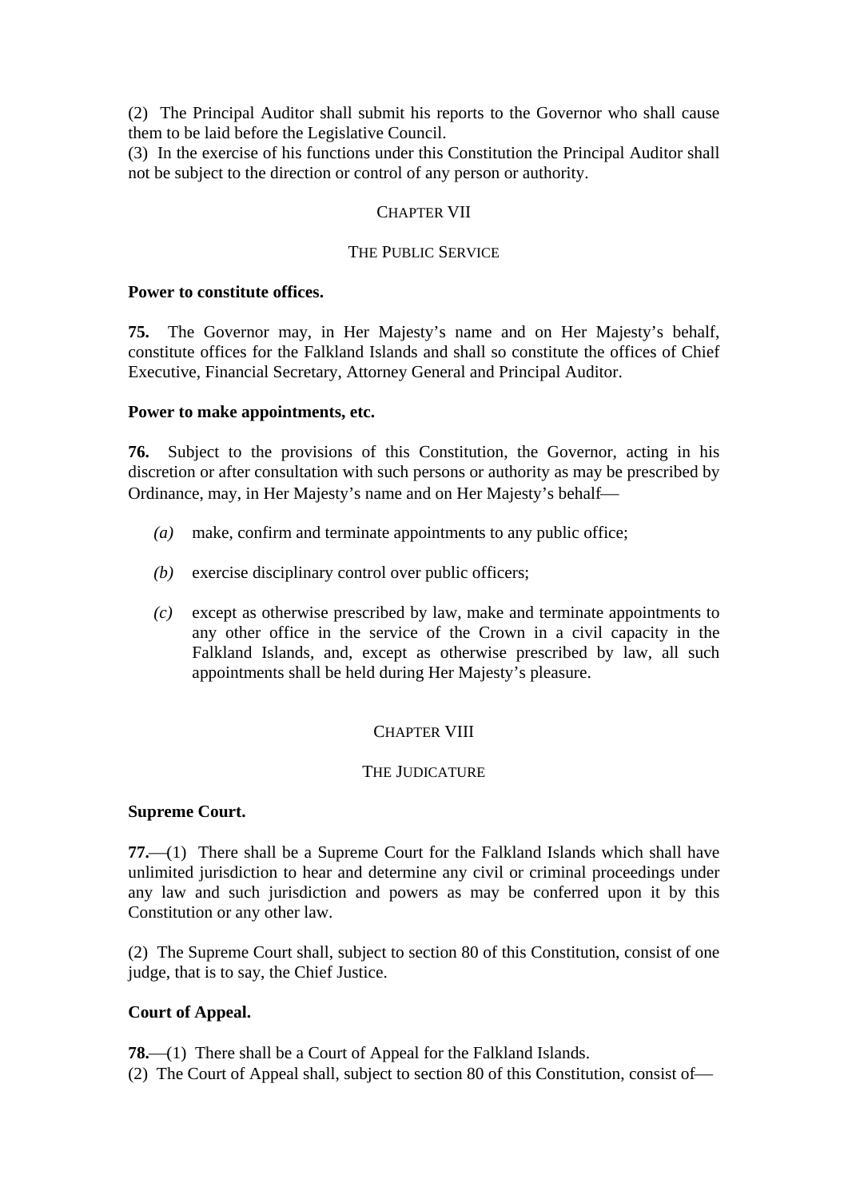(2) The Principal Auditor shall submit his reports to the Governor who shall cause them to be laid before the Legislative Council.
(3) In the exercise of his functions under this Constitution the Principal Auditor shall not be subject to the direction or control of any person or authority.

## CHAPTER VII

## THE PUBLIC SERVICE

**Power to constitute offices.**

**75.** The Governor may, in Her Majesty's name and on Her Majesty's behalf, constitute offices for the Falkland Islands and shall so constitute the offices of Chief Executive, Financial Secretary, Attorney General and Principal Auditor.

**Power to make appointments, etc.**

**76.** Subject to the provisions of this Constitution, the Governor, acting in his discretion or after consultation with such persons or authority as may be prescribed by Ordinance, may, in Her Majesty's name and on Her Majesty's behalf—

*(a)* make, confirm and terminate appointments to any public office;

*(b)* exercise disciplinary control over public officers;

*(c)* except as otherwise prescribed by law, make and terminate appointments to any other office in the service of the Crown in a civil capacity in the Falkland Islands, and, except as otherwise prescribed by law, all such appointments shall be held during Her Majesty's pleasure.

## CHAPTER VIII

## THE JUDICATURE

**Supreme Court.**

**77.**—(1) There shall be a Supreme Court for the Falkland Islands which shall have unlimited jurisdiction to hear and determine any civil or criminal proceedings under any law and such jurisdiction and powers as may be conferred upon it by this Constitution or any other law.

(2) The Supreme Court shall, subject to section 80 of this Constitution, consist of one judge, that is to say, the Chief Justice.

**Court of Appeal.**

**78.**—(1) There shall be a Court of Appeal for the Falkland Islands.
(2) The Court of Appeal shall, subject to section 80 of this Constitution, consist of—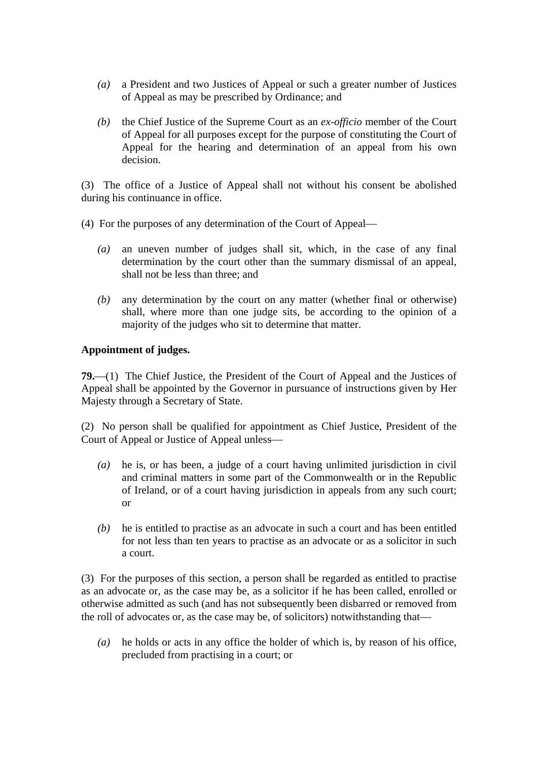*(a)* a President and two Justices of Appeal or such a greater number of Justices of Appeal as may be prescribed by Ordinance; and

*(b)* the Chief Justice of the Supreme Court as an *ex-officio* member of the Court of Appeal for all purposes except for the purpose of constituting the Court of Appeal for the hearing and determination of an appeal from his own decision.

(3) The office of a Justice of Appeal shall not without his consent be abolished during his continuance in office.

(4) For the purposes of any determination of the Court of Appeal—

*(a)* an uneven number of judges shall sit, which, in the case of any final determination by the court other than the summary dismissal of an appeal, shall not be less than three; and

*(b)* any determination by the court on any matter (whether final or otherwise) shall, where more than one judge sits, be according to the opinion of a majority of the judges who sit to determine that matter.

**Appointment of judges.**

**79.**—(1) The Chief Justice, the President of the Court of Appeal and the Justices of Appeal shall be appointed by the Governor in pursuance of instructions given by Her Majesty through a Secretary of State.

(2) No person shall be qualified for appointment as Chief Justice, President of the Court of Appeal or Justice of Appeal unless—

*(a)* he is, or has been, a judge of a court having unlimited jurisdiction in civil and criminal matters in some part of the Commonwealth or in the Republic of Ireland, or of a court having jurisdiction in appeals from any such court; or

*(b)* he is entitled to practise as an advocate in such a court and has been entitled for not less than ten years to practise as an advocate or as a solicitor in such a court.

(3) For the purposes of this section, a person shall be regarded as entitled to practise as an advocate or, as the case may be, as a solicitor if he has been called, enrolled or otherwise admitted as such (and has not subsequently been disbarred or removed from the roll of advocates or, as the case may be, of solicitors) notwithstanding that—

*(a)* he holds or acts in any office the holder of which is, by reason of his office, precluded from practising in a court; or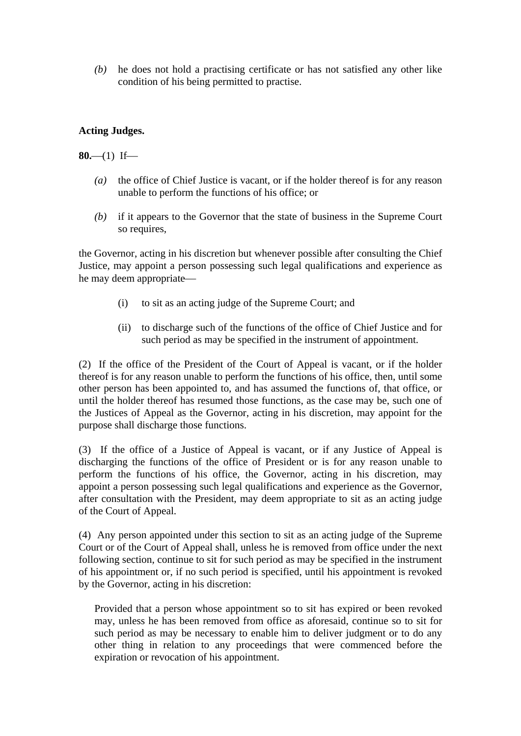*(b)* he does not hold a practising certificate or has not satisfied any other like condition of his being permitted to practise.

**Acting Judges.**

**80.**—(1) If—

*(a)* the office of Chief Justice is vacant, or if the holder thereof is for any reason unable to perform the functions of his office; or

*(b)* if it appears to the Governor that the state of business in the Supreme Court so requires,

the Governor, acting in his discretion but whenever possible after consulting the Chief Justice, may appoint a person possessing such legal qualifications and experience as he may deem appropriate—

(i) to sit as an acting judge of the Supreme Court; and

(ii) to discharge such of the functions of the office of Chief Justice and for such period as may be specified in the instrument of appointment.

(2) If the office of the President of the Court of Appeal is vacant, or if the holder thereof is for any reason unable to perform the functions of his office, then, until some other person has been appointed to, and has assumed the functions of, that office, or until the holder thereof has resumed those functions, as the case may be, such one of the Justices of Appeal as the Governor, acting in his discretion, may appoint for the purpose shall discharge those functions.

(3) If the office of a Justice of Appeal is vacant, or if any Justice of Appeal is discharging the functions of the office of President or is for any reason unable to perform the functions of his office, the Governor, acting in his discretion, may appoint a person possessing such legal qualifications and experience as the Governor, after consultation with the President, may deem appropriate to sit as an acting judge of the Court of Appeal.

(4) Any person appointed under this section to sit as an acting judge of the Supreme Court or of the Court of Appeal shall, unless he is removed from office under the next following section, continue to sit for such period as may be specified in the instrument of his appointment or, if no such period is specified, until his appointment is revoked by the Governor, acting in his discretion:

Provided that a person whose appointment so to sit has expired or been revoked may, unless he has been removed from office as aforesaid, continue so to sit for such period as may be necessary to enable him to deliver judgment or to do any other thing in relation to any proceedings that were commenced before the expiration or revocation of his appointment.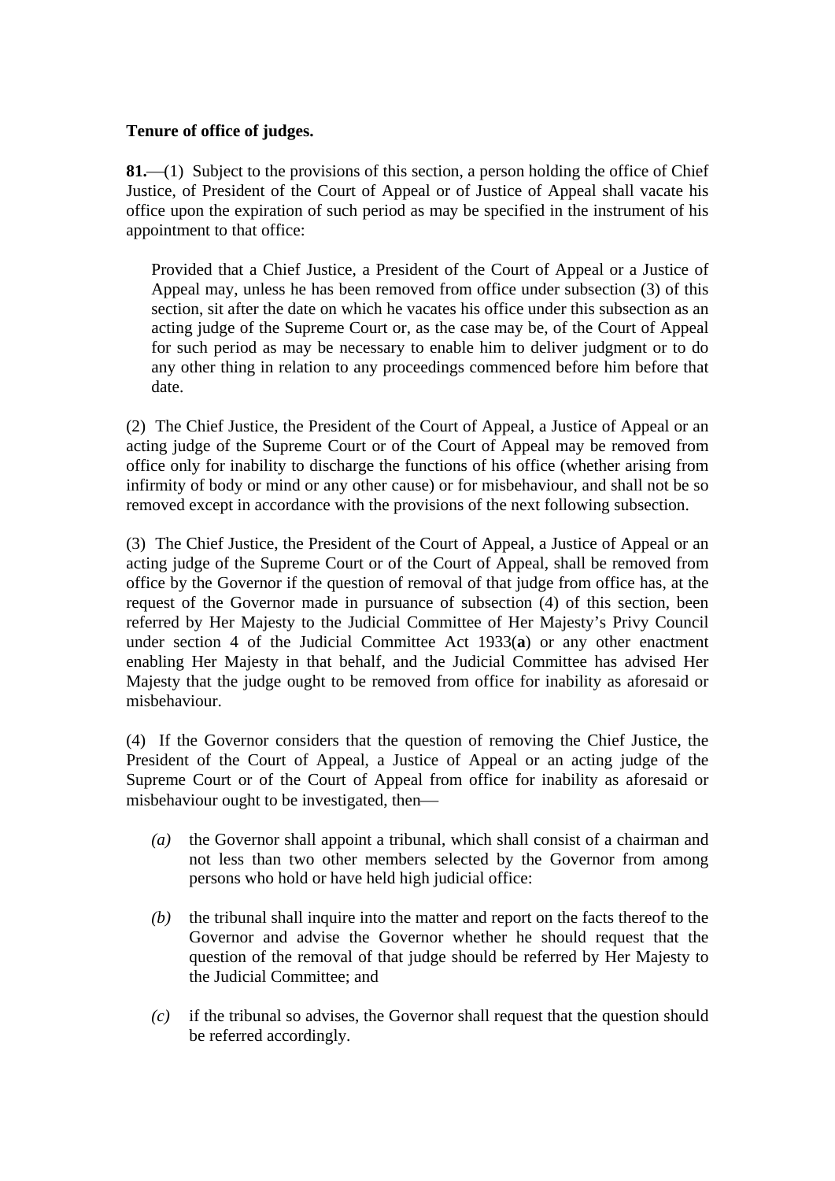**Tenure of office of judges.**

**81.**—(1) Subject to the provisions of this section, a person holding the office of Chief Justice, of President of the Court of Appeal or of Justice of Appeal shall vacate his office upon the expiration of such period as may be specified in the instrument of his appointment to that office:

> Provided that a Chief Justice, a President of the Court of Appeal or a Justice of Appeal may, unless he has been removed from office under subsection (3) of this section, sit after the date on which he vacates his office under this subsection as an acting judge of the Supreme Court or, as the case may be, of the Court of Appeal for such period as may be necessary to enable him to deliver judgment or to do any other thing in relation to any proceedings commenced before him before that date.

(2) The Chief Justice, the President of the Court of Appeal, a Justice of Appeal or an acting judge of the Supreme Court or of the Court of Appeal may be removed from office only for inability to discharge the functions of his office (whether arising from infirmity of body or mind or any other cause) or for misbehaviour, and shall not be so removed except in accordance with the provisions of the next following subsection.

(3) The Chief Justice, the President of the Court of Appeal, a Justice of Appeal or an acting judge of the Supreme Court or of the Court of Appeal, shall be removed from office by the Governor if the question of removal of that judge from office has, at the request of the Governor made in pursuance of subsection (4) of this section, been referred by Her Majesty to the Judicial Committee of Her Majesty's Privy Council under section 4 of the Judicial Committee Act 1933(**a**) or any other enactment enabling Her Majesty in that behalf, and the Judicial Committee has advised Her Majesty that the judge ought to be removed from office for inability as aforesaid or misbehaviour.

(4) If the Governor considers that the question of removing the Chief Justice, the President of the Court of Appeal, a Justice of Appeal or an acting judge of the Supreme Court or of the Court of Appeal from office for inability as aforesaid or misbehaviour ought to be investigated, then—

- *(a)* the Governor shall appoint a tribunal, which shall consist of a chairman and not less than two other members selected by the Governor from among persons who hold or have held high judicial office:
- *(b)* the tribunal shall inquire into the matter and report on the facts thereof to the Governor and advise the Governor whether he should request that the question of the removal of that judge should be referred by Her Majesty to the Judicial Committee; and
- *(c)* if the tribunal so advises, the Governor shall request that the question should be referred accordingly.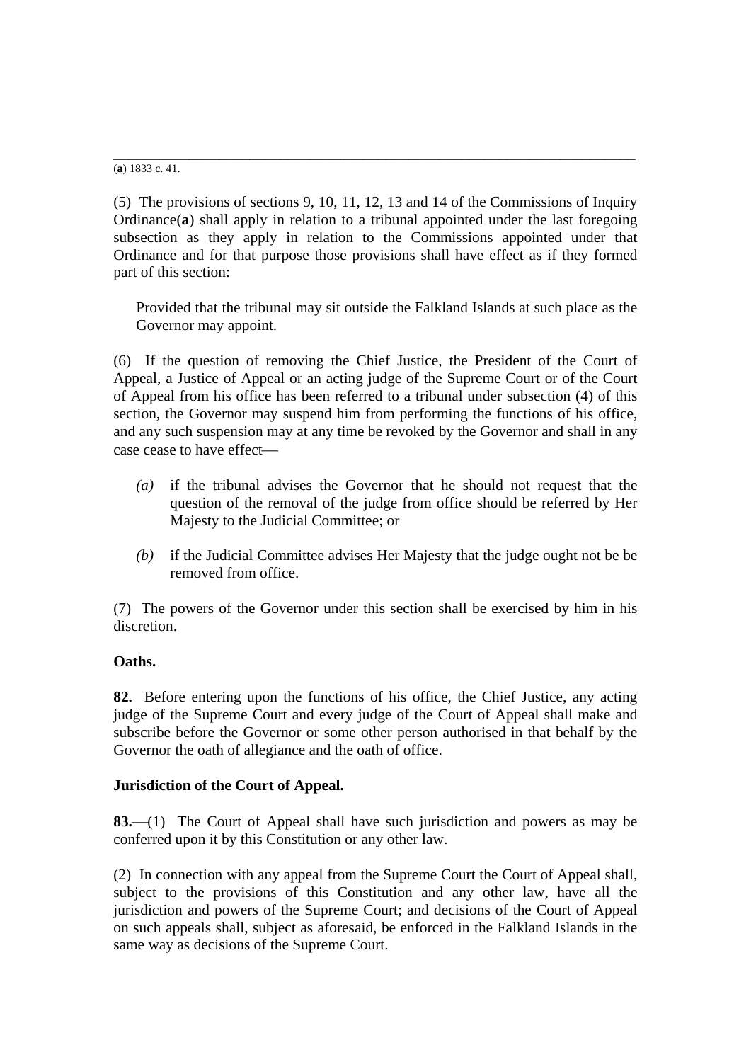(**a**) 1833 c. 41.

(5) The provisions of sections 9, 10, 11, 12, 13 and 14 of the Commissions of Inquiry Ordinance(**a**) shall apply in relation to a tribunal appointed under the last foregoing subsection as they apply in relation to the Commissions appointed under that Ordinance and for that purpose those provisions shall have effect as if they formed part of this section:

> Provided that the tribunal may sit outside the Falkland Islands at such place as the Governor may appoint.

(6) If the question of removing the Chief Justice, the President of the Court of Appeal, a Justice of Appeal or an acting judge of the Supreme Court or of the Court of Appeal from his office has been referred to a tribunal under subsection (4) of this section, the Governor may suspend him from performing the functions of his office, and any such suspension may at any time be revoked by the Governor and shall in any case cease to have effect—

- *(a)* if the tribunal advises the Governor that he should not request that the question of the removal of the judge from office should be referred by Her Majesty to the Judicial Committee; or
- *(b)* if the Judicial Committee advises Her Majesty that the judge ought not be be removed from office.

(7) The powers of the Governor under this section shall be exercised by him in his discretion.

**Oaths.**

**82.** Before entering upon the functions of his office, the Chief Justice, any acting judge of the Supreme Court and every judge of the Court of Appeal shall make and subscribe before the Governor or some other person authorised in that behalf by the Governor the oath of allegiance and the oath of office.

**Jurisdiction of the Court of Appeal.**

**83.**—(1) The Court of Appeal shall have such jurisdiction and powers as may be conferred upon it by this Constitution or any other law.

(2) In connection with any appeal from the Supreme Court the Court of Appeal shall, subject to the provisions of this Constitution and any other law, have all the jurisdiction and powers of the Supreme Court; and decisions of the Court of Appeal on such appeals shall, subject as aforesaid, be enforced in the Falkland Islands in the same way as decisions of the Supreme Court.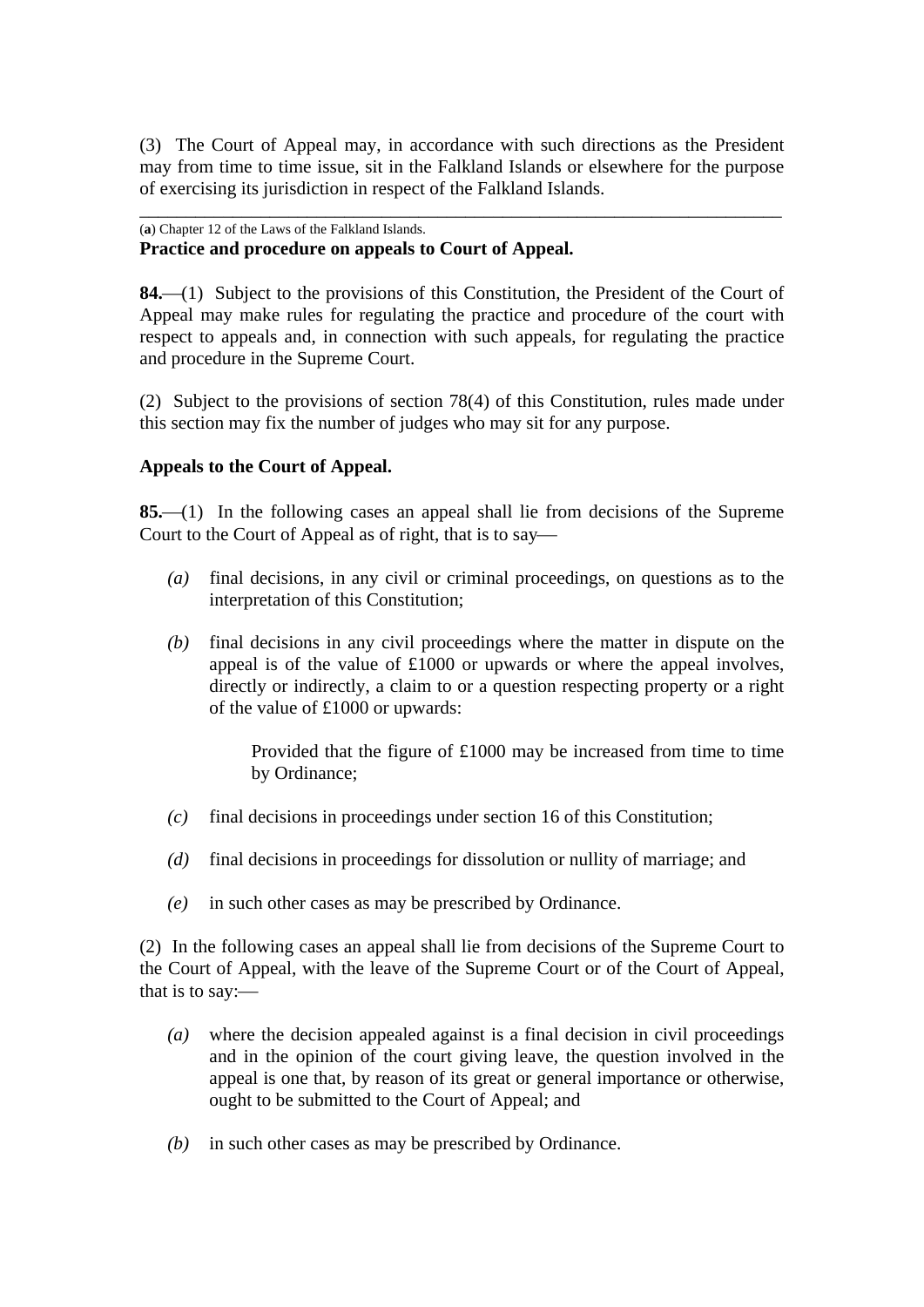(3) The Court of Appeal may, in accordance with such directions as the President may from time to time issue, sit in the Falkland Islands or elsewhere for the purpose of exercising its jurisdiction in respect of the Falkland Islands.

---

(**a**) Chapter 12 of the Laws of the Falkland Islands.

**Practice and procedure on appeals to Court of Appeal.**

**84.**—(1) Subject to the provisions of this Constitution, the President of the Court of Appeal may make rules for regulating the practice and procedure of the court with respect to appeals and, in connection with such appeals, for regulating the practice and procedure in the Supreme Court.

(2) Subject to the provisions of section 78(4) of this Constitution, rules made under this section may fix the number of judges who may sit for any purpose.

**Appeals to the Court of Appeal.**

**85.**—(1) In the following cases an appeal shall lie from decisions of the Supreme Court to the Court of Appeal as of right, that is to say—

*(a)* final decisions, in any civil or criminal proceedings, on questions as to the interpretation of this Constitution;

*(b)* final decisions in any civil proceedings where the matter in dispute on the appeal is of the value of £1000 or upwards or where the appeal involves, directly or indirectly, a claim to or a question respecting property or a right of the value of £1000 or upwards:

> Provided that the figure of £1000 may be increased from time to time by Ordinance;

*(c)* final decisions in proceedings under section 16 of this Constitution;

*(d)* final decisions in proceedings for dissolution or nullity of marriage; and

*(e)* in such other cases as may be prescribed by Ordinance.

(2) In the following cases an appeal shall lie from decisions of the Supreme Court to the Court of Appeal, with the leave of the Supreme Court or of the Court of Appeal, that is to say:—

*(a)* where the decision appealed against is a final decision in civil proceedings and in the opinion of the court giving leave, the question involved in the appeal is one that, by reason of its great or general importance or otherwise, ought to be submitted to the Court of Appeal; and

*(b)* in such other cases as may be prescribed by Ordinance.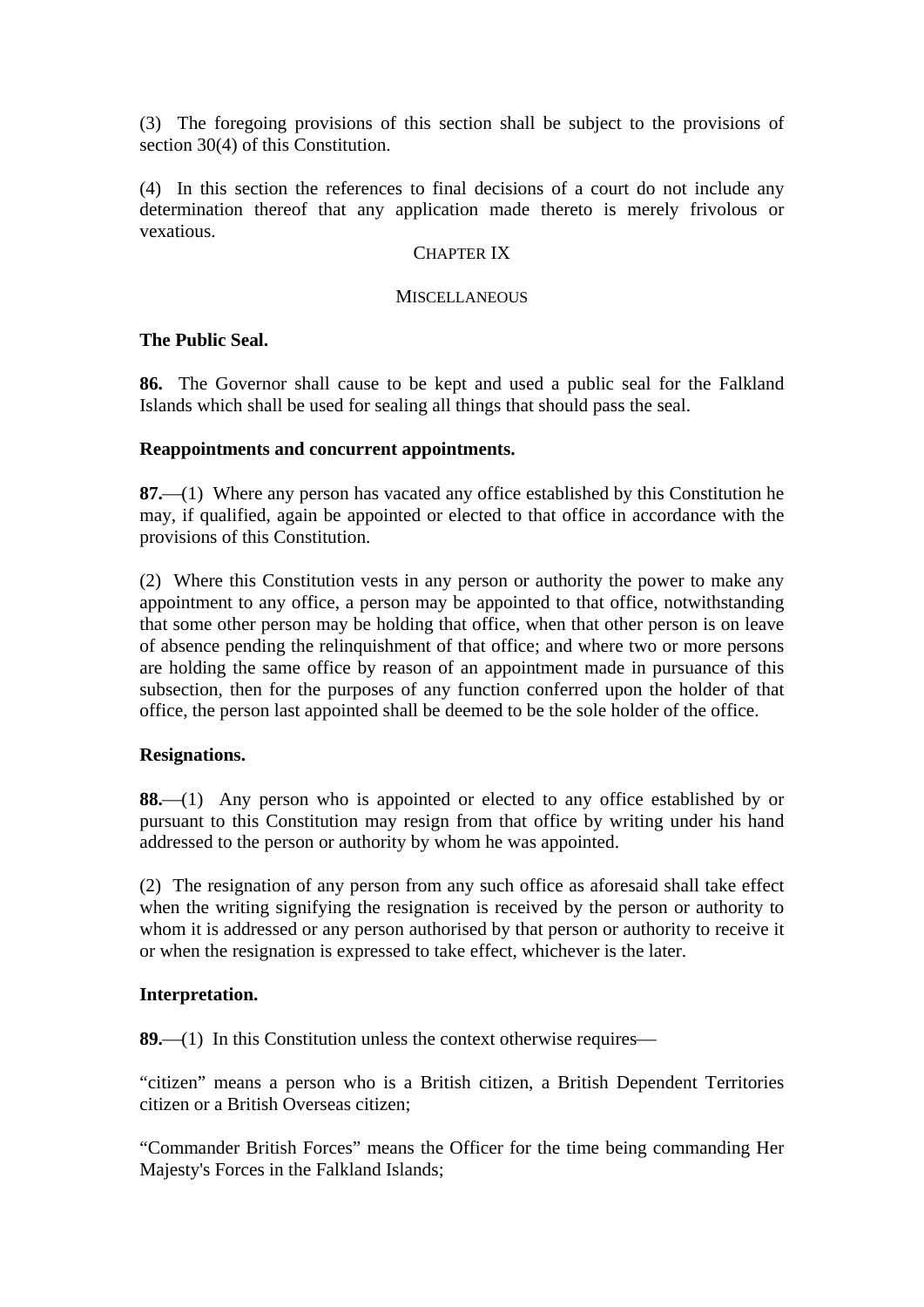(3) The foregoing provisions of this section shall be subject to the provisions of section 30(4) of this Constitution.

(4) In this section the references to final decisions of a court do not include any determination thereof that any application made thereto is merely frivolous or vexatious.

## CHAPTER IX

## MISCELLANEOUS

**The Public Seal.**

**86.** The Governor shall cause to be kept and used a public seal for the Falkland Islands which shall be used for sealing all things that should pass the seal.

**Reappointments and concurrent appointments.**

**87.**—(1) Where any person has vacated any office established by this Constitution he may, if qualified, again be appointed or elected to that office in accordance with the provisions of this Constitution.

(2) Where this Constitution vests in any person or authority the power to make any appointment to any office, a person may be appointed to that office, notwithstanding that some other person may be holding that office, when that other person is on leave of absence pending the relinquishment of that office; and where two or more persons are holding the same office by reason of an appointment made in pursuance of this subsection, then for the purposes of any function conferred upon the holder of that office, the person last appointed shall be deemed to be the sole holder of the office.

**Resignations.**

**88.**—(1) Any person who is appointed or elected to any office established by or pursuant to this Constitution may resign from that office by writing under his hand addressed to the person or authority by whom he was appointed.

(2) The resignation of any person from any such office as aforesaid shall take effect when the writing signifying the resignation is received by the person or authority to whom it is addressed or any person authorised by that person or authority to receive it or when the resignation is expressed to take effect, whichever is the later.

**Interpretation.**

**89.**—(1) In this Constitution unless the context otherwise requires—

"citizen" means a person who is a British citizen, a British Dependent Territories citizen or a British Overseas citizen;

"Commander British Forces" means the Officer for the time being commanding Her Majesty's Forces in the Falkland Islands;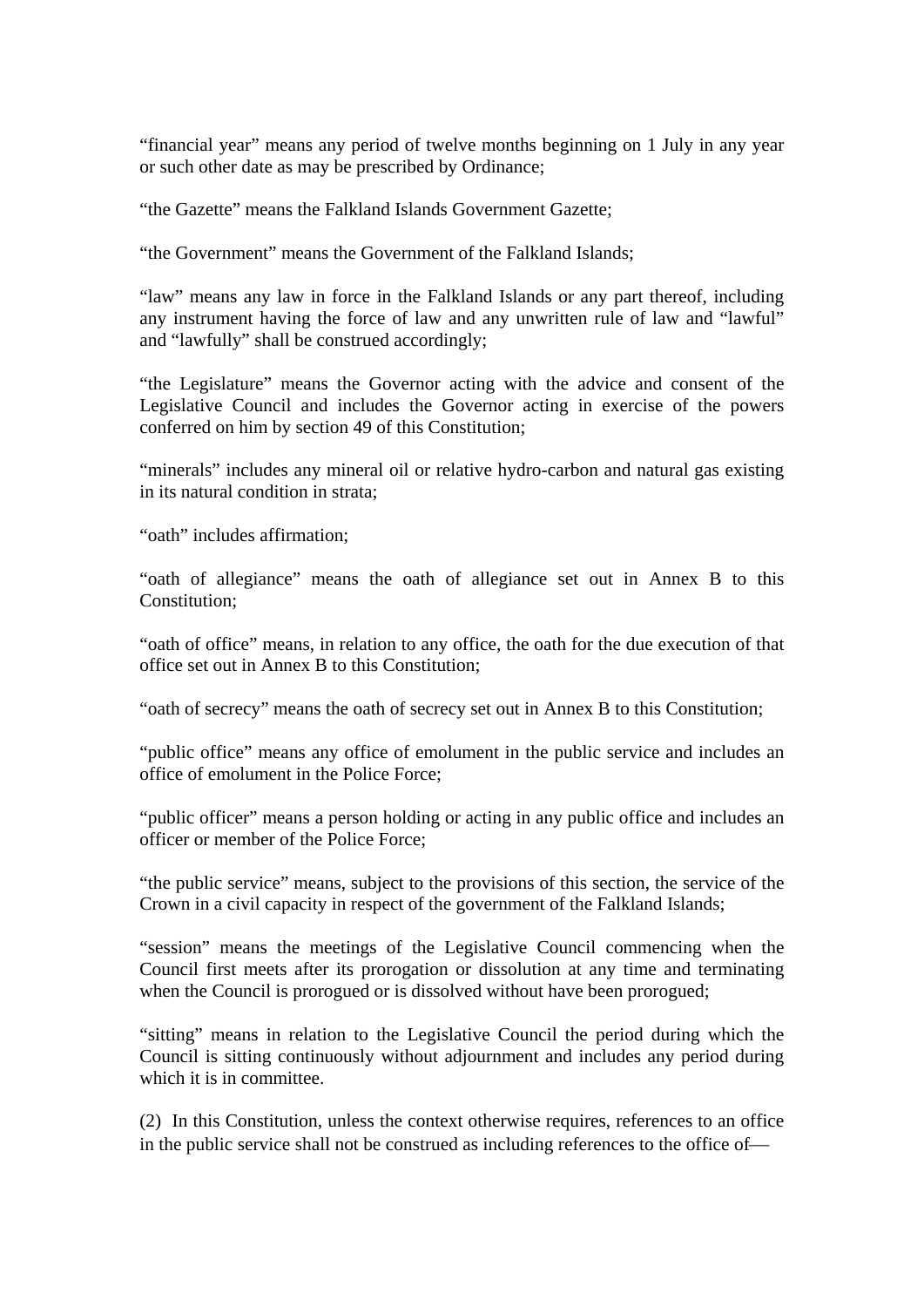“financial year” means any period of twelve months beginning on 1 July in any year or such other date as may be prescribed by Ordinance;

“the Gazette” means the Falkland Islands Government Gazette;

“the Government” means the Government of the Falkland Islands;

“law” means any law in force in the Falkland Islands or any part thereof, including any instrument having the force of law and any unwritten rule of law and “lawful” and “lawfully” shall be construed accordingly;

“the Legislature” means the Governor acting with the advice and consent of the Legislative Council and includes the Governor acting in exercise of the powers conferred on him by section 49 of this Constitution;

“minerals” includes any mineral oil or relative hydro-carbon and natural gas existing in its natural condition in strata;

“oath” includes affirmation;

“oath of allegiance” means the oath of allegiance set out in Annex B to this Constitution;

“oath of office” means, in relation to any office, the oath for the due execution of that office set out in Annex B to this Constitution;

“oath of secrecy” means the oath of secrecy set out in Annex B to this Constitution;

“public office” means any office of emolument in the public service and includes an office of emolument in the Police Force;

“public officer” means a person holding or acting in any public office and includes an officer or member of the Police Force;

“the public service” means, subject to the provisions of this section, the service of the Crown in a civil capacity in respect of the government of the Falkland Islands;

“session” means the meetings of the Legislative Council commencing when the Council first meets after its prorogation or dissolution at any time and terminating when the Council is prorogued or is dissolved without have been prorogued;

“sitting” means in relation to the Legislative Council the period during which the Council is sitting continuously without adjournment and includes any period during which it is in committee.

(2) In this Constitution, unless the context otherwise requires, references to an office in the public service shall not be construed as including references to the office of—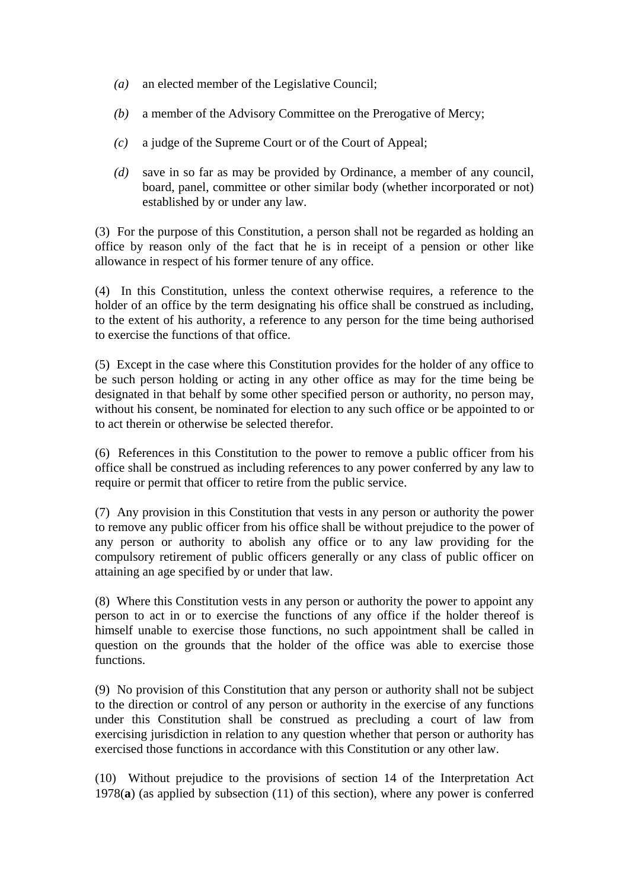- *(a)* an elected member of the Legislative Council;
- *(b)* a member of the Advisory Committee on the Prerogative of Mercy;
- *(c)* a judge of the Supreme Court or of the Court of Appeal;
- *(d)* save in so far as may be provided by Ordinance, a member of any council, board, panel, committee or other similar body (whether incorporated or not) established by or under any law.

(3) For the purpose of this Constitution, a person shall not be regarded as holding an office by reason only of the fact that he is in receipt of a pension or other like allowance in respect of his former tenure of any office.

(4) In this Constitution, unless the context otherwise requires, a reference to the holder of an office by the term designating his office shall be construed as including, to the extent of his authority, a reference to any person for the time being authorised to exercise the functions of that office.

(5) Except in the case where this Constitution provides for the holder of any office to be such person holding or acting in any other office as may for the time being be designated in that behalf by some other specified person or authority, no person may, without his consent, be nominated for election to any such office or be appointed to or to act therein or otherwise be selected therefor.

(6) References in this Constitution to the power to remove a public officer from his office shall be construed as including references to any power conferred by any law to require or permit that officer to retire from the public service.

(7) Any provision in this Constitution that vests in any person or authority the power to remove any public officer from his office shall be without prejudice to the power of any person or authority to abolish any office or to any law providing for the compulsory retirement of public officers generally or any class of public officer on attaining an age specified by or under that law.

(8) Where this Constitution vests in any person or authority the power to appoint any person to act in or to exercise the functions of any office if the holder thereof is himself unable to exercise those functions, no such appointment shall be called in question on the grounds that the holder of the office was able to exercise those functions.

(9) No provision of this Constitution that any person or authority shall not be subject to the direction or control of any person or authority in the exercise of any functions under this Constitution shall be construed as precluding a court of law from exercising jurisdiction in relation to any question whether that person or authority has exercised those functions in accordance with this Constitution or any other law.

(10) Without prejudice to the provisions of section 14 of the Interpretation Act 1978(**a**) (as applied by subsection (11) of this section), where any power is conferred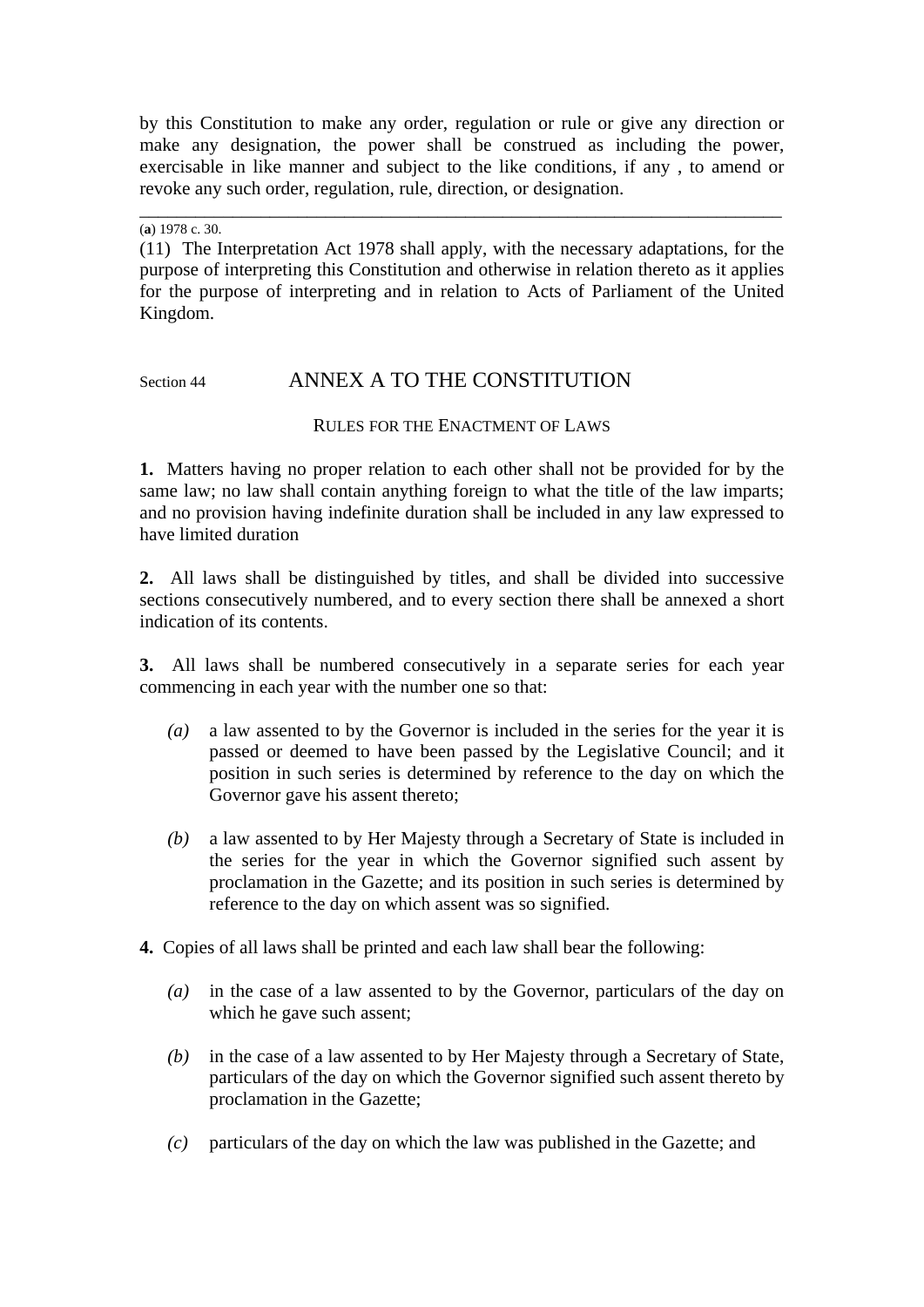by this Constitution to make any order, regulation or rule or give any direction or make any designation, the power shall be construed as including the power, exercisable in like manner and subject to the like conditions, if any , to amend or revoke any such order, regulation, rule, direction, or designation.

---

(**a**) 1978 c. 30.

(11) The Interpretation Act 1978 shall apply, with the necessary adaptations, for the purpose of interpreting this Constitution and otherwise in relation thereto as it applies for the purpose of interpreting and in relation to Acts of Parliament of the United Kingdom.

Section 44

# ANNEX A TO THE CONSTITUTION

## RULES FOR THE ENACTMENT OF LAWS

**1.** Matters having no proper relation to each other shall not be provided for by the same law; no law shall contain anything foreign to what the title of the law imparts; and no provision having indefinite duration shall be included in any law expressed to have limited duration

**2.** All laws shall be distinguished by titles, and shall be divided into successive sections consecutively numbered, and to every section there shall be annexed a short indication of its contents.

**3.** All laws shall be numbered consecutively in a separate series for each year commencing in each year with the number one so that:

*(a)* a law assented to by the Governor is included in the series for the year it is passed or deemed to have been passed by the Legislative Council; and it position in such series is determined by reference to the day on which the Governor gave his assent thereto;

*(b)* a law assented to by Her Majesty through a Secretary of State is included in the series for the year in which the Governor signified such assent by proclamation in the Gazette; and its position in such series is determined by reference to the day on which assent was so signified.

**4.** Copies of all laws shall be printed and each law shall bear the following:

*(a)* in the case of a law assented to by the Governor, particulars of the day on which he gave such assent;

*(b)* in the case of a law assented to by Her Majesty through a Secretary of State, particulars of the day on which the Governor signified such assent thereto by proclamation in the Gazette;

*(c)* particulars of the day on which the law was published in the Gazette; and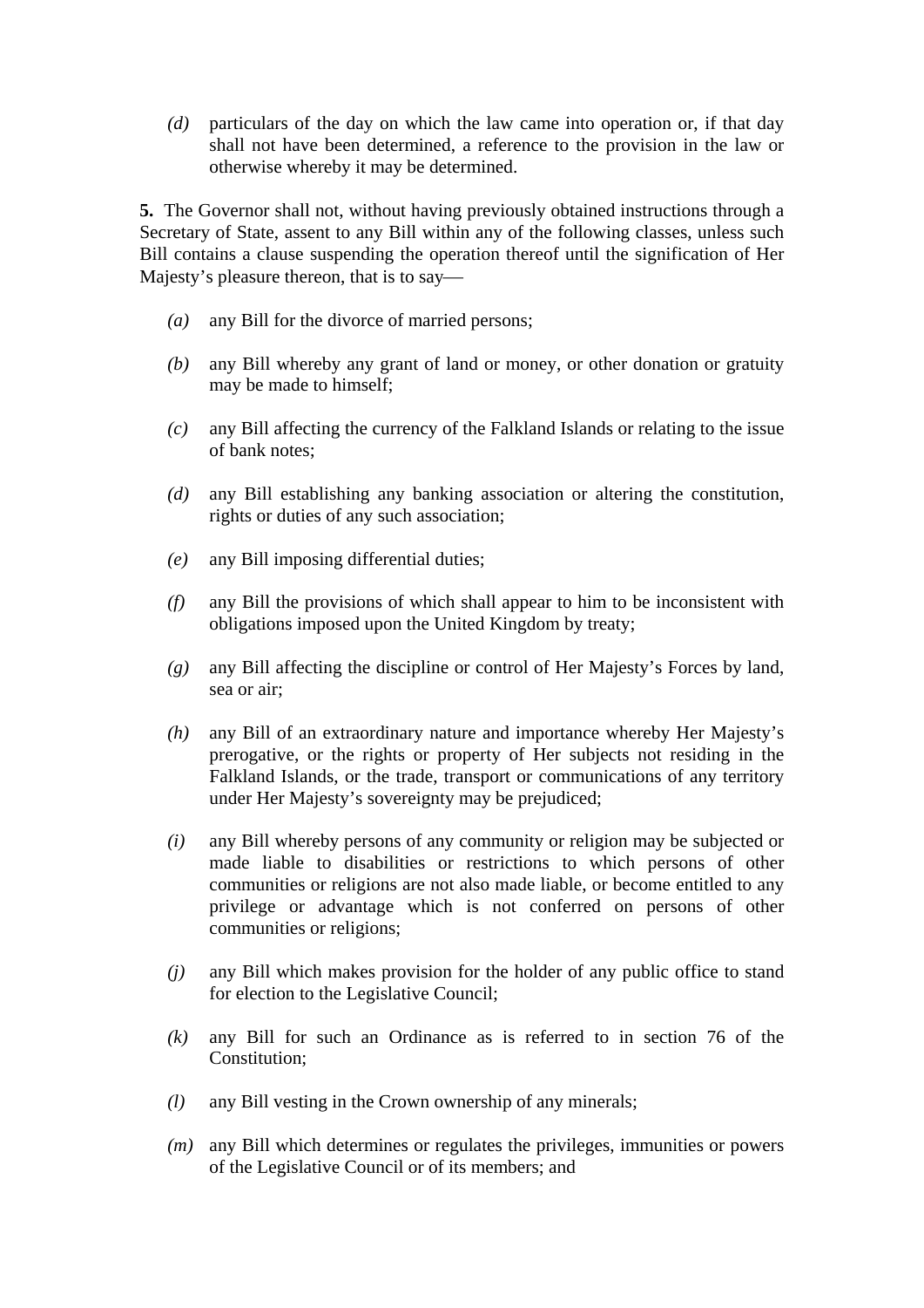*(d)* particulars of the day on which the law came into operation or, if that day shall not have been determined, a reference to the provision in the law or otherwise whereby it may be determined.

**5.** The Governor shall not, without having previously obtained instructions through a Secretary of State, assent to any Bill within any of the following classes, unless such Bill contains a clause suspending the operation thereof until the signification of Her Majesty's pleasure thereon, that is to say—

*(a)* any Bill for the divorce of married persons;

*(b)* any Bill whereby any grant of land or money, or other donation or gratuity may be made to himself;

*(c)* any Bill affecting the currency of the Falkland Islands or relating to the issue of bank notes;

*(d)* any Bill establishing any banking association or altering the constitution, rights or duties of any such association;

*(e)* any Bill imposing differential duties;

*(f)* any Bill the provisions of which shall appear to him to be inconsistent with obligations imposed upon the United Kingdom by treaty;

*(g)* any Bill affecting the discipline or control of Her Majesty's Forces by land, sea or air;

*(h)* any Bill of an extraordinary nature and importance whereby Her Majesty's prerogative, or the rights or property of Her subjects not residing in the Falkland Islands, or the trade, transport or communications of any territory under Her Majesty's sovereignty may be prejudiced;

*(i)* any Bill whereby persons of any community or religion may be subjected or made liable to disabilities or restrictions to which persons of other communities or religions are not also made liable, or become entitled to any privilege or advantage which is not conferred on persons of other communities or religions;

*(j)* any Bill which makes provision for the holder of any public office to stand for election to the Legislative Council;

*(k)* any Bill for such an Ordinance as is referred to in section 76 of the Constitution;

*(l)* any Bill vesting in the Crown ownership of any minerals;

*(m)* any Bill which determines or regulates the privileges, immunities or powers of the Legislative Council or of its members; and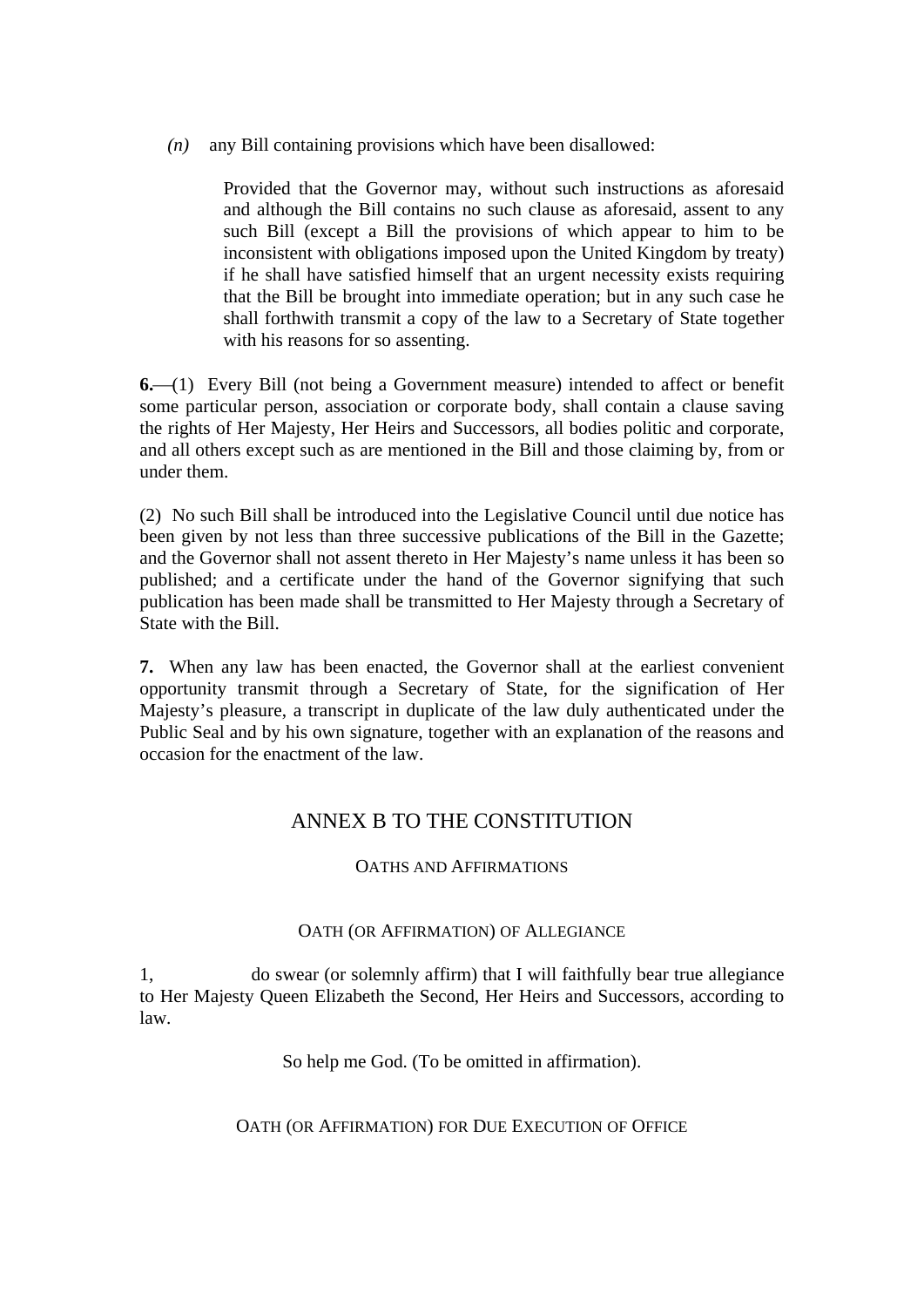*(n)* any Bill containing provisions which have been disallowed:

> Provided that the Governor may, without such instructions as aforesaid and although the Bill contains no such clause as aforesaid, assent to any such Bill (except a Bill the provisions of which appear to him to be inconsistent with obligations imposed upon the United Kingdom by treaty) if he shall have satisfied himself that an urgent necessity exists requiring that the Bill be brought into immediate operation; but in any such case he shall forthwith transmit a copy of the law to a Secretary of State together with his reasons for so assenting.

**6.**—(1) Every Bill (not being a Government measure) intended to affect or benefit some particular person, association or corporate body, shall contain a clause saving the rights of Her Majesty, Her Heirs and Successors, all bodies politic and corporate, and all others except such as are mentioned in the Bill and those claiming by, from or under them.

(2) No such Bill shall be introduced into the Legislative Council until due notice has been given by not less than three successive publications of the Bill in the Gazette; and the Governor shall not assent thereto in Her Majesty's name unless it has been so published; and a certificate under the hand of the Governor signifying that such publication has been made shall be transmitted to Her Majesty through a Secretary of State with the Bill.

**7.** When any law has been enacted, the Governor shall at the earliest convenient opportunity transmit through a Secretary of State, for the signification of Her Majesty's pleasure, a transcript in duplicate of the law duly authenticated under the Public Seal and by his own signature, together with an explanation of the reasons and occasion for the enactment of the law.

## ANNEX B TO THE CONSTITUTION

### OATHS AND AFFIRMATIONS

#### OATH (OR AFFIRMATION) OF ALLEGIANCE

1, do swear (or solemnly affirm) that I will faithfully bear true allegiance to Her Majesty Queen Elizabeth the Second, Her Heirs and Successors, according to law.

So help me God. (To be omitted in affirmation).

#### OATH (OR AFFIRMATION) FOR DUE EXECUTION OF OFFICE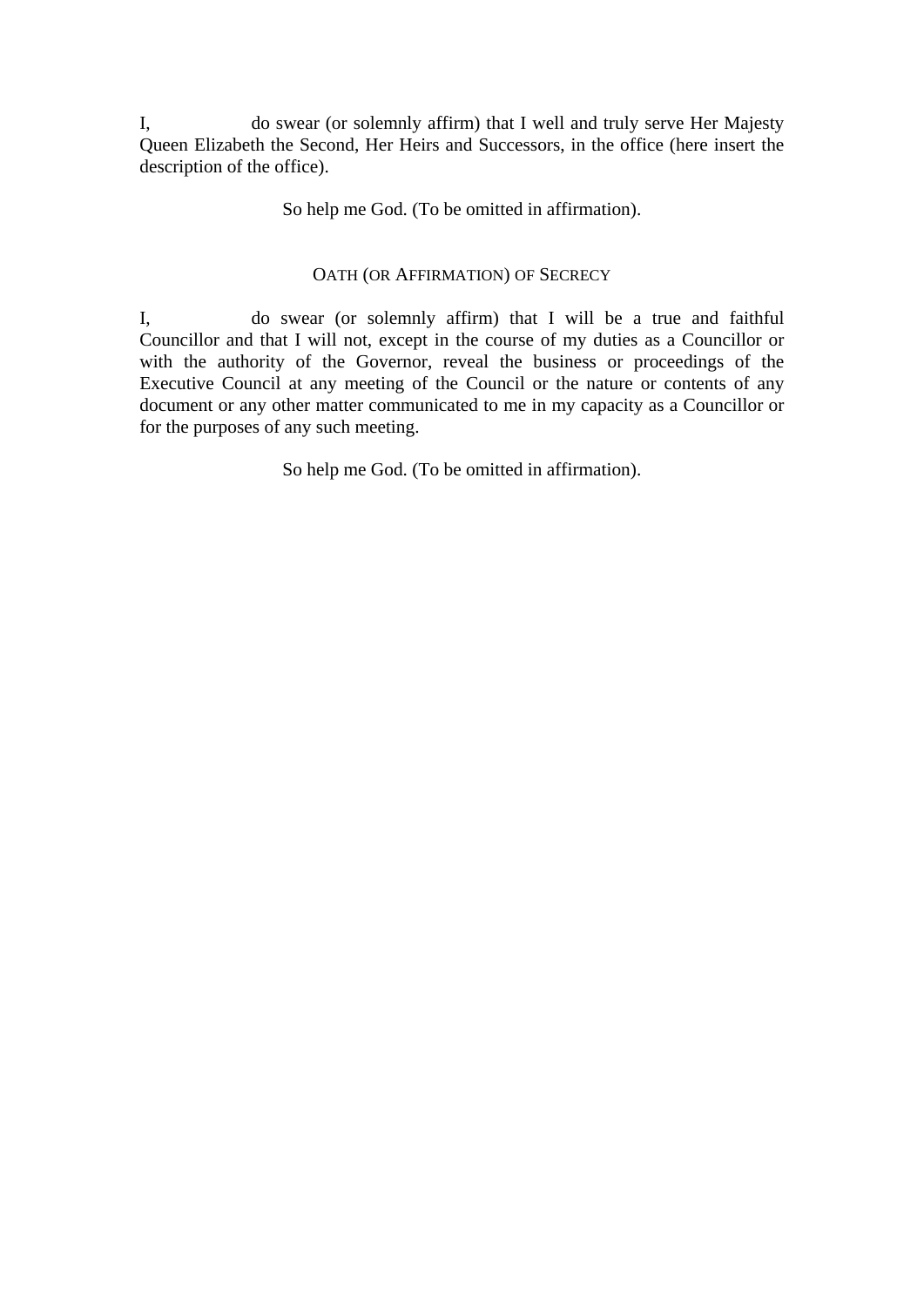I,                    do swear (or solemnly affirm) that I well and truly serve Her Majesty Queen Elizabeth the Second, Her Heirs and Successors, in the office (here insert the description of the office).

So help me God. (To be omitted in affirmation).

## OATH (OR AFFIRMATION) OF SECRECY

I,                    do swear (or solemnly affirm) that I will be a true and faithful Councillor and that I will not, except in the course of my duties as a Councillor or with the authority of the Governor, reveal the business or proceedings of the Executive Council at any meeting of the Council or the nature or contents of any document or any other matter communicated to me in my capacity as a Councillor or for the purposes of any such meeting.

So help me God. (To be omitted in affirmation).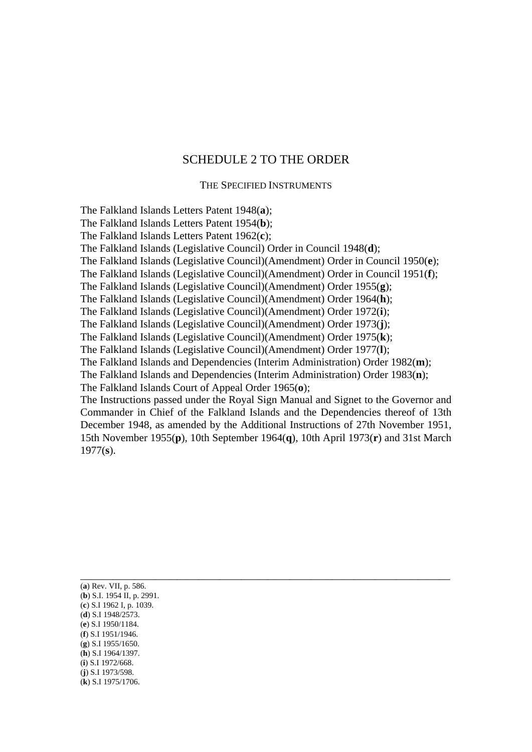# SCHEDULE 2 TO THE ORDER

## THE SPECIFIED INSTRUMENTS

The Falkland Islands Letters Patent 1948(**a**);
The Falkland Islands Letters Patent 1954(**b**);
The Falkland Islands Letters Patent 1962(**c**);
The Falkland Islands (Legislative Council) Order in Council 1948(**d**);
The Falkland Islands (Legislative Council)(Amendment) Order in Council 1950(**e**);
The Falkland Islands (Legislative Council)(Amendment) Order in Council 1951(**f**);
The Falkland Islands (Legislative Council)(Amendment) Order 1955(**g**);
The Falkland Islands (Legislative Council)(Amendment) Order 1964(**h**);
The Falkland Islands (Legislative Council)(Amendment) Order 1972(**i**);
The Falkland Islands (Legislative Council)(Amendment) Order 1973(**j**);
The Falkland Islands (Legislative Council)(Amendment) Order 1975(**k**);
The Falkland Islands (Legislative Council)(Amendment) Order 1977(**l**);
The Falkland Islands and Dependencies (Interim Administration) Order 1982(**m**);
The Falkland Islands and Dependencies (Interim Administration) Order 1983(**n**);
The Falkland Islands Court of Appeal Order 1965(**o**);
The Instructions passed under the Royal Sign Manual and Signet to the Governor and Commander in Chief of the Falkland Islands and the Dependencies thereof of 13th December 1948, as amended by the Additional Instructions of 27th November 1951, 15th November 1955(**p**), 10th September 1964(**q**), 10th April 1973(**r**) and 31st March 1977(**s**).

---

(**a**) Rev. VII, p. 586.
(**b**) S.I. 1954 II, p. 2991.
(**c**) S.I 1962 I, p. 1039.
(**d**) S.I 1948/2573.
(**e**) S.I 1950/1184.
(**f**) S.I 1951/1946.
(**g**) S.I 1955/1650.
(**h**) S.I 1964/1397.
(**i**) S.I 1972/668.
(**j**) S.I 1973/598.
(**k**) S.I 1975/1706.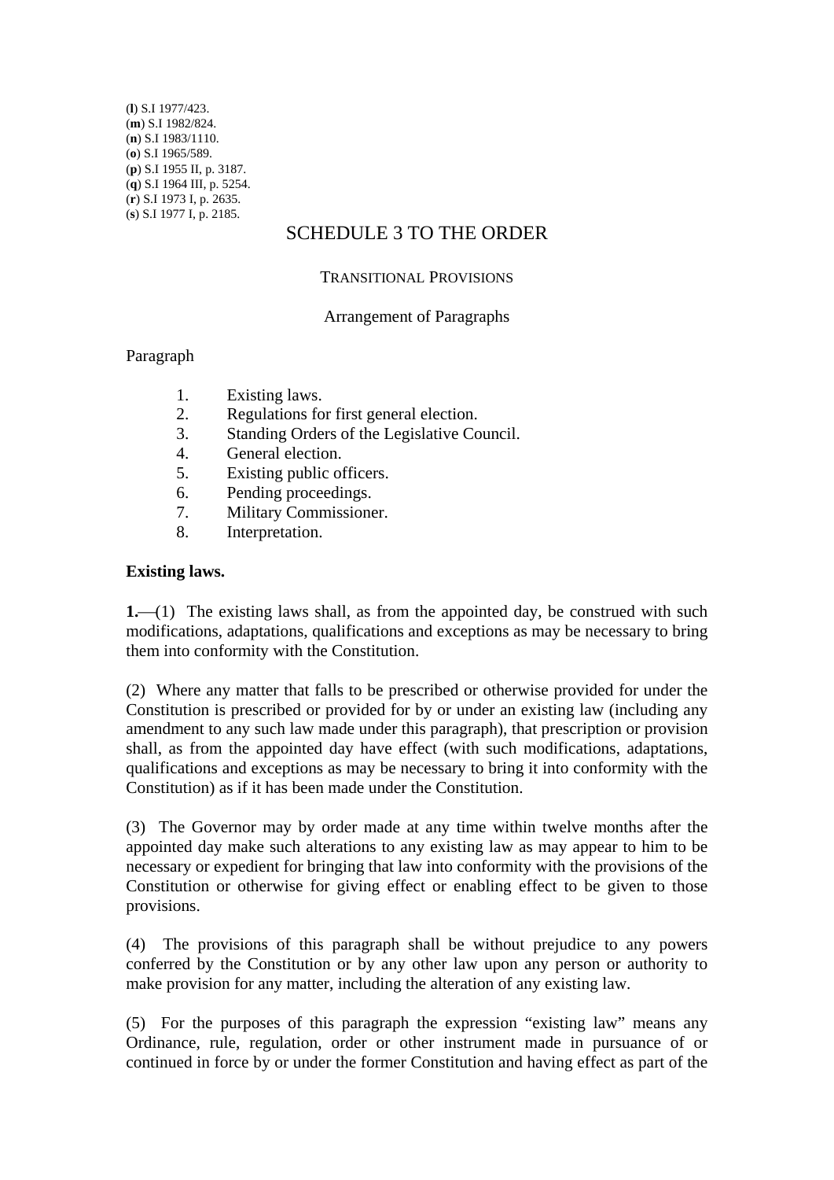(**l**) S.I 1977/423.
(**m**) S.I 1982/824.
(**n**) S.I 1983/1110.
(**o**) S.I 1965/589.
(**p**) S.I 1955 II, p. 3187.
(**q**) S.I 1964 III, p. 5254.
(**r**) S.I 1973 I, p. 2635.
(**s**) S.I 1977 I, p. 2185.

# SCHEDULE 3 TO THE ORDER

## TRANSITIONAL PROVISIONS

### Arrangement of Paragraphs

Paragraph

1. Existing laws.
2. Regulations for first general election.
3. Standing Orders of the Legislative Council.
4. General election.
5. Existing public officers.
6. Pending proceedings.
7. Military Commissioner.
8. Interpretation.

**Existing laws.**

**1.**—(1) The existing laws shall, as from the appointed day, be construed with such modifications, adaptations, qualifications and exceptions as may be necessary to bring them into conformity with the Constitution.

(2) Where any matter that falls to be prescribed or otherwise provided for under the Constitution is prescribed or provided for by or under an existing law (including any amendment to any such law made under this paragraph), that prescription or provision shall, as from the appointed day have effect (with such modifications, adaptations, qualifications and exceptions as may be necessary to bring it into conformity with the Constitution) as if it has been made under the Constitution.

(3) The Governor may by order made at any time within twelve months after the appointed day make such alterations to any existing law as may appear to him to be necessary or expedient for bringing that law into conformity with the provisions of the Constitution or otherwise for giving effect or enabling effect to be given to those provisions.

(4) The provisions of this paragraph shall be without prejudice to any powers conferred by the Constitution or by any other law upon any person or authority to make provision for any matter, including the alteration of any existing law.

(5) For the purposes of this paragraph the expression "existing law" means any Ordinance, rule, regulation, order or other instrument made in pursuance of or continued in force by or under the former Constitution and having effect as part of the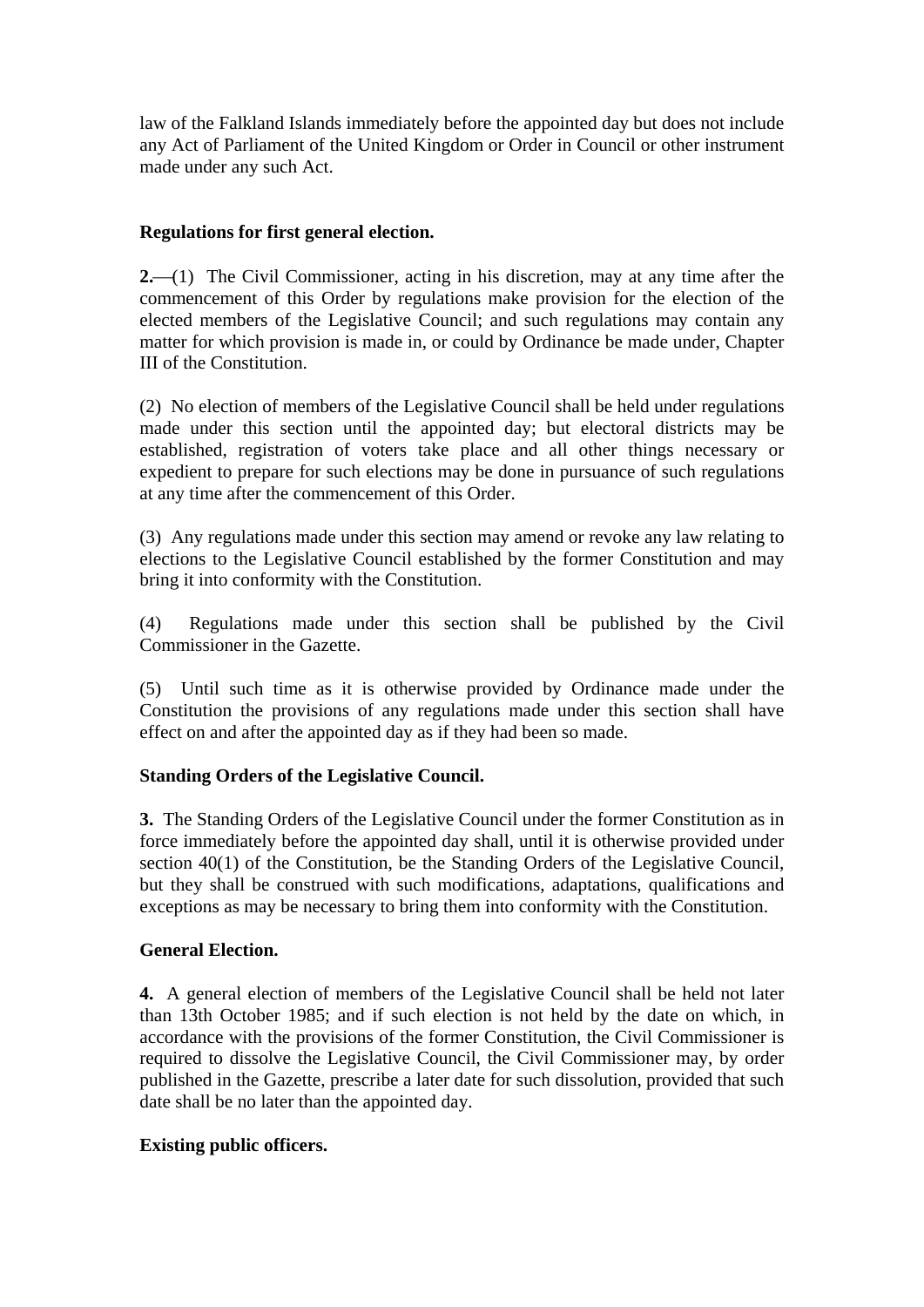law of the Falkland Islands immediately before the appointed day but does not include any Act of Parliament of the United Kingdom or Order in Council or other instrument made under any such Act.

**Regulations for first general election.**

**2.**—(1) The Civil Commissioner, acting in his discretion, may at any time after the commencement of this Order by regulations make provision for the election of the elected members of the Legislative Council; and such regulations may contain any matter for which provision is made in, or could by Ordinance be made under, Chapter III of the Constitution.

(2) No election of members of the Legislative Council shall be held under regulations made under this section until the appointed day; but electoral districts may be established, registration of voters take place and all other things necessary or expedient to prepare for such elections may be done in pursuance of such regulations at any time after the commencement of this Order.

(3) Any regulations made under this section may amend or revoke any law relating to elections to the Legislative Council established by the former Constitution and may bring it into conformity with the Constitution.

(4) Regulations made under this section shall be published by the Civil Commissioner in the Gazette.

(5) Until such time as it is otherwise provided by Ordinance made under the Constitution the provisions of any regulations made under this section shall have effect on and after the appointed day as if they had been so made.

**Standing Orders of the Legislative Council.**

**3.** The Standing Orders of the Legislative Council under the former Constitution as in force immediately before the appointed day shall, until it is otherwise provided under section 40(1) of the Constitution, be the Standing Orders of the Legislative Council, but they shall be construed with such modifications, adaptations, qualifications and exceptions as may be necessary to bring them into conformity with the Constitution.

**General Election.**

**4.** A general election of members of the Legislative Council shall be held not later than 13th October 1985; and if such election is not held by the date on which, in accordance with the provisions of the former Constitution, the Civil Commissioner is required to dissolve the Legislative Council, the Civil Commissioner may, by order published in the Gazette, prescribe a later date for such dissolution, provided that such date shall be no later than the appointed day.

**Existing public officers.**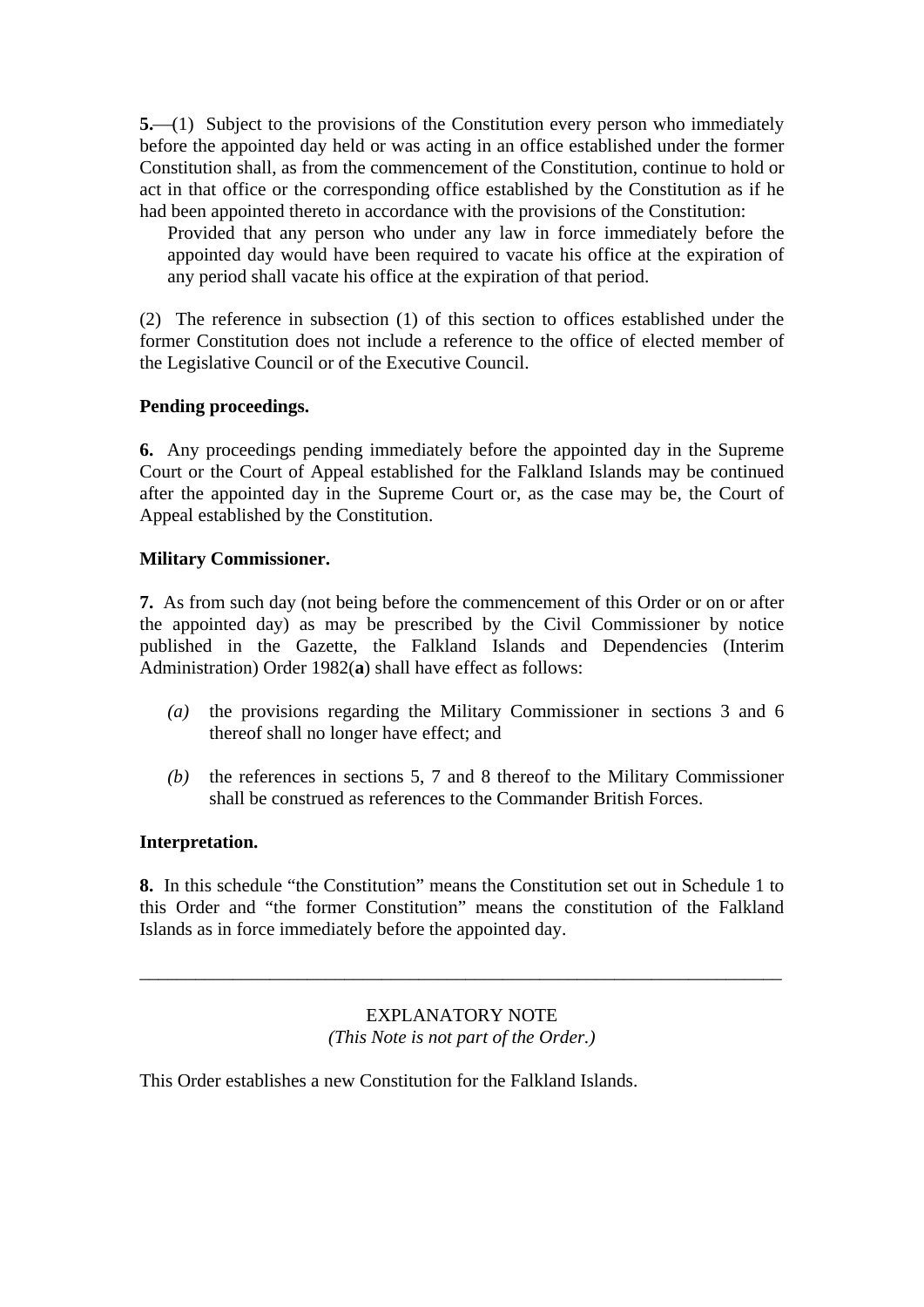**5.**—(1) Subject to the provisions of the Constitution every person who immediately before the appointed day held or was acting in an office established under the former Constitution shall, as from the commencement of the Constitution, continue to hold or act in that office or the corresponding office established by the Constitution as if he had been appointed thereto in accordance with the provisions of the Constitution:

> Provided that any person who under any law in force immediately before the appointed day would have been required to vacate his office at the expiration of any period shall vacate his office at the expiration of that period.

(2) The reference in subsection (1) of this section to offices established under the former Constitution does not include a reference to the office of elected member of the Legislative Council or of the Executive Council.

**Pending proceedings.**

**6.** Any proceedings pending immediately before the appointed day in the Supreme Court or the Court of Appeal established for the Falkland Islands may be continued after the appointed day in the Supreme Court or, as the case may be, the Court of Appeal established by the Constitution.

**Military Commissioner.**

**7.** As from such day (not being before the commencement of this Order or on or after the appointed day) as may be prescribed by the Civil Commissioner by notice published in the Gazette, the Falkland Islands and Dependencies (Interim Administration) Order 1982(**a**) shall have effect as follows:

*(a)* the provisions regarding the Military Commissioner in sections 3 and 6 thereof shall no longer have effect; and

*(b)* the references in sections 5, 7 and 8 thereof to the Military Commissioner shall be construed as references to the Commander British Forces.

**Interpretation.**

**8.** In this schedule "the Constitution" means the Constitution set out in Schedule 1 to this Order and "the former Constitution" means the constitution of the Falkland Islands as in force immediately before the appointed day.

---

EXPLANATORY NOTE

*(This Note is not part of the Order.)*

This Order establishes a new Constitution for the Falkland Islands.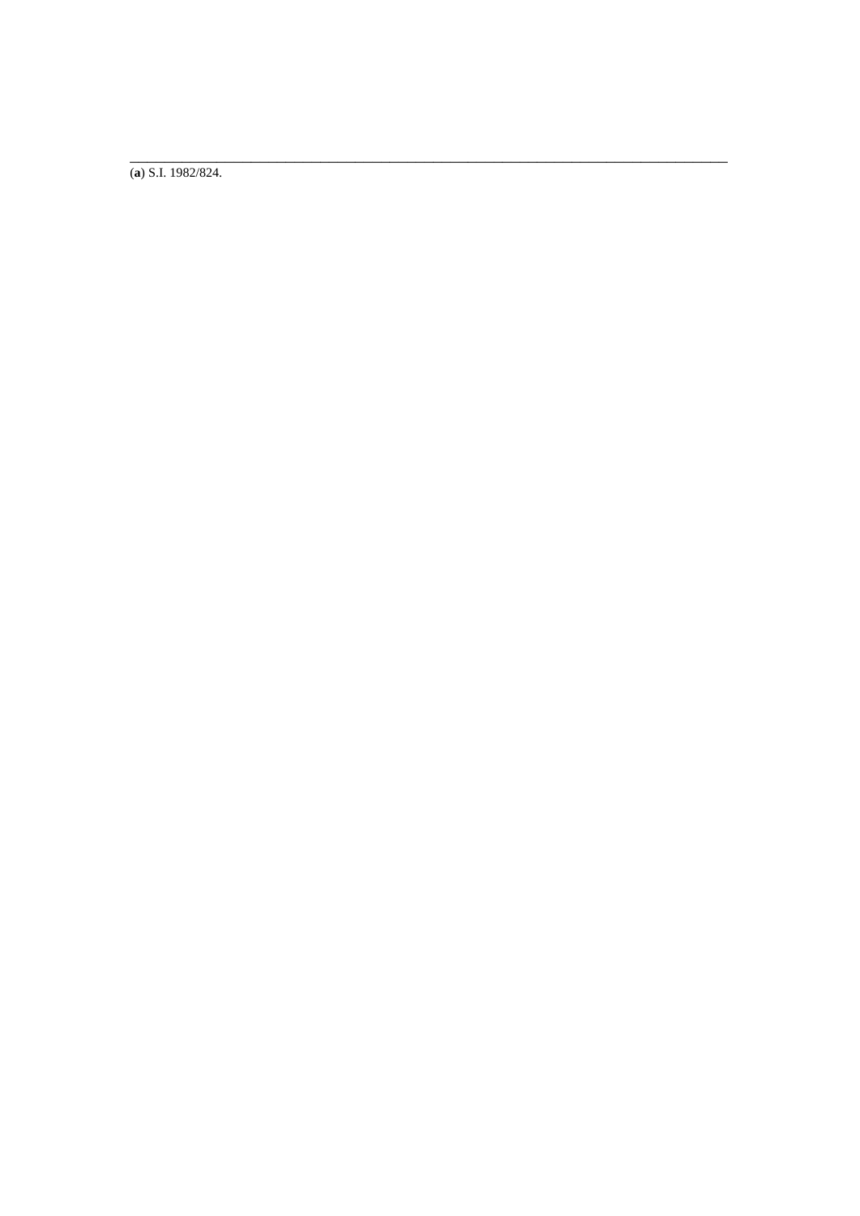(**a**) S.I. 1982/824.